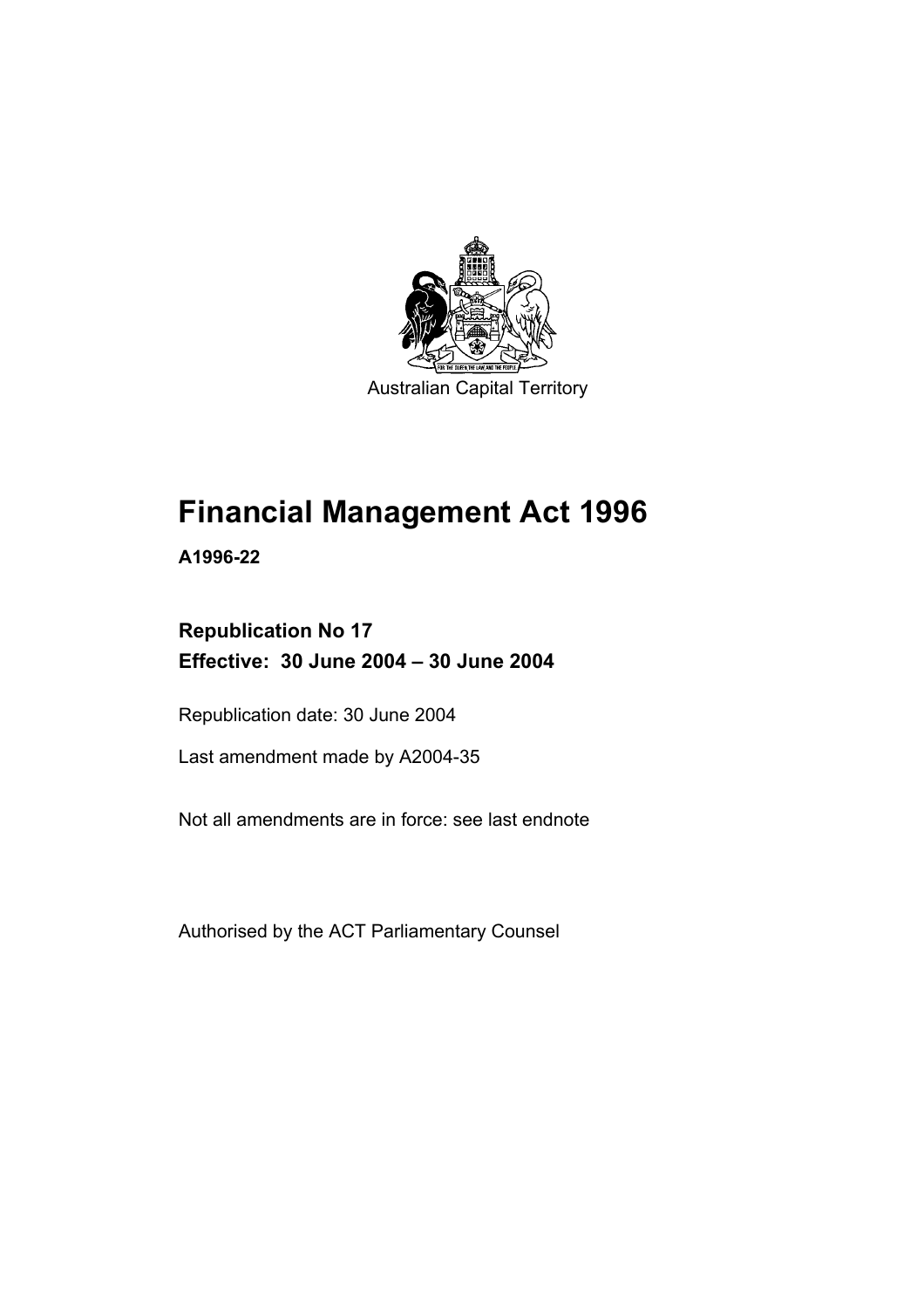Australian Capital Territory

# Financial Management Act 1996

**A1996-22**

**Republication No 17**
**Effective: 30 June 2004 – 30 June 2004**

Republication date: 30 June 2004

Last amendment made by A2004-35

Not all amendments are in force: see last endnote

Authorised by the ACT Parliamentary Counsel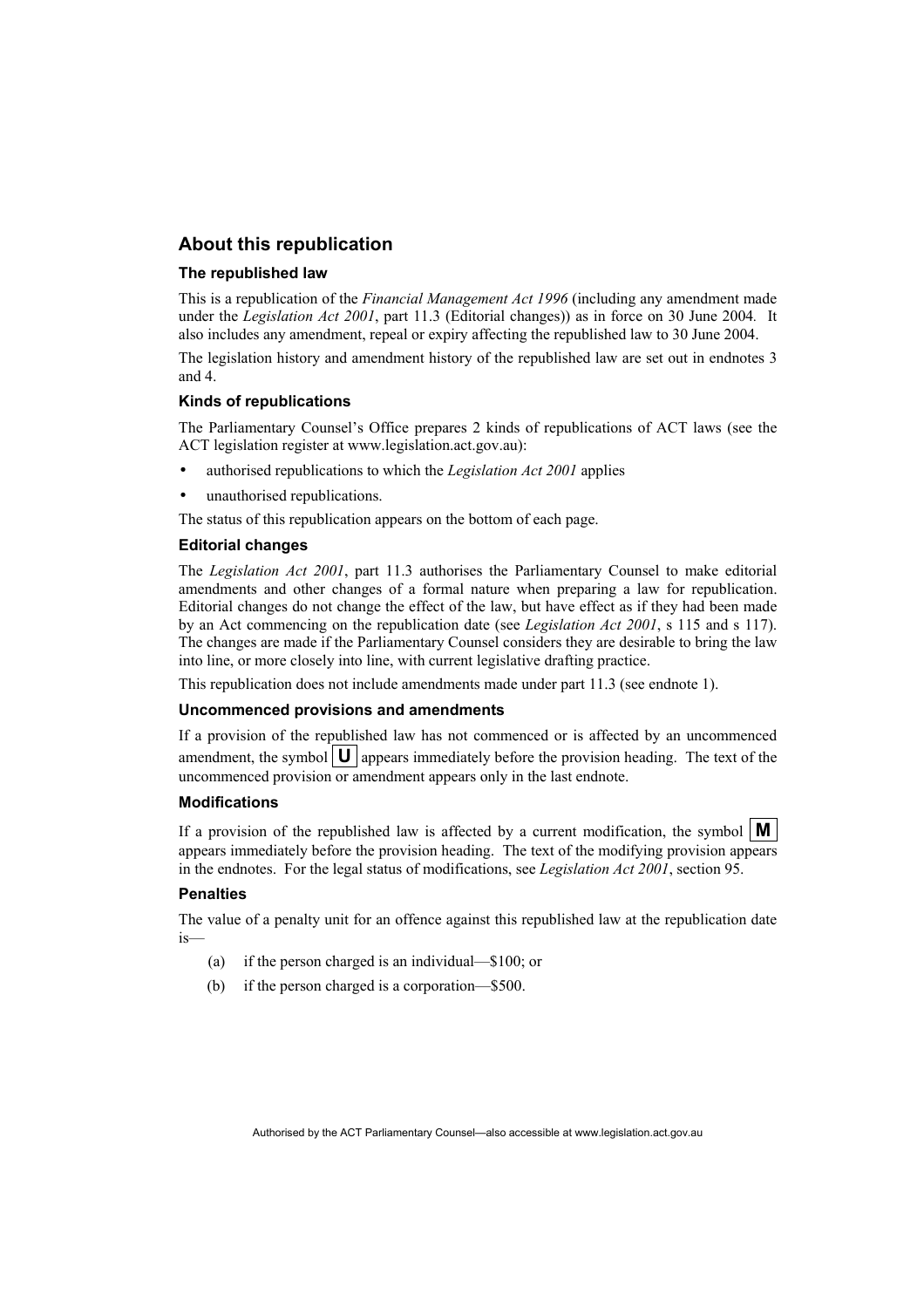## About this republication

### The republished law

This is a republication of the *Financial Management Act 1996* (including any amendment made under the *Legislation Act 2001*, part 11.3 (Editorial changes)) as in force on 30 June 2004. It also includes any amendment, repeal or expiry affecting the republished law to 30 June 2004.

The legislation history and amendment history of the republished law are set out in endnotes 3 and 4.

### Kinds of republications

The Parliamentary Counsel's Office prepares 2 kinds of republications of ACT laws (see the ACT legislation register at www.legislation.act.gov.au):

- authorised republications to which the *Legislation Act 2001* applies
- unauthorised republications.

The status of this republication appears on the bottom of each page.

### Editorial changes

The *Legislation Act 2001*, part 11.3 authorises the Parliamentary Counsel to make editorial amendments and other changes of a formal nature when preparing a law for republication. Editorial changes do not change the effect of the law, but have effect as if they had been made by an Act commencing on the republication date (see *Legislation Act 2001*, s 115 and s 117). The changes are made if the Parliamentary Counsel considers they are desirable to bring the law into line, or more closely into line, with current legislative drafting practice.

This republication does not include amendments made under part 11.3 (see endnote 1).

### Uncommenced provisions and amendments

If a provision of the republished law has not commenced or is affected by an uncommenced amendment, the symbol **U** appears immediately before the provision heading. The text of the uncommenced provision or amendment appears only in the last endnote.

### Modifications

If a provision of the republished law is affected by a current modification, the symbol **M** appears immediately before the provision heading. The text of the modifying provision appears in the endnotes. For the legal status of modifications, see *Legislation Act 2001*, section 95.

### Penalties

The value of a penalty unit for an offence against this republished law at the republication date is—

(a) if the person charged is an individual—$100; or

(b) if the person charged is a corporation—$500.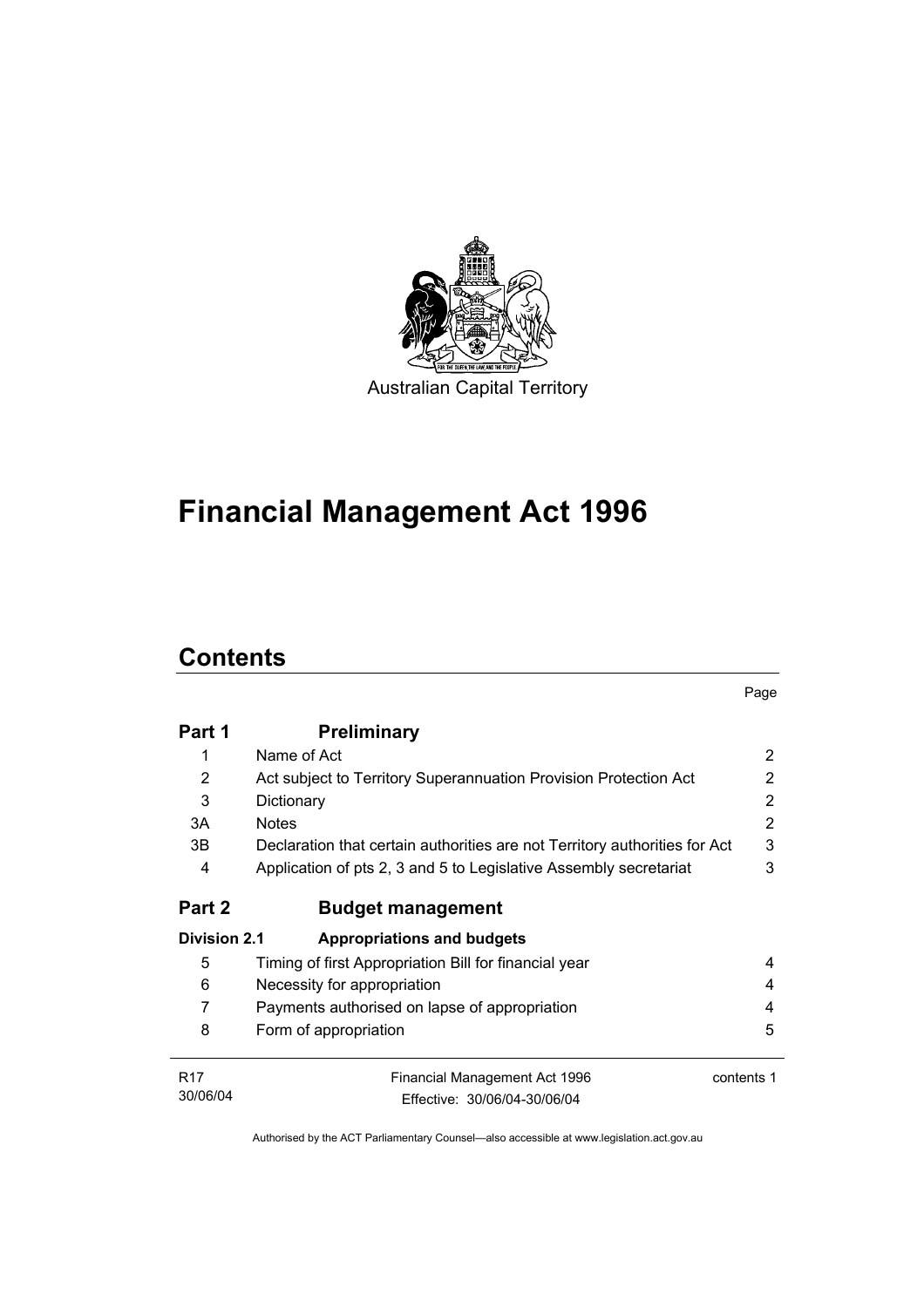Australian Capital Territory

# Financial Management Act 1996

## Contents

| | | Page |
|---|---|---|
| **Part 1** | **Preliminary** | |
| 1 | Name of Act | 2 |
| 2 | Act subject to Territory Superannuation Provision Protection Act | 2 |
| 3 | Dictionary | 2 |
| 3A | Notes | 2 |
| 3B | Declaration that certain authorities are not Territory authorities for Act | 3 |
| 4 | Application of pts 2, 3 and 5 to Legislative Assembly secretariat | 3 |
| **Part 2** | **Budget management** | |
| **Division 2.1** | **Appropriations and budgets** | |
| 5 | Timing of first Appropriation Bill for financial year | 4 |
| 6 | Necessity for appropriation | 4 |
| 7 | Payments authorised on lapse of appropriation | 4 |
| 8 | Form of appropriation | 5 |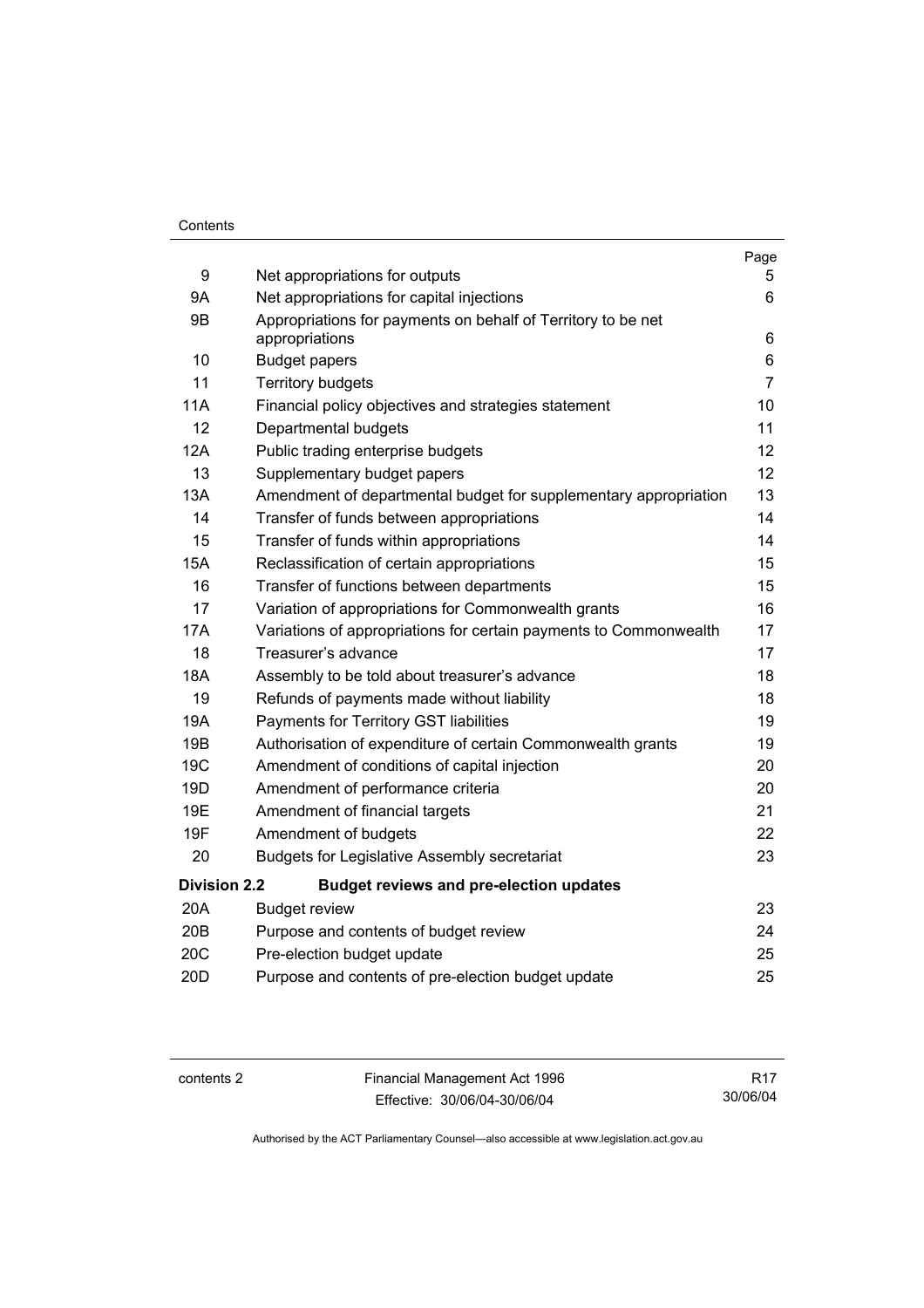| | | Page |
|---|---|---|
| 9 | Net appropriations for outputs | 5 |
| 9A | Net appropriations for capital injections | 6 |
| 9B | Appropriations for payments on behalf of Territory to be net appropriations | 6 |
| 10 | Budget papers | 6 |
| 11 | Territory budgets | 7 |
| 11A | Financial policy objectives and strategies statement | 10 |
| 12 | Departmental budgets | 11 |
| 12A | Public trading enterprise budgets | 12 |
| 13 | Supplementary budget papers | 12 |
| 13A | Amendment of departmental budget for supplementary appropriation | 13 |
| 14 | Transfer of funds between appropriations | 14 |
| 15 | Transfer of funds within appropriations | 14 |
| 15A | Reclassification of certain appropriations | 15 |
| 16 | Transfer of functions between departments | 15 |
| 17 | Variation of appropriations for Commonwealth grants | 16 |
| 17A | Variations of appropriations for certain payments to Commonwealth | 17 |
| 18 | Treasurer's advance | 17 |
| 18A | Assembly to be told about treasurer's advance | 18 |
| 19 | Refunds of payments made without liability | 18 |
| 19A | Payments for Territory GST liabilities | 19 |
| 19B | Authorisation of expenditure of certain Commonwealth grants | 19 |
| 19C | Amendment of conditions of capital injection | 20 |
| 19D | Amendment of performance criteria | 20 |
| 19E | Amendment of financial targets | 21 |
| 19F | Amendment of budgets | 22 |
| 20 | Budgets for Legislative Assembly secretariat | 23 |
| **Division 2.2** | **Budget reviews and pre-election updates** | |
| 20A | Budget review | 23 |
| 20B | Purpose and contents of budget review | 24 |
| 20C | Pre-election budget update | 25 |
| 20D | Purpose and contents of pre-election budget update | 25 |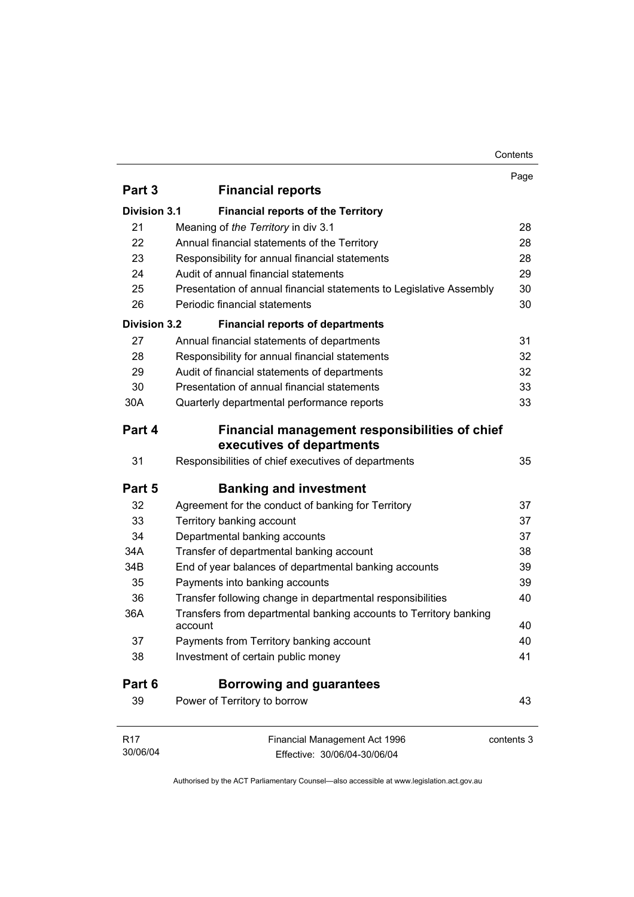| | | Page |
|---|---|---|
| **Part 3** | **Financial reports** | |
| **Division 3.1** | **Financial reports of the Territory** | |
| 21 | Meaning of *the Territory* in div 3.1 | 28 |
| 22 | Annual financial statements of the Territory | 28 |
| 23 | Responsibility for annual financial statements | 28 |
| 24 | Audit of annual financial statements | 29 |
| 25 | Presentation of annual financial statements to Legislative Assembly | 30 |
| 26 | Periodic financial statements | 30 |
| **Division 3.2** | **Financial reports of departments** | |
| 27 | Annual financial statements of departments | 31 |
| 28 | Responsibility for annual financial statements | 32 |
| 29 | Audit of financial statements of departments | 32 |
| 30 | Presentation of annual financial statements | 33 |
| 30A | Quarterly departmental performance reports | 33 |
| **Part 4** | **Financial management responsibilities of chief executives of departments** | |
| 31 | Responsibilities of chief executives of departments | 35 |
| **Part 5** | **Banking and investment** | |
| 32 | Agreement for the conduct of banking for Territory | 37 |
| 33 | Territory banking account | 37 |
| 34 | Departmental banking accounts | 37 |
| 34A | Transfer of departmental banking account | 38 |
| 34B | End of year balances of departmental banking accounts | 39 |
| 35 | Payments into banking accounts | 39 |
| 36 | Transfer following change in departmental responsibilities | 40 |
| 36A | Transfers from departmental banking accounts to Territory banking account | 40 |
| 37 | Payments from Territory banking account | 40 |
| 38 | Investment of certain public money | 41 |
| **Part 6** | **Borrowing and guarantees** | |
| 39 | Power of Territory to borrow | 43 |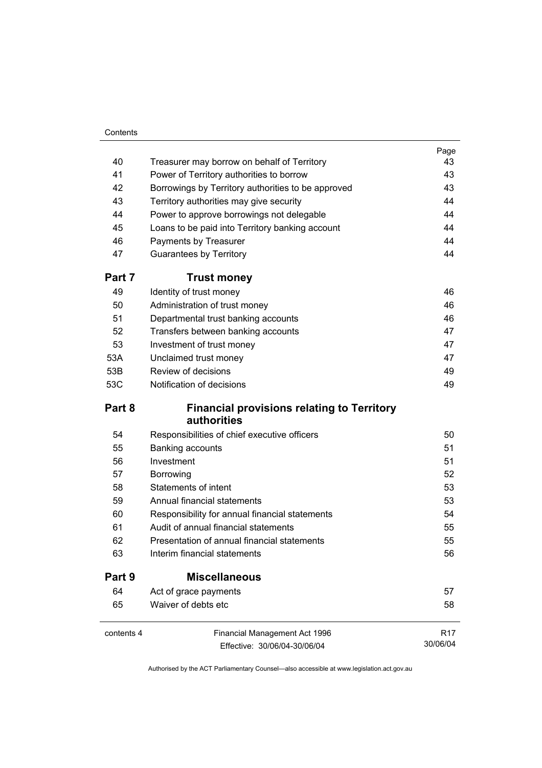| | | Page |
|---|---|---|
| 40 | Treasurer may borrow on behalf of Territory | 43 |
| 41 | Power of Territory authorities to borrow | 43 |
| 42 | Borrowings by Territory authorities to be approved | 43 |
| 43 | Territory authorities may give security | 44 |
| 44 | Power to approve borrowings not delegable | 44 |
| 45 | Loans to be paid into Territory banking account | 44 |
| 46 | Payments by Treasurer | 44 |
| 47 | Guarantees by Territory | 44 |
| **Part 7** | **Trust money** | |
| 49 | Identity of trust money | 46 |
| 50 | Administration of trust money | 46 |
| 51 | Departmental trust banking accounts | 46 |
| 52 | Transfers between banking accounts | 47 |
| 53 | Investment of trust money | 47 |
| 53A | Unclaimed trust money | 47 |
| 53B | Review of decisions | 49 |
| 53C | Notification of decisions | 49 |
| **Part 8** | **Financial provisions relating to Territory authorities** | |
| 54 | Responsibilities of chief executive officers | 50 |
| 55 | Banking accounts | 51 |
| 56 | Investment | 51 |
| 57 | Borrowing | 52 |
| 58 | Statements of intent | 53 |
| 59 | Annual financial statements | 53 |
| 60 | Responsibility for annual financial statements | 54 |
| 61 | Audit of annual financial statements | 55 |
| 62 | Presentation of annual financial statements | 55 |
| 63 | Interim financial statements | 56 |
| **Part 9** | **Miscellaneous** | |
| 64 | Act of grace payments | 57 |
| 65 | Waiver of debts etc | 58 |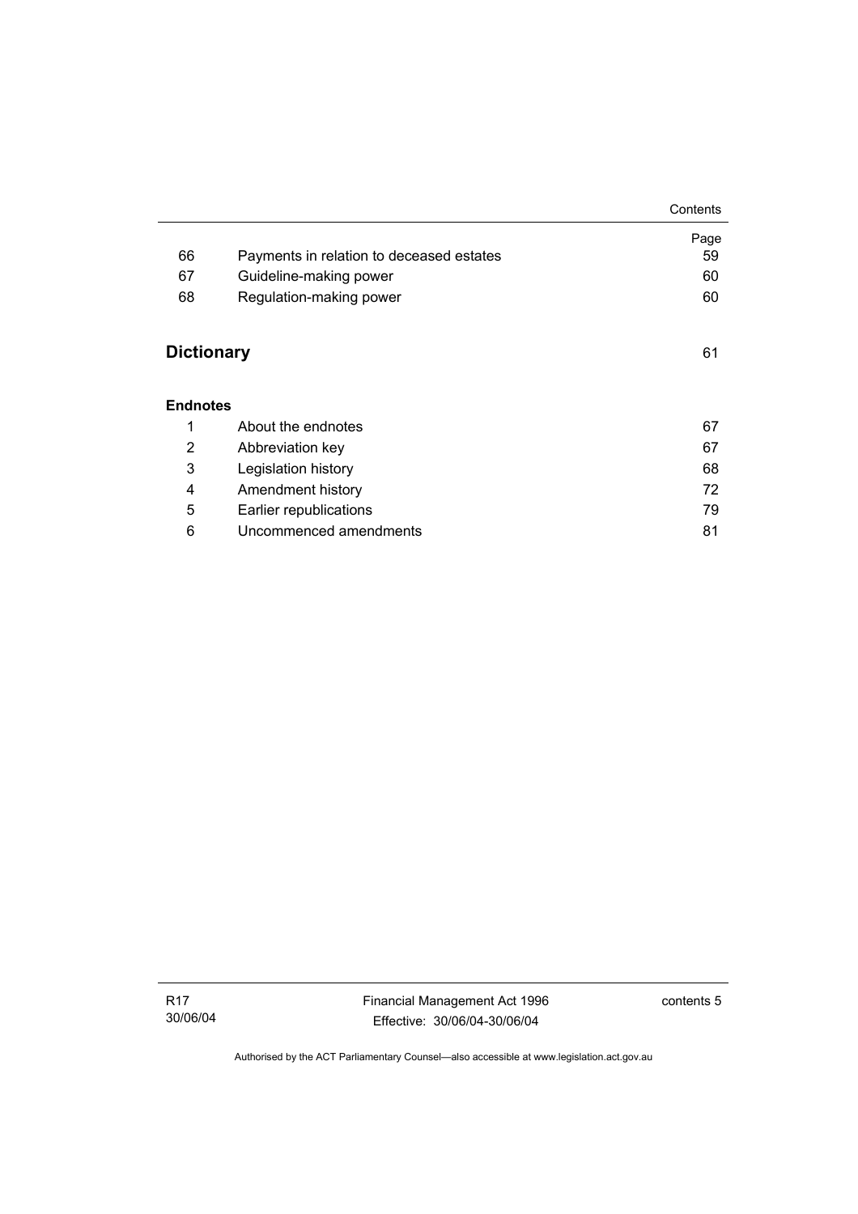| | | Page |
|---|---|---|
| 66 | Payments in relation to deceased estates | 59 |
| 67 | Guideline-making power | 60 |
| 68 | Regulation-making power | 60 |

## Dictionary 61

**Endnotes**

| | | |
|---|---|---|
| 1 | About the endnotes | 67 |
| 2 | Abbreviation key | 67 |
| 3 | Legislation history | 68 |
| 4 | Amendment history | 72 |
| 5 | Earlier republications | 79 |
| 6 | Uncommenced amendments | 81 |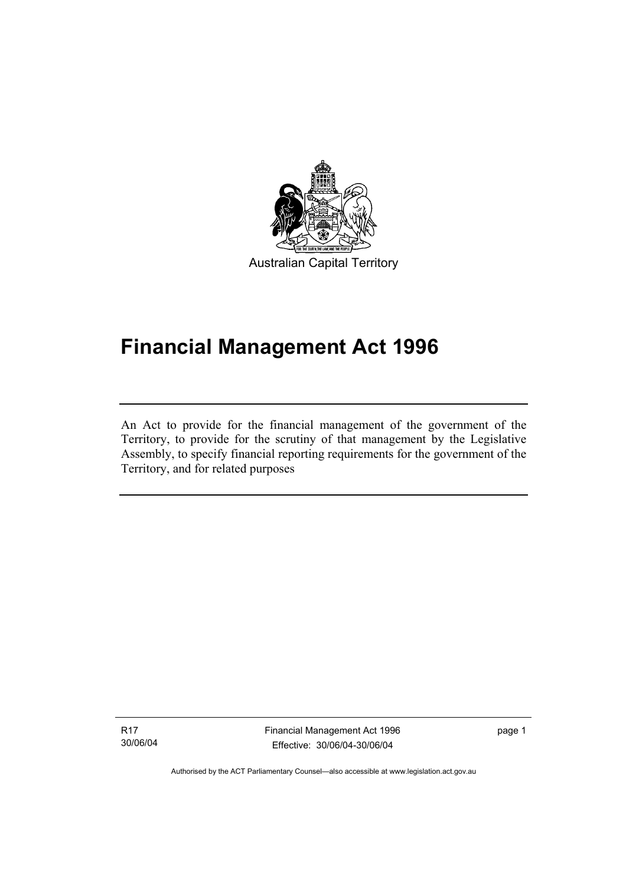Australian Capital Territory

# Financial Management Act 1996

An Act to provide for the financial management of the government of the Territory, to provide for the scrutiny of that management by the Legislative Assembly, to specify financial reporting requirements for the government of the Territory, and for related purposes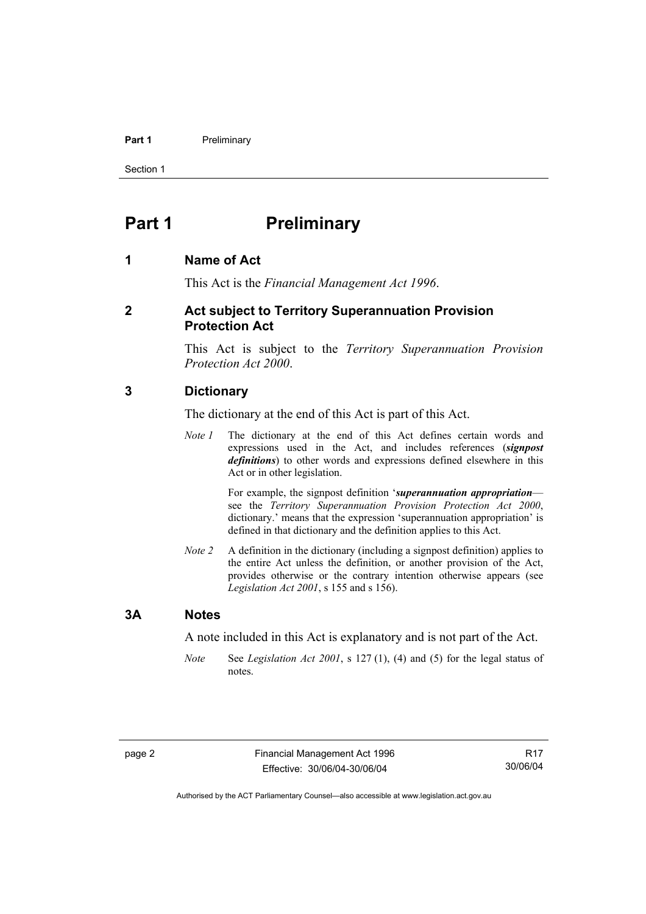# Part 1 Preliminary

### 1 Name of Act

This Act is the *Financial Management Act 1996*.

### 2 Act subject to Territory Superannuation Provision Protection Act

This Act is subject to the *Territory Superannuation Provision Protection Act 2000*.

### 3 Dictionary

The dictionary at the end of this Act is part of this Act.

*Note 1* The dictionary at the end of this Act defines certain words and expressions used in the Act, and includes references (***signpost definitions***) to other words and expressions defined elsewhere in this Act or in other legislation.

For example, the signpost definition '***superannuation appropriation***—see the *Territory Superannuation Provision Protection Act 2000*, dictionary.' means that the expression 'superannuation appropriation' is defined in that dictionary and the definition applies to this Act.

*Note 2* A definition in the dictionary (including a signpost definition) applies to the entire Act unless the definition, or another provision of the Act, provides otherwise or the contrary intention otherwise appears (see *Legislation Act 2001*, s 155 and s 156).

### 3A Notes

A note included in this Act is explanatory and is not part of the Act.

*Note* See *Legislation Act 2001*, s 127 (1), (4) and (5) for the legal status of notes.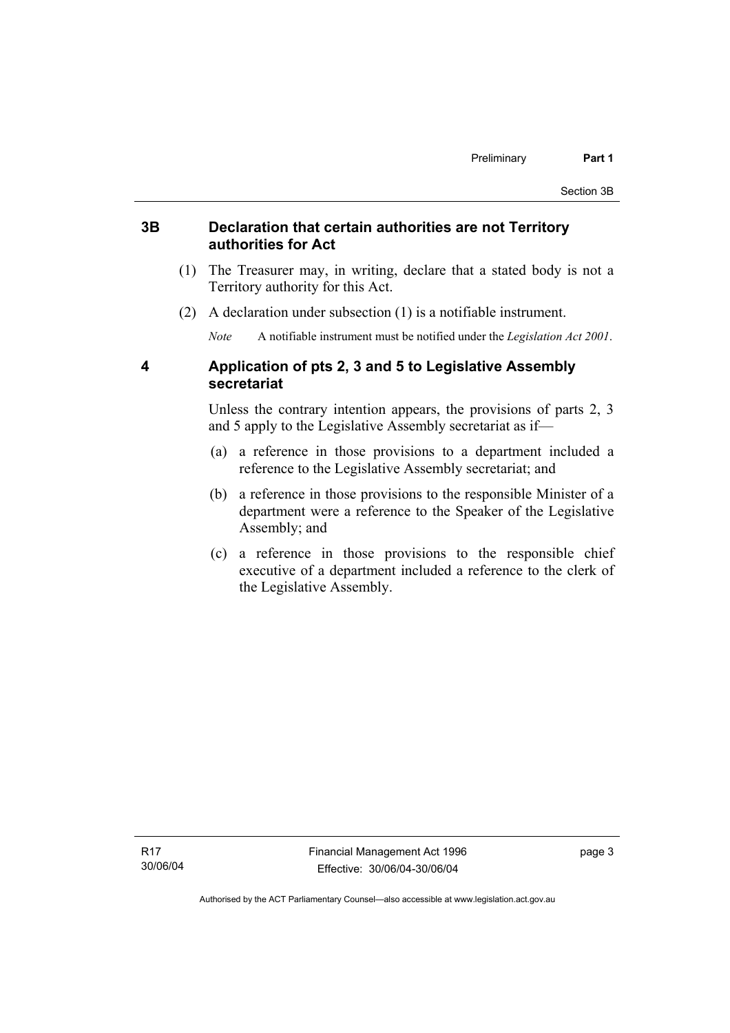## 3B Declaration that certain authorities are not Territory authorities for Act

(1) The Treasurer may, in writing, declare that a stated body is not a Territory authority for this Act.

(2) A declaration under subsection (1) is a notifiable instrument.

*Note* A notifiable instrument must be notified under the *Legislation Act 2001*.

## 4 Application of pts 2, 3 and 5 to Legislative Assembly secretariat

Unless the contrary intention appears, the provisions of parts 2, 3 and 5 apply to the Legislative Assembly secretariat as if—

(a) a reference in those provisions to a department included a reference to the Legislative Assembly secretariat; and

(b) a reference in those provisions to the responsible Minister of a department were a reference to the Speaker of the Legislative Assembly; and

(c) a reference in those provisions to the responsible chief executive of a department included a reference to the clerk of the Legislative Assembly.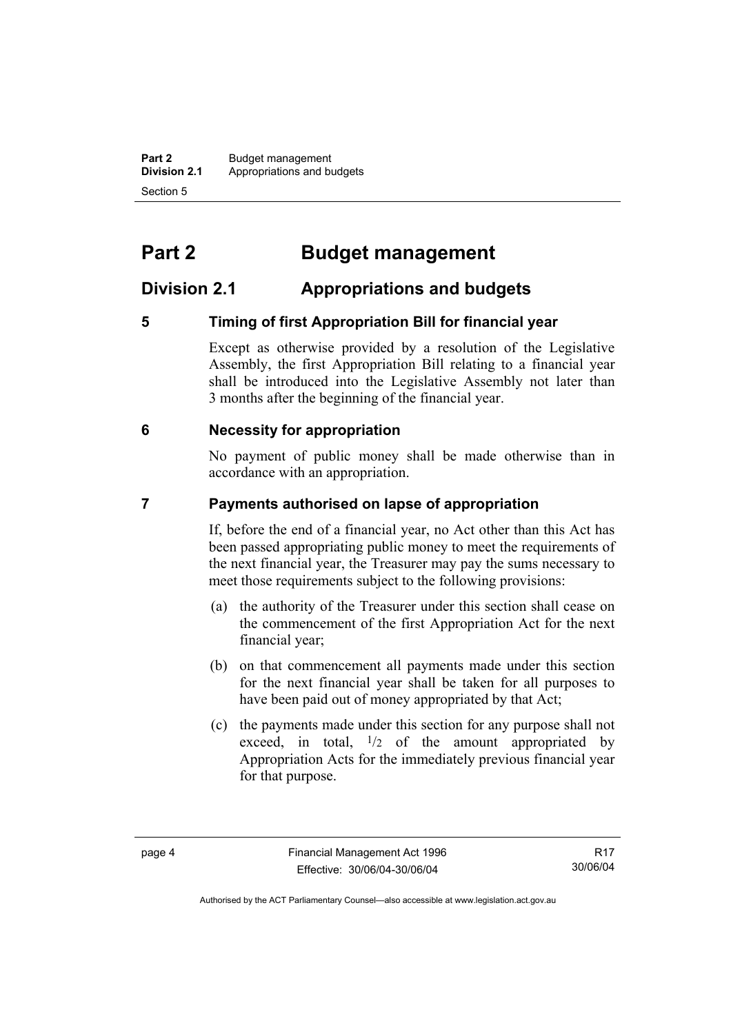# Part 2 Budget management

## Division 2.1 Appropriations and budgets

### 5 Timing of first Appropriation Bill for financial year

Except as otherwise provided by a resolution of the Legislative Assembly, the first Appropriation Bill relating to a financial year shall be introduced into the Legislative Assembly not later than 3 months after the beginning of the financial year.

### 6 Necessity for appropriation

No payment of public money shall be made otherwise than in accordance with an appropriation.

### 7 Payments authorised on lapse of appropriation

If, before the end of a financial year, no Act other than this Act has been passed appropriating public money to meet the requirements of the next financial year, the Treasurer may pay the sums necessary to meet those requirements subject to the following provisions:

(a) the authority of the Treasurer under this section shall cease on the commencement of the first Appropriation Act for the next financial year;

(b) on that commencement all payments made under this section for the next financial year shall be taken for all purposes to have been paid out of money appropriated by that Act;

(c) the payments made under this section for any purpose shall not exceed, in total, $^{1}/_{2}$ of the amount appropriated by Appropriation Acts for the immediately previous financial year for that purpose.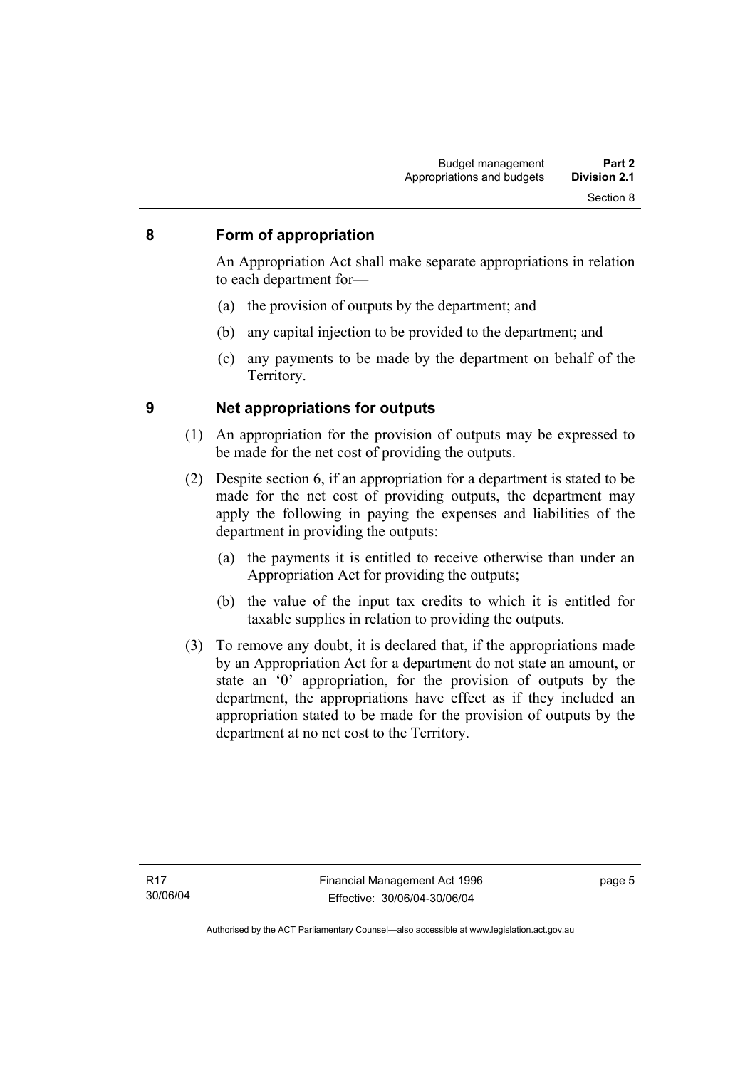## 8 Form of appropriation

An Appropriation Act shall make separate appropriations in relation to each department for—

(a) the provision of outputs by the department; and

(b) any capital injection to be provided to the department; and

(c) any payments to be made by the department on behalf of the Territory.

## 9 Net appropriations for outputs

(1) An appropriation for the provision of outputs may be expressed to be made for the net cost of providing the outputs.

(2) Despite section 6, if an appropriation for a department is stated to be made for the net cost of providing outputs, the department may apply the following in paying the expenses and liabilities of the department in providing the outputs:

(a) the payments it is entitled to receive otherwise than under an Appropriation Act for providing the outputs;

(b) the value of the input tax credits to which it is entitled for taxable supplies in relation to providing the outputs.

(3) To remove any doubt, it is declared that, if the appropriations made by an Appropriation Act for a department do not state an amount, or state an '0' appropriation, for the provision of outputs by the department, the appropriations have effect as if they included an appropriation stated to be made for the provision of outputs by the department at no net cost to the Territory.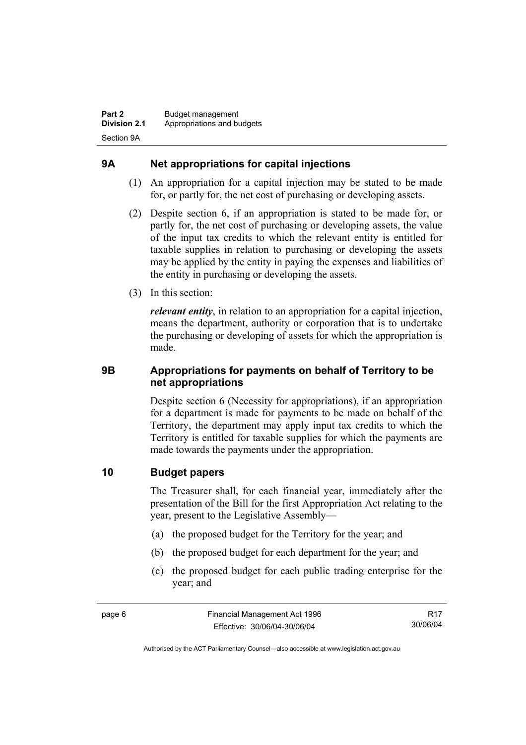## 9A Net appropriations for capital injections

(1) An appropriation for a capital injection may be stated to be made for, or partly for, the net cost of purchasing or developing assets.

(2) Despite section 6, if an appropriation is stated to be made for, or partly for, the net cost of purchasing or developing assets, the value of the input tax credits to which the relevant entity is entitled for taxable supplies in relation to purchasing or developing the assets may be applied by the entity in paying the expenses and liabilities of the entity in purchasing or developing the assets.

(3) In this section:

***relevant entity***, in relation to an appropriation for a capital injection, means the department, authority or corporation that is to undertake the purchasing or developing of assets for which the appropriation is made.

## 9B Appropriations for payments on behalf of Territory to be net appropriations

Despite section 6 (Necessity for appropriations), if an appropriation for a department is made for payments to be made on behalf of the Territory, the department may apply input tax credits to which the Territory is entitled for taxable supplies for which the payments are made towards the payments under the appropriation.

## 10 Budget papers

The Treasurer shall, for each financial year, immediately after the presentation of the Bill for the first Appropriation Act relating to the year, present to the Legislative Assembly—

(a) the proposed budget for the Territory for the year; and

(b) the proposed budget for each department for the year; and

(c) the proposed budget for each public trading enterprise for the year; and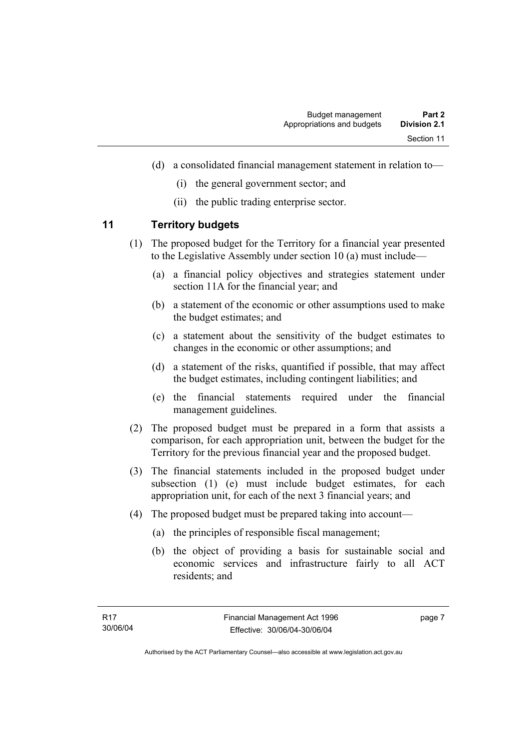(d) a consolidated financial management statement in relation to—

   (i) the general government sector; and

   (ii) the public trading enterprise sector.

## 11 Territory budgets

(1) The proposed budget for the Territory for a financial year presented to the Legislative Assembly under section 10 (a) must include—

   (a) a financial policy objectives and strategies statement under section 11A for the financial year; and

   (b) a statement of the economic or other assumptions used to make the budget estimates; and

   (c) a statement about the sensitivity of the budget estimates to changes in the economic or other assumptions; and

   (d) a statement of the risks, quantified if possible, that may affect the budget estimates, including contingent liabilities; and

   (e) the financial statements required under the financial management guidelines.

(2) The proposed budget must be prepared in a form that assists a comparison, for each appropriation unit, between the budget for the Territory for the previous financial year and the proposed budget.

(3) The financial statements included in the proposed budget under subsection (1) (e) must include budget estimates, for each appropriation unit, for each of the next 3 financial years; and

(4) The proposed budget must be prepared taking into account—

   (a) the principles of responsible fiscal management;

   (b) the object of providing a basis for sustainable social and economic services and infrastructure fairly to all ACT residents; and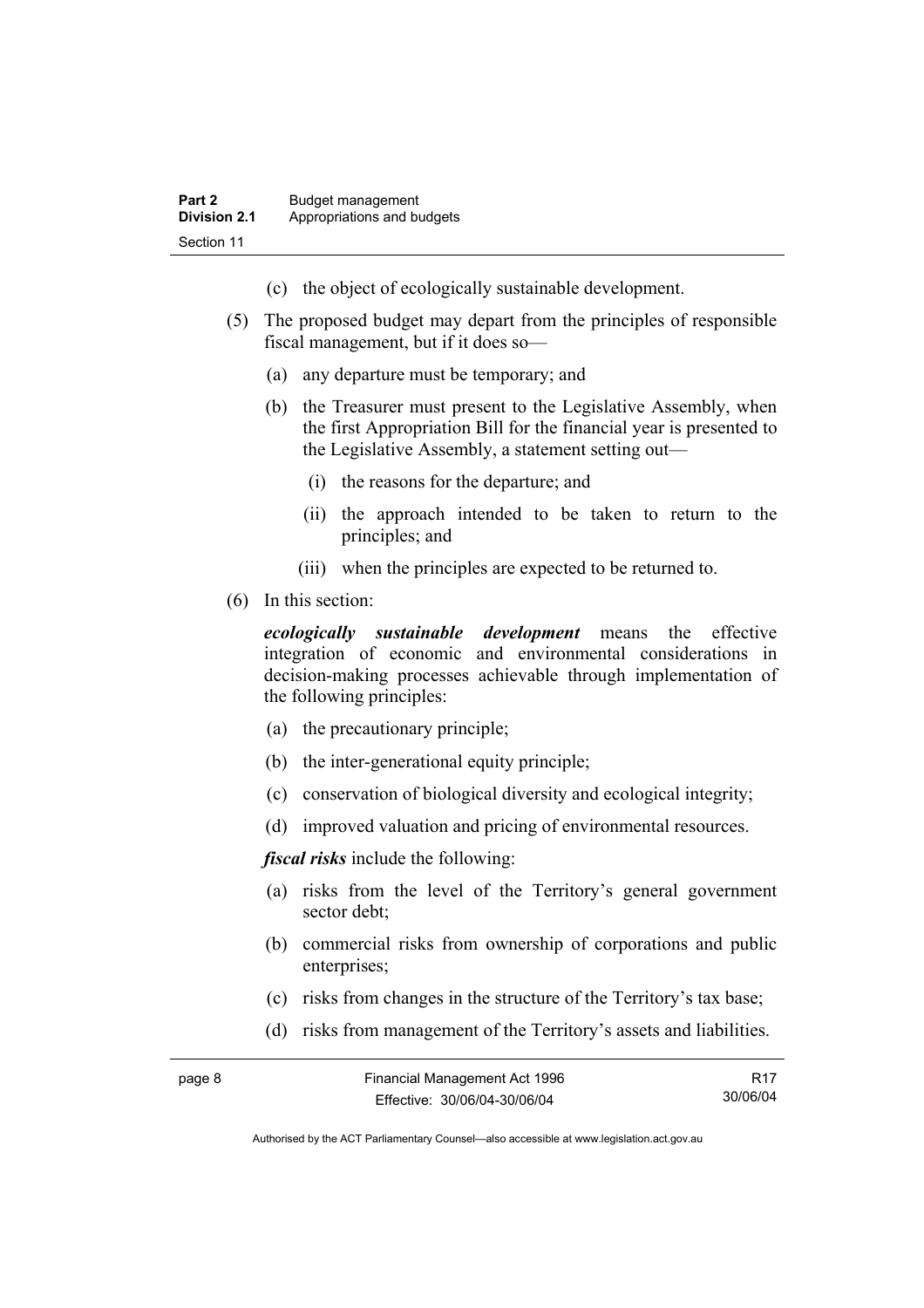(c) the object of ecologically sustainable development.

(5) The proposed budget may depart from the principles of responsible fiscal management, but if it does so—

(a) any departure must be temporary; and

(b) the Treasurer must present to the Legislative Assembly, when the first Appropriation Bill for the financial year is presented to the Legislative Assembly, a statement setting out—

(i) the reasons for the departure; and

(ii) the approach intended to be taken to return to the principles; and

(iii) when the principles are expected to be returned to.

(6) In this section:

***ecologically sustainable development*** means the effective integration of economic and environmental considerations in decision-making processes achievable through implementation of the following principles:

(a) the precautionary principle;

(b) the inter-generational equity principle;

(c) conservation of biological diversity and ecological integrity;

(d) improved valuation and pricing of environmental resources.

***fiscal risks*** include the following:

(a) risks from the level of the Territory's general government sector debt;

(b) commercial risks from ownership of corporations and public enterprises;

(c) risks from changes in the structure of the Territory's tax base;

(d) risks from management of the Territory's assets and liabilities.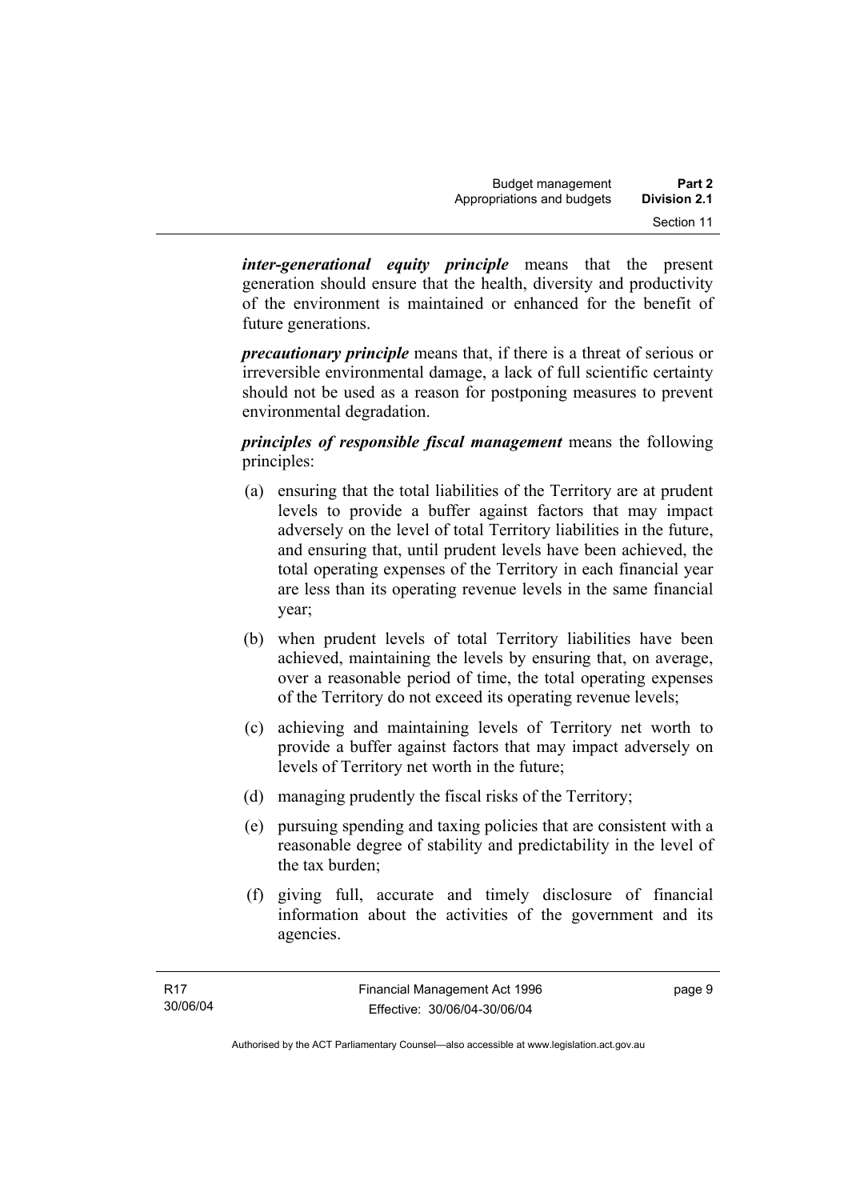***inter-generational equity principle*** means that the present generation should ensure that the health, diversity and productivity of the environment is maintained or enhanced for the benefit of future generations.

***precautionary principle*** means that, if there is a threat of serious or irreversible environmental damage, a lack of full scientific certainty should not be used as a reason for postponing measures to prevent environmental degradation.

***principles of responsible fiscal management*** means the following principles:

(a) ensuring that the total liabilities of the Territory are at prudent levels to provide a buffer against factors that may impact adversely on the level of total Territory liabilities in the future, and ensuring that, until prudent levels have been achieved, the total operating expenses of the Territory in each financial year are less than its operating revenue levels in the same financial year;

(b) when prudent levels of total Territory liabilities have been achieved, maintaining the levels by ensuring that, on average, over a reasonable period of time, the total operating expenses of the Territory do not exceed its operating revenue levels;

(c) achieving and maintaining levels of Territory net worth to provide a buffer against factors that may impact adversely on levels of Territory net worth in the future;

(d) managing prudently the fiscal risks of the Territory;

(e) pursuing spending and taxing policies that are consistent with a reasonable degree of stability and predictability in the level of the tax burden;

(f) giving full, accurate and timely disclosure of financial information about the activities of the government and its agencies.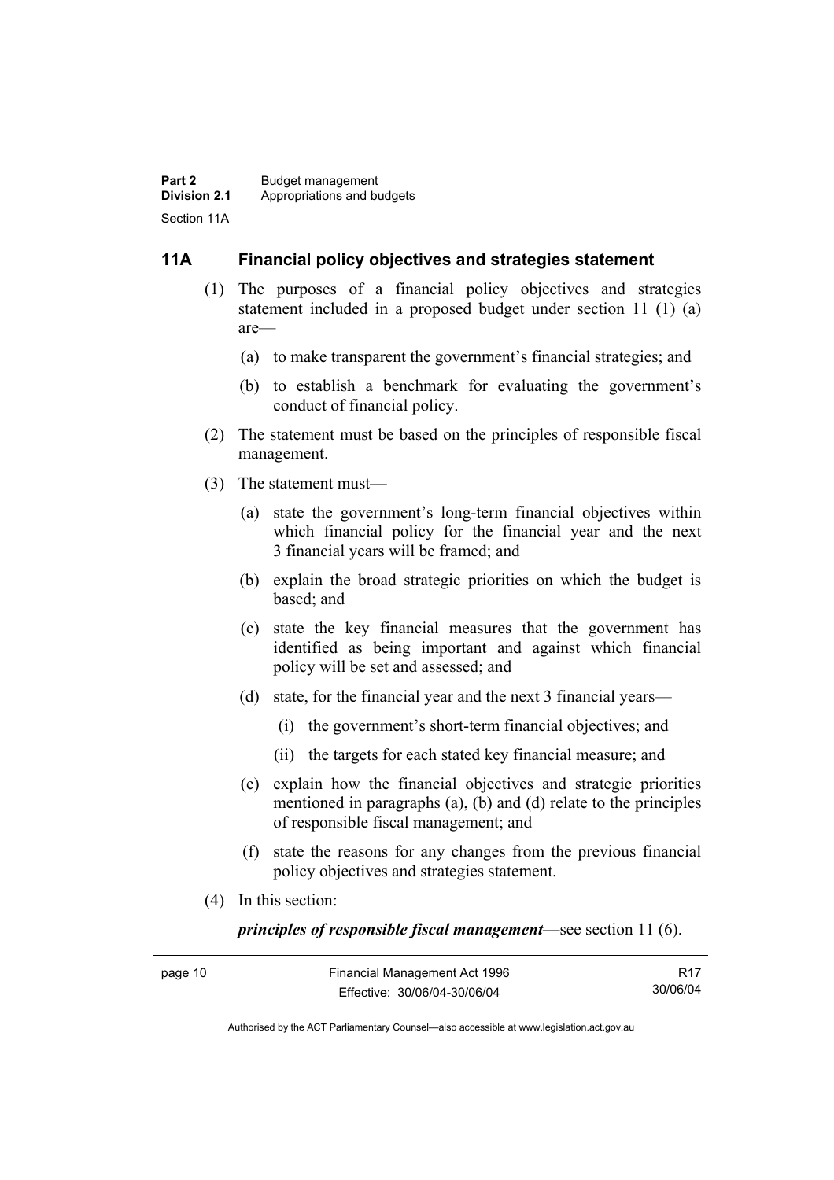## 11A Financial policy objectives and strategies statement

(1) The purposes of a financial policy objectives and strategies statement included in a proposed budget under section 11 (1) (a) are—

(a) to make transparent the government's financial strategies; and

(b) to establish a benchmark for evaluating the government's conduct of financial policy.

(2) The statement must be based on the principles of responsible fiscal management.

(3) The statement must—

(a) state the government's long-term financial objectives within which financial policy for the financial year and the next 3 financial years will be framed; and

(b) explain the broad strategic priorities on which the budget is based; and

(c) state the key financial measures that the government has identified as being important and against which financial policy will be set and assessed; and

(d) state, for the financial year and the next 3 financial years—

(i) the government's short-term financial objectives; and

(ii) the targets for each stated key financial measure; and

(e) explain how the financial objectives and strategic priorities mentioned in paragraphs (a), (b) and (d) relate to the principles of responsible fiscal management; and

(f) state the reasons for any changes from the previous financial policy objectives and strategies statement.

(4) In this section:

***principles of responsible fiscal management***—see section 11 (6).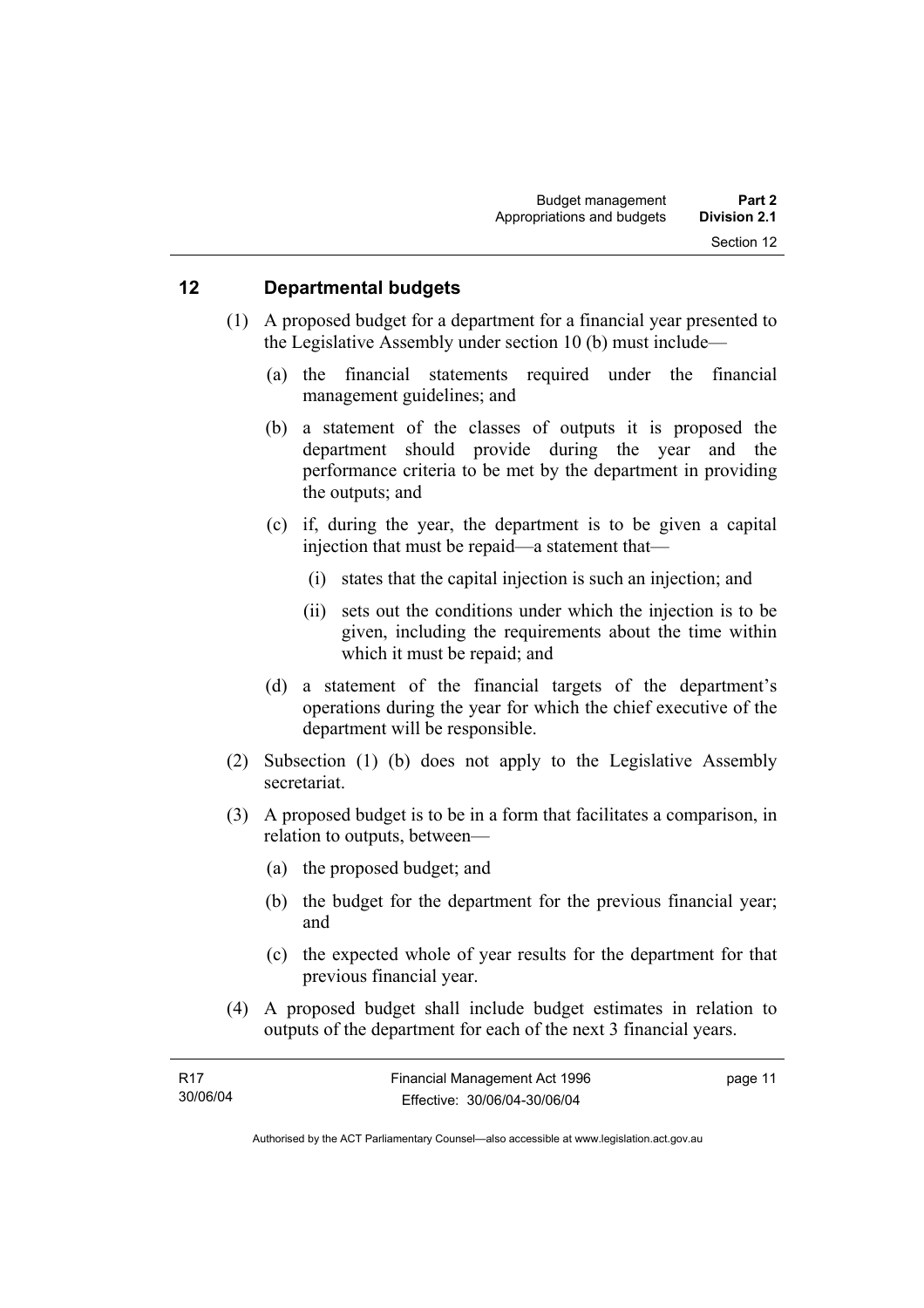## 12 Departmental budgets

(1) A proposed budget for a department for a financial year presented to the Legislative Assembly under section 10 (b) must include—

(a) the financial statements required under the financial management guidelines; and

(b) a statement of the classes of outputs it is proposed the department should provide during the year and the performance criteria to be met by the department in providing the outputs; and

(c) if, during the year, the department is to be given a capital injection that must be repaid—a statement that—

(i) states that the capital injection is such an injection; and

(ii) sets out the conditions under which the injection is to be given, including the requirements about the time within which it must be repaid; and

(d) a statement of the financial targets of the department's operations during the year for which the chief executive of the department will be responsible.

(2) Subsection (1) (b) does not apply to the Legislative Assembly secretariat.

(3) A proposed budget is to be in a form that facilitates a comparison, in relation to outputs, between—

(a) the proposed budget; and

(b) the budget for the department for the previous financial year; and

(c) the expected whole of year results for the department for that previous financial year.

(4) A proposed budget shall include budget estimates in relation to outputs of the department for each of the next 3 financial years.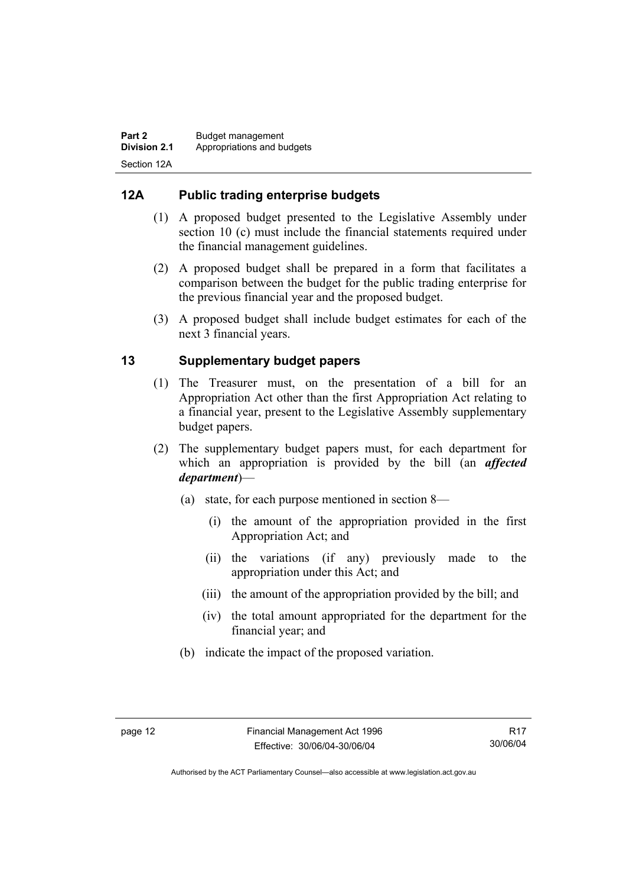## 12A Public trading enterprise budgets

(1) A proposed budget presented to the Legislative Assembly under section 10 (c) must include the financial statements required under the financial management guidelines.

(2) A proposed budget shall be prepared in a form that facilitates a comparison between the budget for the public trading enterprise for the previous financial year and the proposed budget.

(3) A proposed budget shall include budget estimates for each of the next 3 financial years.

## 13 Supplementary budget papers

(1) The Treasurer must, on the presentation of a bill for an Appropriation Act other than the first Appropriation Act relating to a financial year, present to the Legislative Assembly supplementary budget papers.

(2) The supplementary budget papers must, for each department for which an appropriation is provided by the bill (an ***affected department***)—

(a) state, for each purpose mentioned in section 8—

(i) the amount of the appropriation provided in the first Appropriation Act; and

(ii) the variations (if any) previously made to the appropriation under this Act; and

(iii) the amount of the appropriation provided by the bill; and

(iv) the total amount appropriated for the department for the financial year; and

(b) indicate the impact of the proposed variation.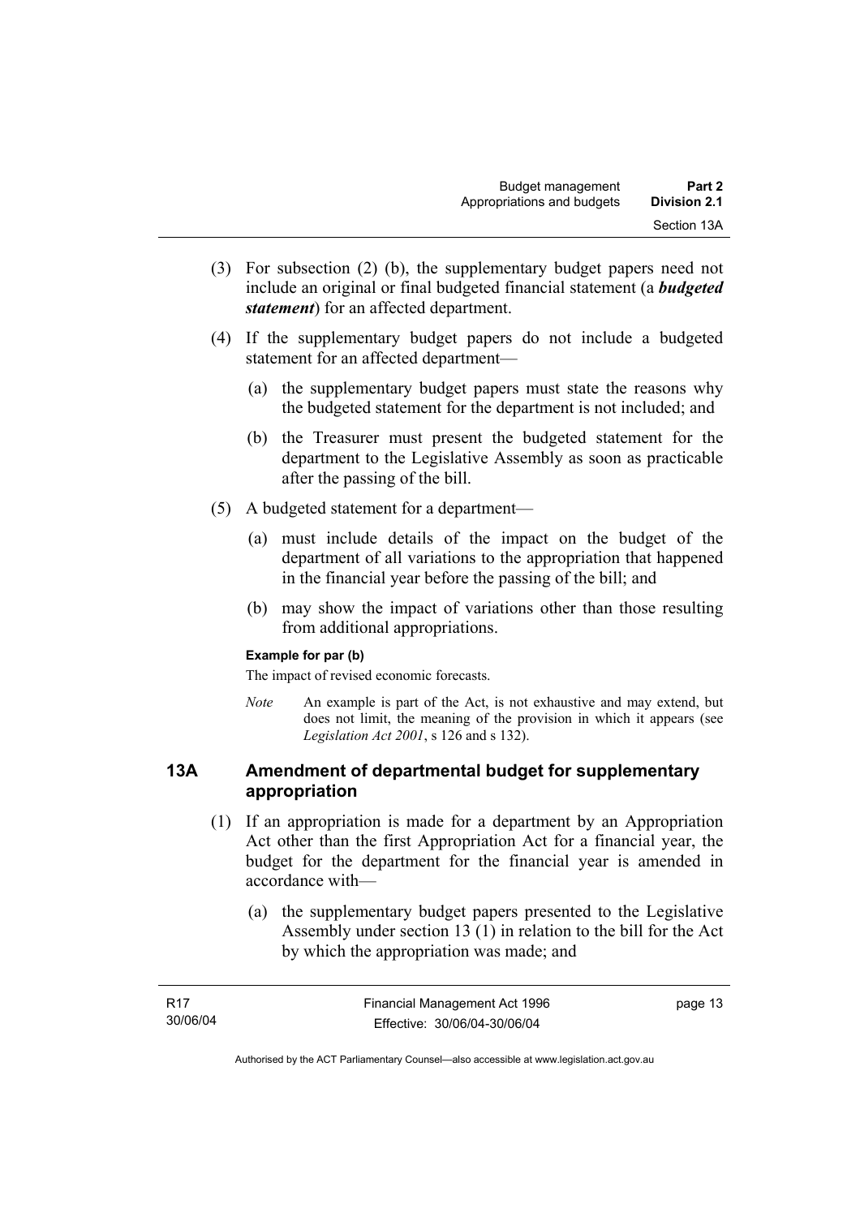(3) For subsection (2) (b), the supplementary budget papers need not include an original or final budgeted financial statement (a ***budgeted statement***) for an affected department.

(4) If the supplementary budget papers do not include a budgeted statement for an affected department—

(a) the supplementary budget papers must state the reasons why the budgeted statement for the department is not included; and

(b) the Treasurer must present the budgeted statement for the department to the Legislative Assembly as soon as practicable after the passing of the bill.

(5) A budgeted statement for a department—

(a) must include details of the impact on the budget of the department of all variations to the appropriation that happened in the financial year before the passing of the bill; and

(b) may show the impact of variations other than those resulting from additional appropriations.

**Example for par (b)**

The impact of revised economic forecasts.

*Note* An example is part of the Act, is not exhaustive and may extend, but does not limit, the meaning of the provision in which it appears (see *Legislation Act 2001*, s 126 and s 132).

## 13A Amendment of departmental budget for supplementary appropriation

(1) If an appropriation is made for a department by an Appropriation Act other than the first Appropriation Act for a financial year, the budget for the department for the financial year is amended in accordance with—

(a) the supplementary budget papers presented to the Legislative Assembly under section 13 (1) in relation to the bill for the Act by which the appropriation was made; and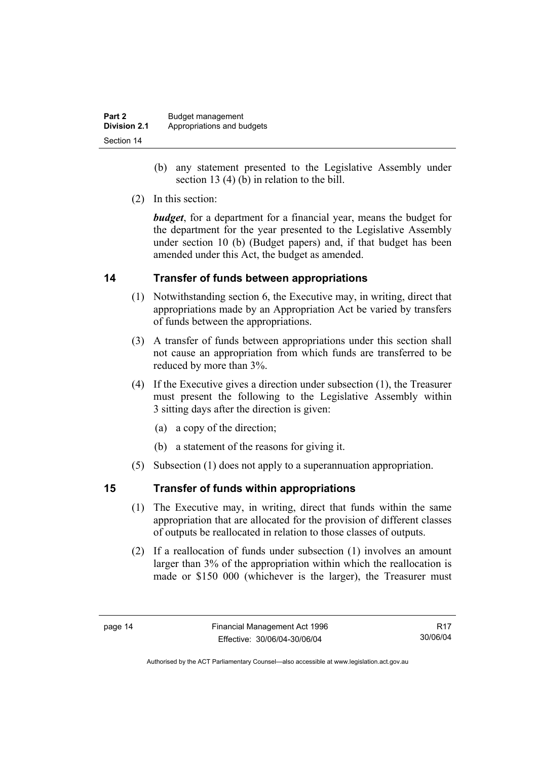(b) any statement presented to the Legislative Assembly under section 13 (4) (b) in relation to the bill.

(2) In this section:

***budget***, for a department for a financial year, means the budget for the department for the year presented to the Legislative Assembly under section 10 (b) (Budget papers) and, if that budget has been amended under this Act, the budget as amended.

## 14 Transfer of funds between appropriations

(1) Notwithstanding section 6, the Executive may, in writing, direct that appropriations made by an Appropriation Act be varied by transfers of funds between the appropriations.

(3) A transfer of funds between appropriations under this section shall not cause an appropriation from which funds are transferred to be reduced by more than 3%.

(4) If the Executive gives a direction under subsection (1), the Treasurer must present the following to the Legislative Assembly within 3 sitting days after the direction is given:

(a) a copy of the direction;

(b) a statement of the reasons for giving it.

(5) Subsection (1) does not apply to a superannuation appropriation.

## 15 Transfer of funds within appropriations

(1) The Executive may, in writing, direct that funds within the same appropriation that are allocated for the provision of different classes of outputs be reallocated in relation to those classes of outputs.

(2) If a reallocation of funds under subsection (1) involves an amount larger than 3% of the appropriation within which the reallocation is made or $150 000 (whichever is the larger), the Treasurer must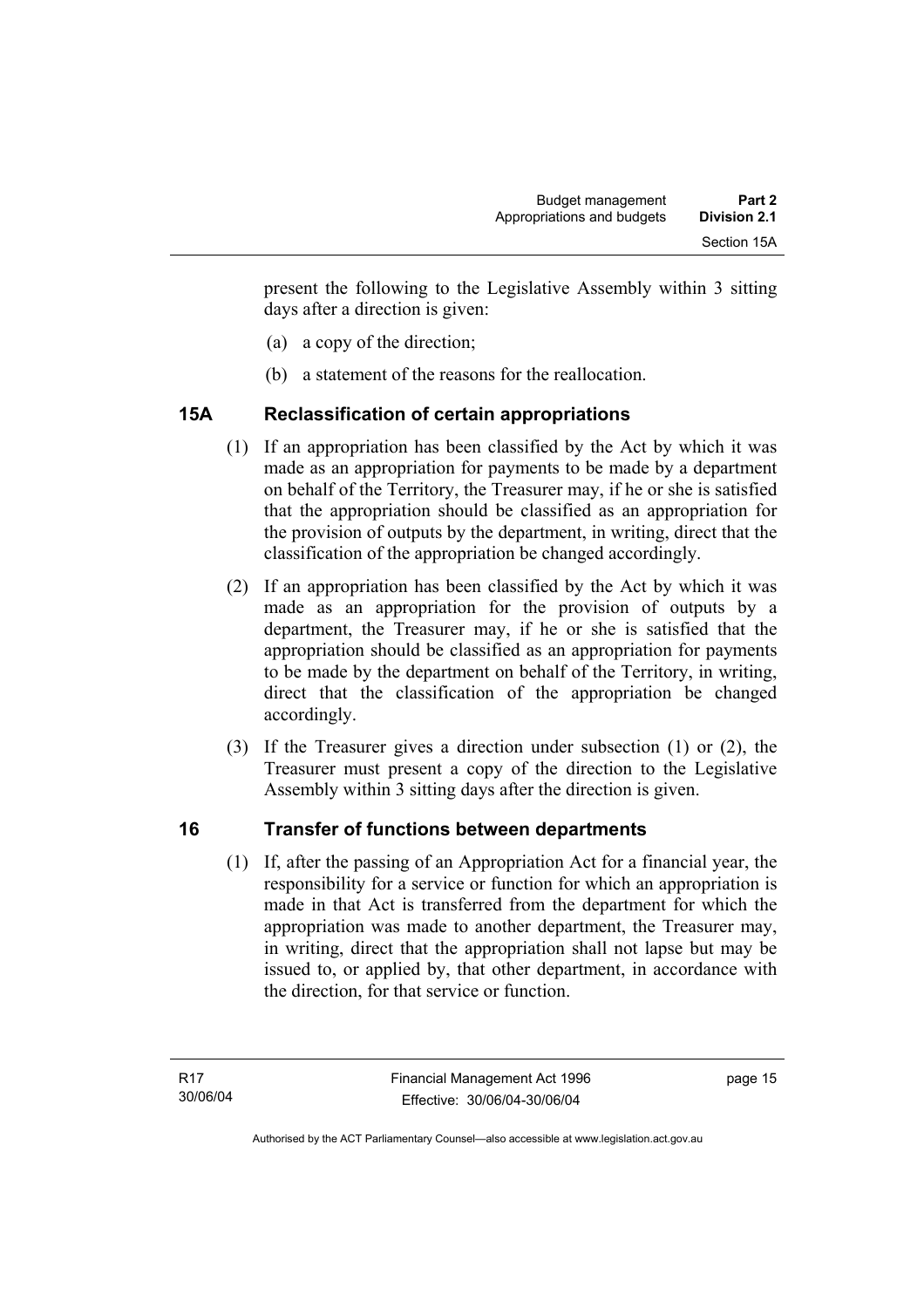present the following to the Legislative Assembly within 3 sitting days after a direction is given:

(a) a copy of the direction;

(b) a statement of the reasons for the reallocation.

### 15A Reclassification of certain appropriations

(1) If an appropriation has been classified by the Act by which it was made as an appropriation for payments to be made by a department on behalf of the Territory, the Treasurer may, if he or she is satisfied that the appropriation should be classified as an appropriation for the provision of outputs by the department, in writing, direct that the classification of the appropriation be changed accordingly.

(2) If an appropriation has been classified by the Act by which it was made as an appropriation for the provision of outputs by a department, the Treasurer may, if he or she is satisfied that the appropriation should be classified as an appropriation for payments to be made by the department on behalf of the Territory, in writing, direct that the classification of the appropriation be changed accordingly.

(3) If the Treasurer gives a direction under subsection (1) or (2), the Treasurer must present a copy of the direction to the Legislative Assembly within 3 sitting days after the direction is given.

### 16 Transfer of functions between departments

(1) If, after the passing of an Appropriation Act for a financial year, the responsibility for a service or function for which an appropriation is made in that Act is transferred from the department for which the appropriation was made to another department, the Treasurer may, in writing, direct that the appropriation shall not lapse but may be issued to, or applied by, that other department, in accordance with the direction, for that service or function.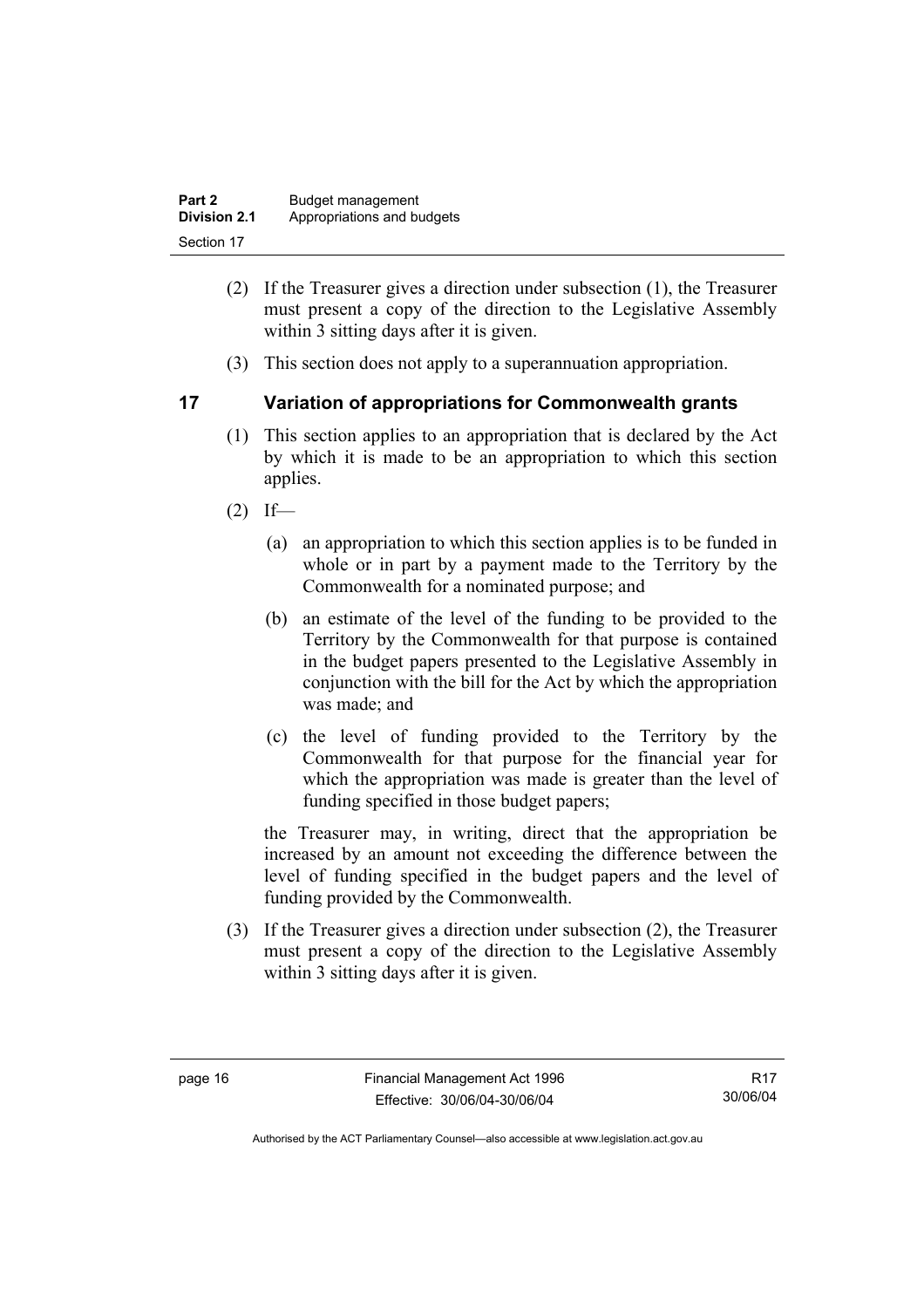(2) If the Treasurer gives a direction under subsection (1), the Treasurer must present a copy of the direction to the Legislative Assembly within 3 sitting days after it is given.

(3) This section does not apply to a superannuation appropriation.

## 17 Variation of appropriations for Commonwealth grants

(1) This section applies to an appropriation that is declared by the Act by which it is made to be an appropriation to which this section applies.

(2) If—

(a) an appropriation to which this section applies is to be funded in whole or in part by a payment made to the Territory by the Commonwealth for a nominated purpose; and

(b) an estimate of the level of the funding to be provided to the Territory by the Commonwealth for that purpose is contained in the budget papers presented to the Legislative Assembly in conjunction with the bill for the Act by which the appropriation was made; and

(c) the level of funding provided to the Territory by the Commonwealth for that purpose for the financial year for which the appropriation was made is greater than the level of funding specified in those budget papers;

the Treasurer may, in writing, direct that the appropriation be increased by an amount not exceeding the difference between the level of funding specified in the budget papers and the level of funding provided by the Commonwealth.

(3) If the Treasurer gives a direction under subsection (2), the Treasurer must present a copy of the direction to the Legislative Assembly within 3 sitting days after it is given.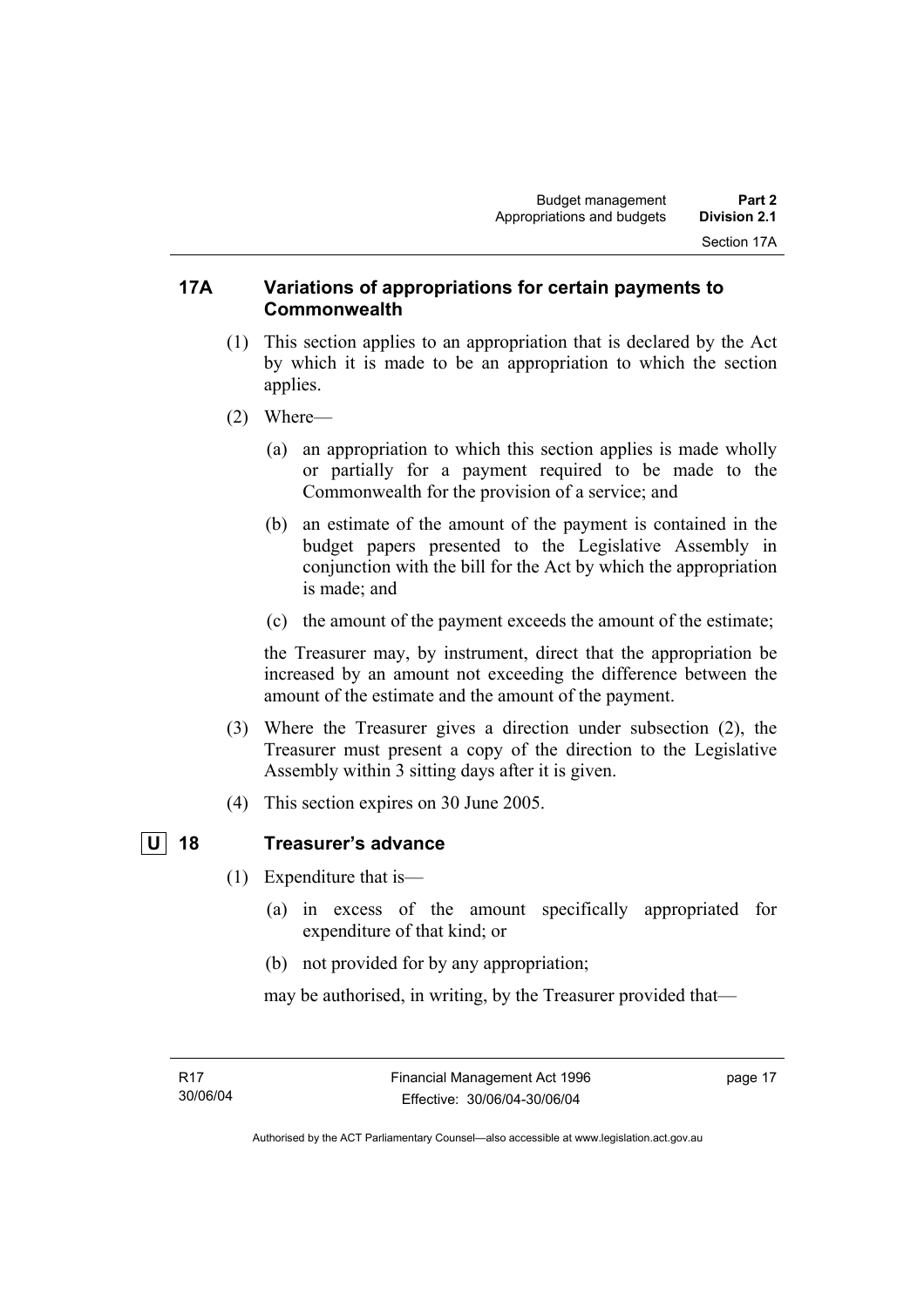## 17A Variations of appropriations for certain payments to Commonwealth

(1) This section applies to an appropriation that is declared by the Act by which it is made to be an appropriation to which the section applies.

(2) Where—

(a) an appropriation to which this section applies is made wholly or partially for a payment required to be made to the Commonwealth for the provision of a service; and

(b) an estimate of the amount of the payment is contained in the budget papers presented to the Legislative Assembly in conjunction with the bill for the Act by which the appropriation is made; and

(c) the amount of the payment exceeds the amount of the estimate;

the Treasurer may, by instrument, direct that the appropriation be increased by an amount not exceeding the difference between the amount of the estimate and the amount of the payment.

(3) Where the Treasurer gives a direction under subsection (2), the Treasurer must present a copy of the direction to the Legislative Assembly within 3 sitting days after it is given.

(4) This section expires on 30 June 2005.

## U 18 Treasurer's advance

(1) Expenditure that is—

(a) in excess of the amount specifically appropriated for expenditure of that kind; or

(b) not provided for by any appropriation;

may be authorised, in writing, by the Treasurer provided that—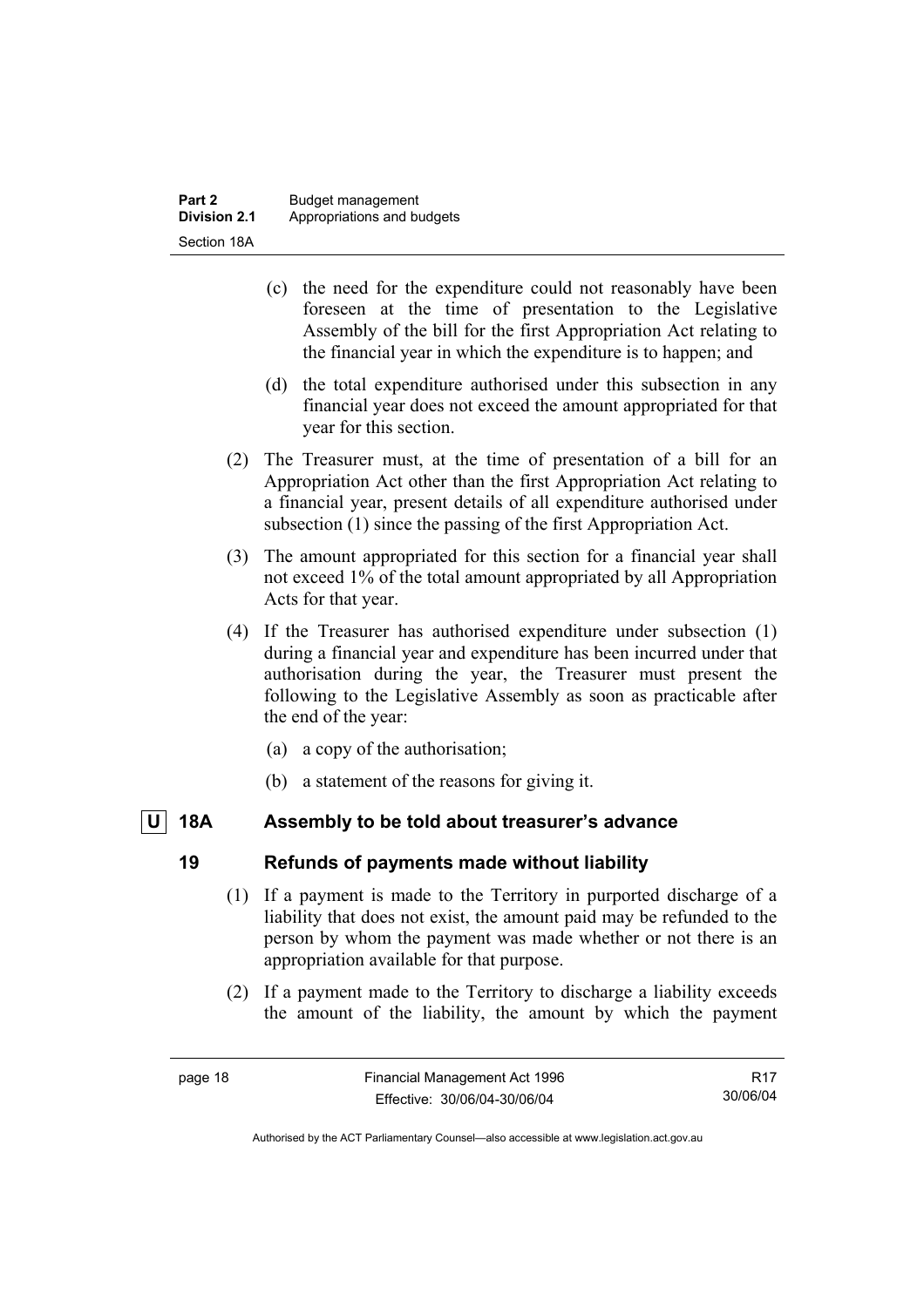(c) the need for the expenditure could not reasonably have been foreseen at the time of presentation to the Legislative Assembly of the bill for the first Appropriation Act relating to the financial year in which the expenditure is to happen; and

(d) the total expenditure authorised under this subsection in any financial year does not exceed the amount appropriated for that year for this section.

(2) The Treasurer must, at the time of presentation of a bill for an Appropriation Act other than the first Appropriation Act relating to a financial year, present details of all expenditure authorised under subsection (1) since the passing of the first Appropriation Act.

(3) The amount appropriated for this section for a financial year shall not exceed 1% of the total amount appropriated by all Appropriation Acts for that year.

(4) If the Treasurer has authorised expenditure under subsection (1) during a financial year and expenditure has been incurred under that authorisation during the year, the Treasurer must present the following to the Legislative Assembly as soon as practicable after the end of the year:

(a) a copy of the authorisation;

(b) a statement of the reasons for giving it.

### U 18A Assembly to be told about treasurer's advance

### 19 Refunds of payments made without liability

(1) If a payment is made to the Territory in purported discharge of a liability that does not exist, the amount paid may be refunded to the person by whom the payment was made whether or not there is an appropriation available for that purpose.

(2) If a payment made to the Territory to discharge a liability exceeds the amount of the liability, the amount by which the payment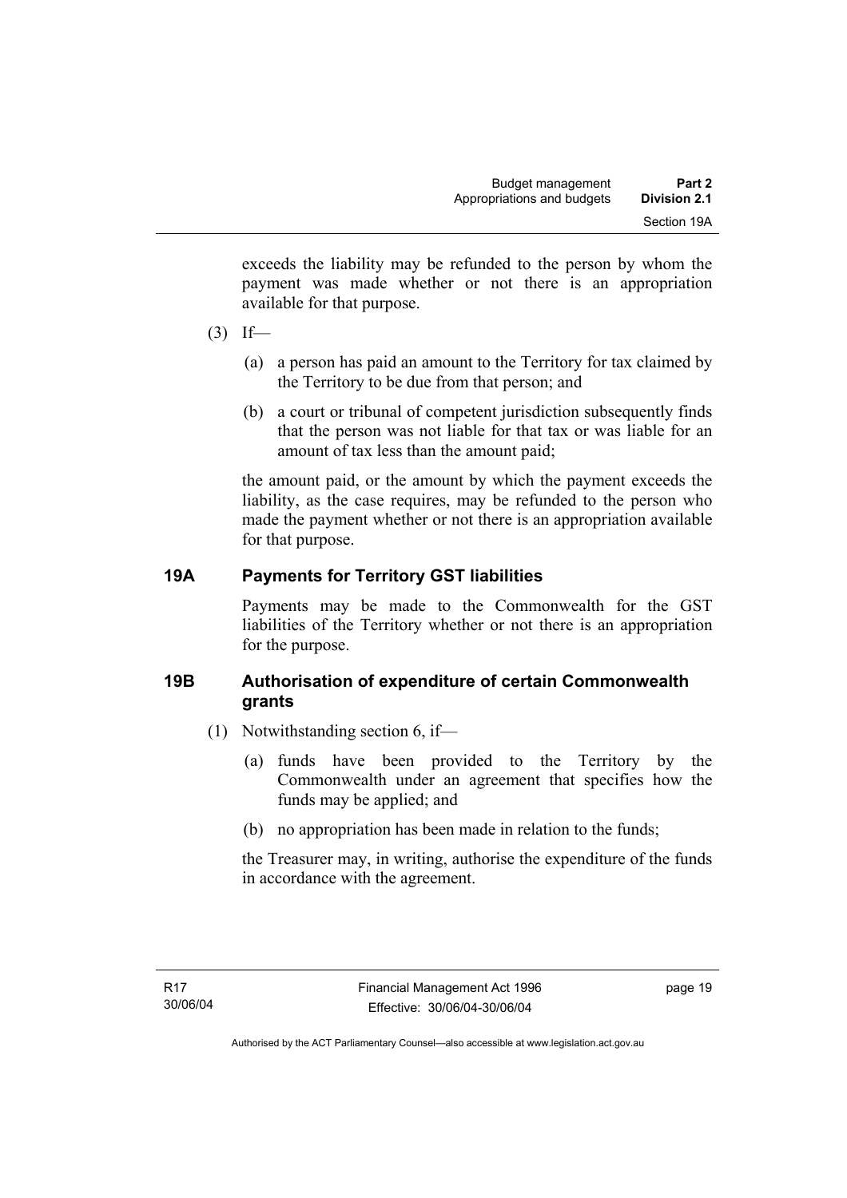exceeds the liability may be refunded to the person by whom the payment was made whether or not there is an appropriation available for that purpose.

(3) If—

(a) a person has paid an amount to the Territory for tax claimed by the Territory to be due from that person; and

(b) a court or tribunal of competent jurisdiction subsequently finds that the person was not liable for that tax or was liable for an amount of tax less than the amount paid;

the amount paid, or the amount by which the payment exceeds the liability, as the case requires, may be refunded to the person who made the payment whether or not there is an appropriation available for that purpose.

## 19A Payments for Territory GST liabilities

Payments may be made to the Commonwealth for the GST liabilities of the Territory whether or not there is an appropriation for the purpose.

## 19B Authorisation of expenditure of certain Commonwealth grants

(1) Notwithstanding section 6, if—

(a) funds have been provided to the Territory by the Commonwealth under an agreement that specifies how the funds may be applied; and

(b) no appropriation has been made in relation to the funds;

the Treasurer may, in writing, authorise the expenditure of the funds in accordance with the agreement.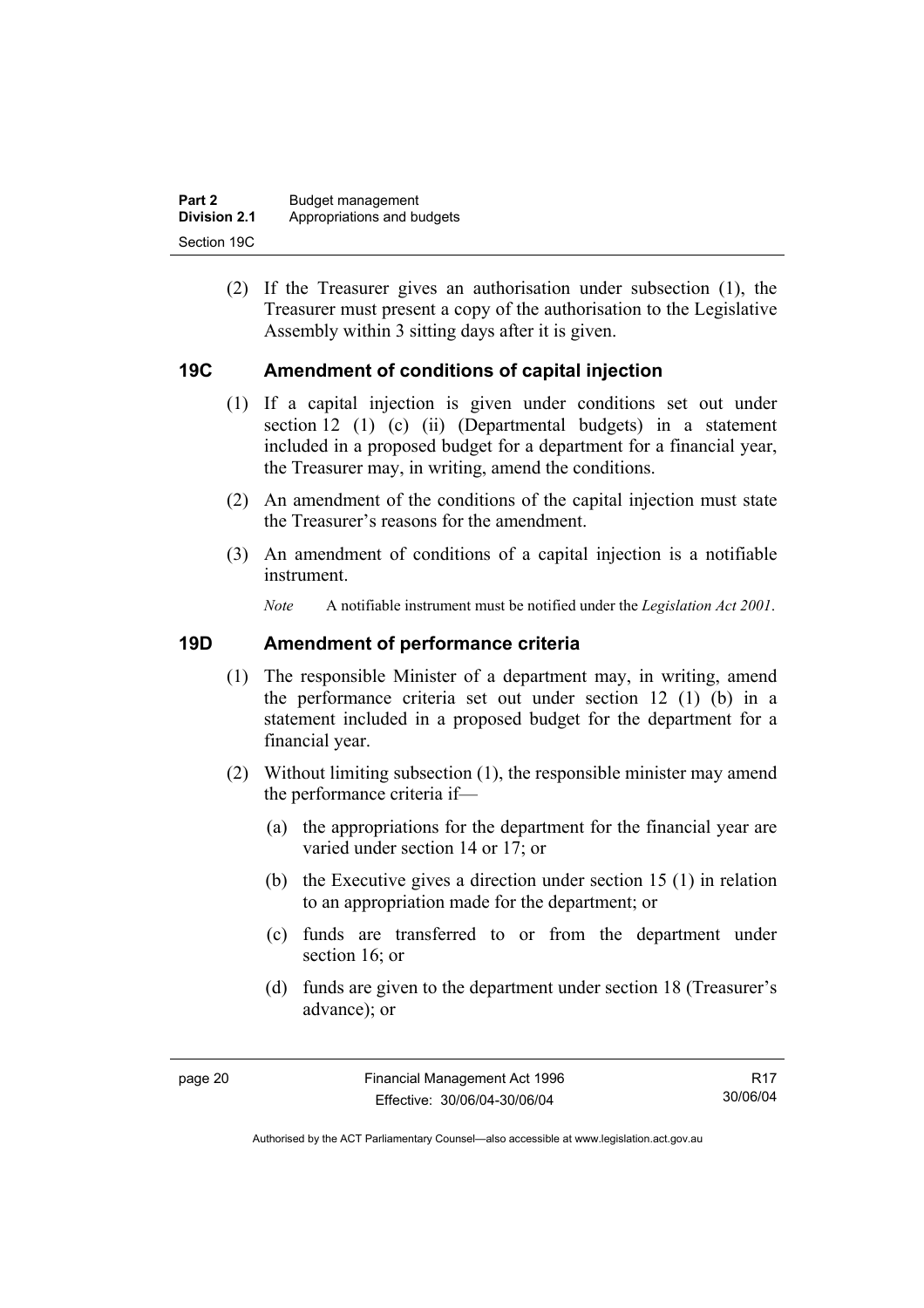(2) If the Treasurer gives an authorisation under subsection (1), the Treasurer must present a copy of the authorisation to the Legislative Assembly within 3 sitting days after it is given.

## 19C Amendment of conditions of capital injection

(1) If a capital injection is given under conditions set out under section 12 (1) (c) (ii) (Departmental budgets) in a statement included in a proposed budget for a department for a financial year, the Treasurer may, in writing, amend the conditions.

(2) An amendment of the conditions of the capital injection must state the Treasurer's reasons for the amendment.

(3) An amendment of conditions of a capital injection is a notifiable instrument.

*Note* A notifiable instrument must be notified under the *Legislation Act 2001*.

## 19D Amendment of performance criteria

(1) The responsible Minister of a department may, in writing, amend the performance criteria set out under section 12 (1) (b) in a statement included in a proposed budget for the department for a financial year.

(2) Without limiting subsection (1), the responsible minister may amend the performance criteria if—

(a) the appropriations for the department for the financial year are varied under section 14 or 17; or

(b) the Executive gives a direction under section 15 (1) in relation to an appropriation made for the department; or

(c) funds are transferred to or from the department under section 16; or

(d) funds are given to the department under section 18 (Treasurer's advance); or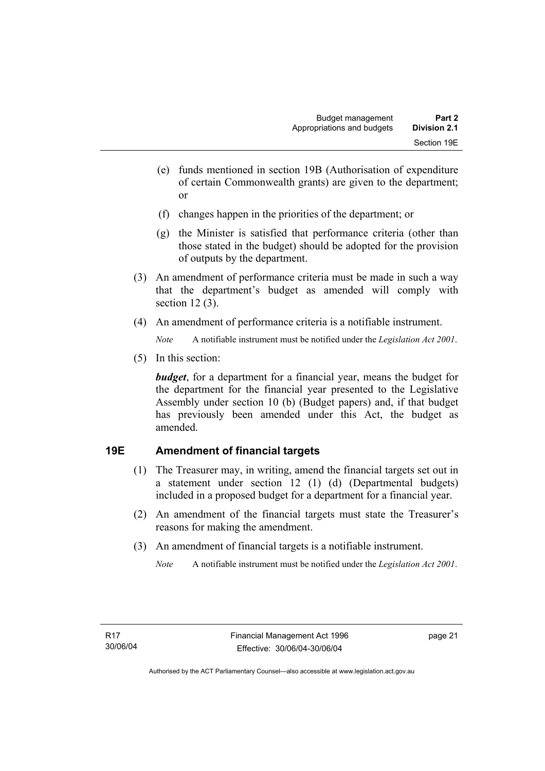(e) funds mentioned in section 19B (Authorisation of expenditure of certain Commonwealth grants) are given to the department; or

(f) changes happen in the priorities of the department; or

(g) the Minister is satisfied that performance criteria (other than those stated in the budget) should be adopted for the provision of outputs by the department.

(3) An amendment of performance criteria must be made in such a way that the department's budget as amended will comply with section 12 (3).

(4) An amendment of performance criteria is a notifiable instrument.

*Note* A notifiable instrument must be notified under the *Legislation Act 2001*.

(5) In this section:

***budget***, for a department for a financial year, means the budget for the department for the financial year presented to the Legislative Assembly under section 10 (b) (Budget papers) and, if that budget has previously been amended under this Act, the budget as amended.

## 19E Amendment of financial targets

(1) The Treasurer may, in writing, amend the financial targets set out in a statement under section 12 (1) (d) (Departmental budgets) included in a proposed budget for a department for a financial year.

(2) An amendment of the financial targets must state the Treasurer's reasons for making the amendment.

(3) An amendment of financial targets is a notifiable instrument.

*Note* A notifiable instrument must be notified under the *Legislation Act 2001*.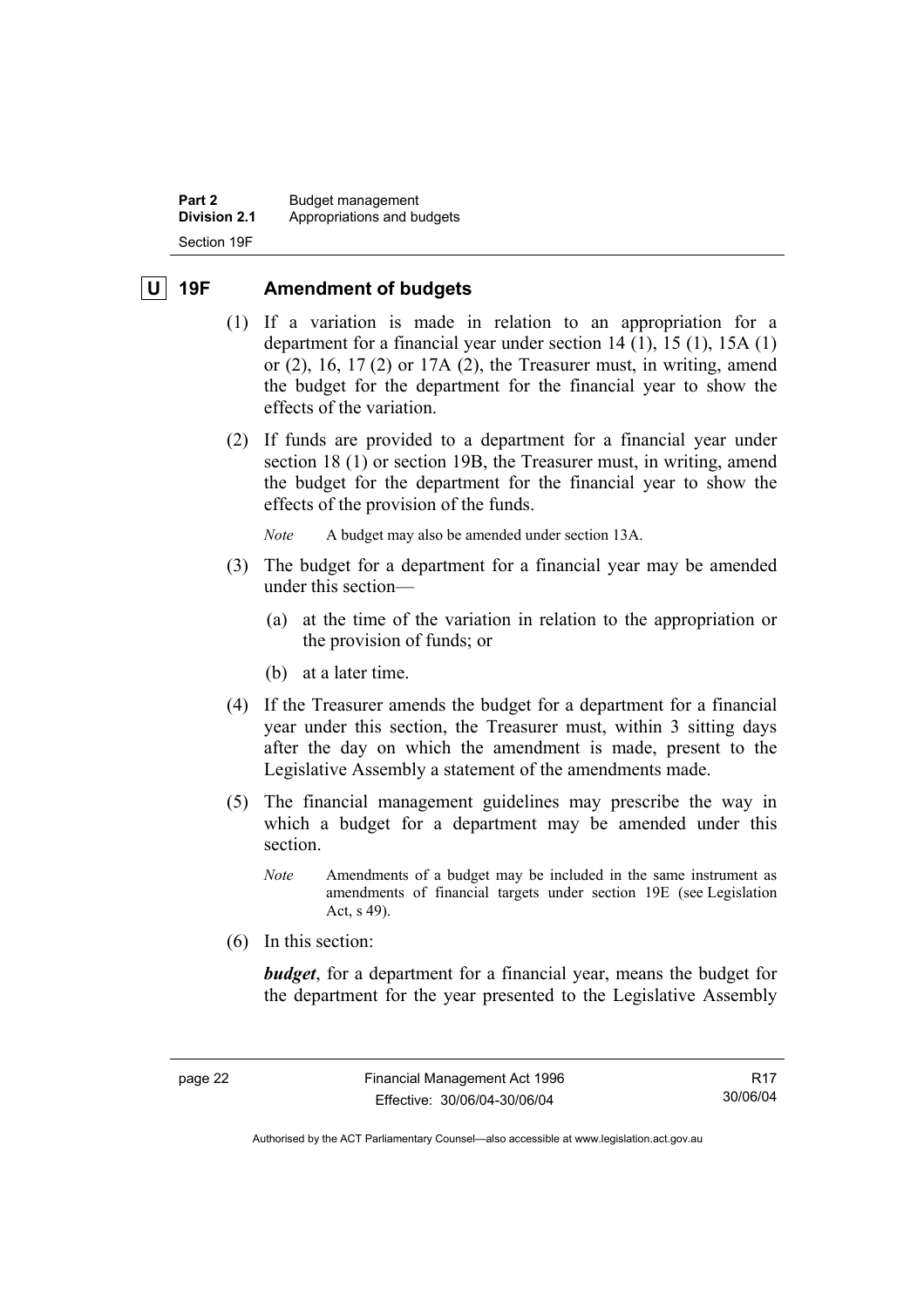## U 19F Amendment of budgets

(1) If a variation is made in relation to an appropriation for a department for a financial year under section 14 (1), 15 (1), 15A (1) or (2), 16, 17 (2) or 17A (2), the Treasurer must, in writing, amend the budget for the department for the financial year to show the effects of the variation.

(2) If funds are provided to a department for a financial year under section 18 (1) or section 19B, the Treasurer must, in writing, amend the budget for the department for the financial year to show the effects of the provision of the funds.

*Note* A budget may also be amended under section 13A.

(3) The budget for a department for a financial year may be amended under this section—

(a) at the time of the variation in relation to the appropriation or the provision of funds; or

(b) at a later time.

(4) If the Treasurer amends the budget for a department for a financial year under this section, the Treasurer must, within 3 sitting days after the day on which the amendment is made, present to the Legislative Assembly a statement of the amendments made.

(5) The financial management guidelines may prescribe the way in which a budget for a department may be amended under this section.

*Note* Amendments of a budget may be included in the same instrument as amendments of financial targets under section 19E (see Legislation Act, s 49).

(6) In this section:

***budget***, for a department for a financial year, means the budget for the department for the year presented to the Legislative Assembly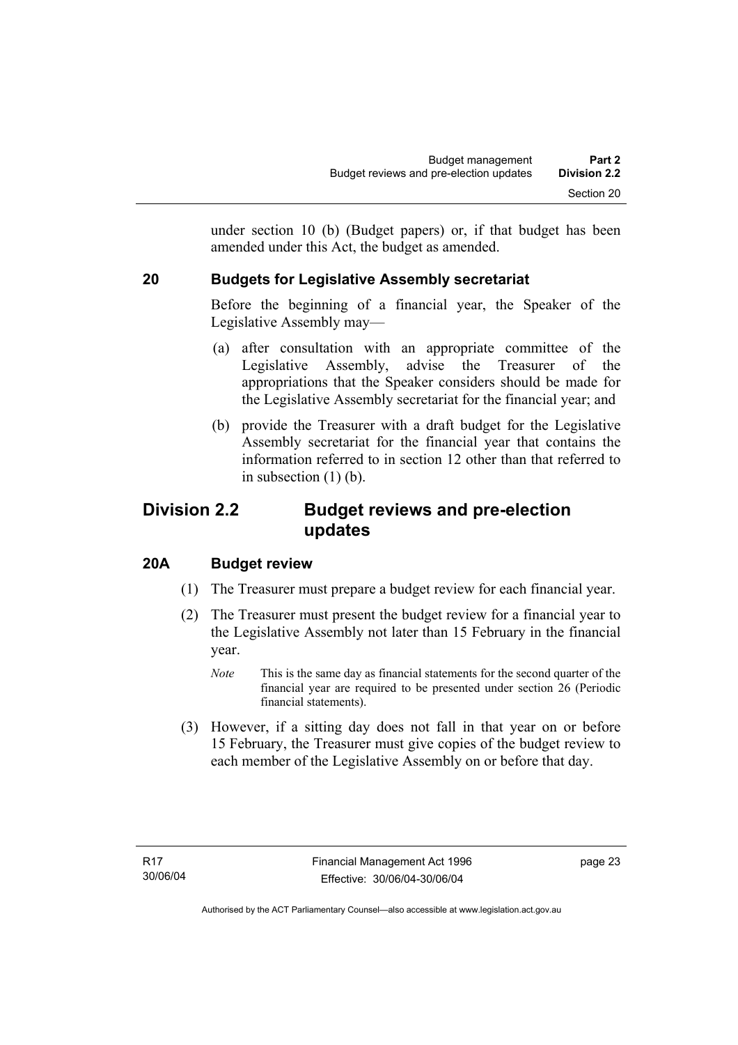under section 10 (b) (Budget papers) or, if that budget has been amended under this Act, the budget as amended.

### 20 Budgets for Legislative Assembly secretariat

Before the beginning of a financial year, the Speaker of the Legislative Assembly may—

(a) after consultation with an appropriate committee of the Legislative Assembly, advise the Treasurer of the appropriations that the Speaker considers should be made for the Legislative Assembly secretariat for the financial year; and

(b) provide the Treasurer with a draft budget for the Legislative Assembly secretariat for the financial year that contains the information referred to in section 12 other than that referred to in subsection (1) (b).

## Division 2.2 Budget reviews and pre-election updates

### 20A Budget review

(1) The Treasurer must prepare a budget review for each financial year.

(2) The Treasurer must present the budget review for a financial year to the Legislative Assembly not later than 15 February in the financial year.

*Note* This is the same day as financial statements for the second quarter of the financial year are required to be presented under section 26 (Periodic financial statements).

(3) However, if a sitting day does not fall in that year on or before 15 February, the Treasurer must give copies of the budget review to each member of the Legislative Assembly on or before that day.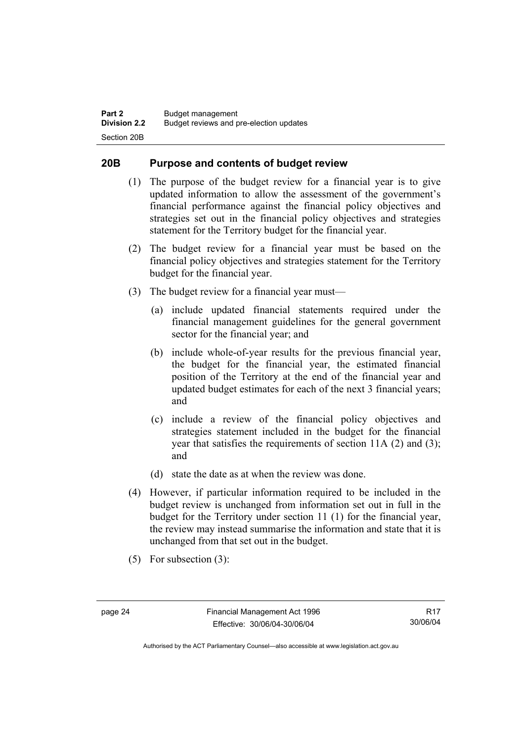## 20B Purpose and contents of budget review

(1) The purpose of the budget review for a financial year is to give updated information to allow the assessment of the government's financial performance against the financial policy objectives and strategies set out in the financial policy objectives and strategies statement for the Territory budget for the financial year.

(2) The budget review for a financial year must be based on the financial policy objectives and strategies statement for the Territory budget for the financial year.

(3) The budget review for a financial year must—

- (a) include updated financial statements required under the financial management guidelines for the general government sector for the financial year; and
- (b) include whole-of-year results for the previous financial year, the budget for the financial year, the estimated financial position of the Territory at the end of the financial year and updated budget estimates for each of the next 3 financial years; and
- (c) include a review of the financial policy objectives and strategies statement included in the budget for the financial year that satisfies the requirements of section 11A (2) and (3); and
- (d) state the date as at when the review was done.

(4) However, if particular information required to be included in the budget review is unchanged from information set out in full in the budget for the Territory under section 11 (1) for the financial year, the review may instead summarise the information and state that it is unchanged from that set out in the budget.

(5) For subsection (3):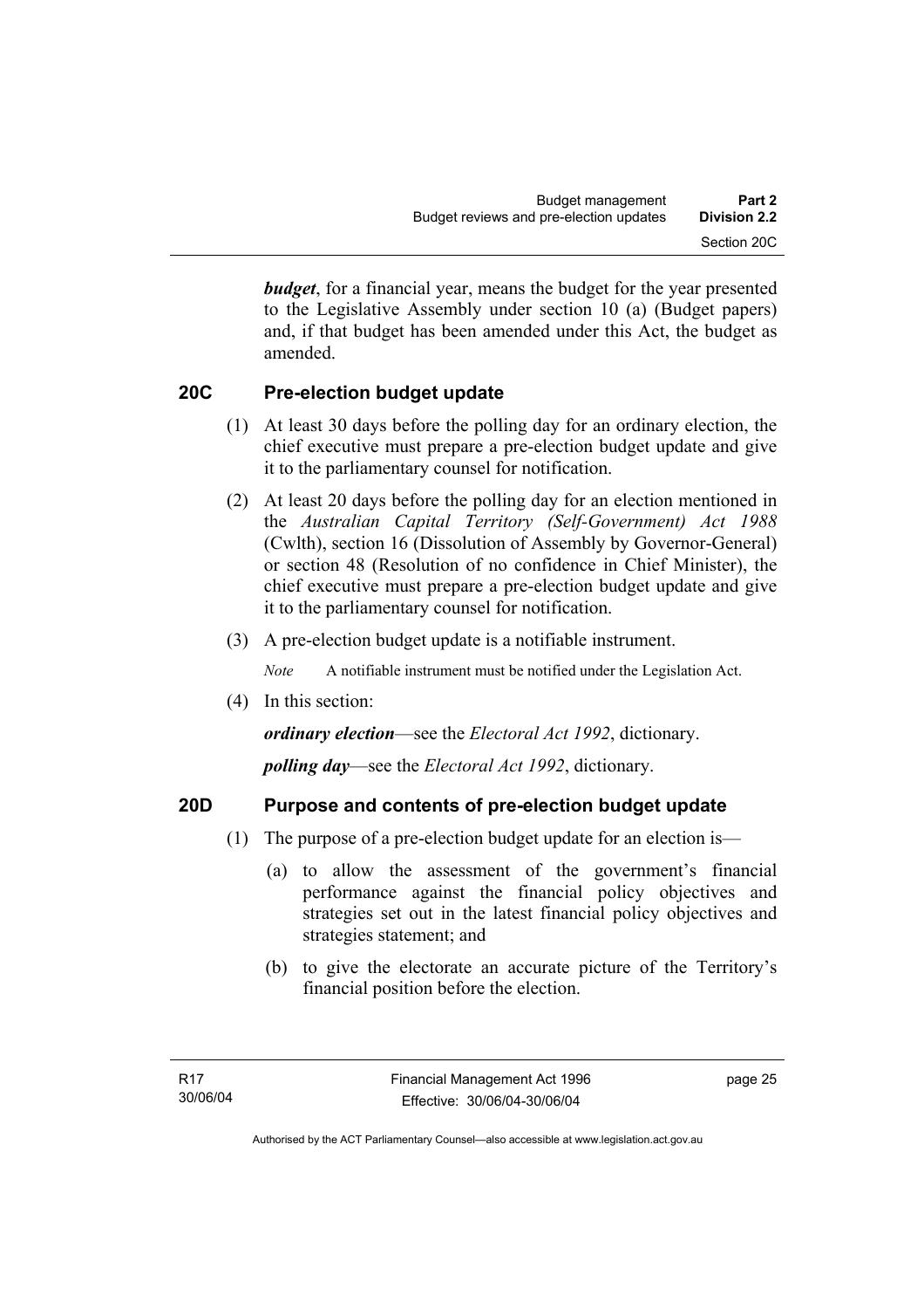***budget***, for a financial year, means the budget for the year presented to the Legislative Assembly under section 10 (a) (Budget papers) and, if that budget has been amended under this Act, the budget as amended.

### 20C Pre-election budget update

(1) At least 30 days before the polling day for an ordinary election, the chief executive must prepare a pre-election budget update and give it to the parliamentary counsel for notification.

(2) At least 20 days before the polling day for an election mentioned in the *Australian Capital Territory (Self-Government) Act 1988* (Cwlth), section 16 (Dissolution of Assembly by Governor-General) or section 48 (Resolution of no confidence in Chief Minister), the chief executive must prepare a pre-election budget update and give it to the parliamentary counsel for notification.

(3) A pre-election budget update is a notifiable instrument.

*Note* A notifiable instrument must be notified under the Legislation Act.

(4) In this section:

***ordinary election***—see the *Electoral Act 1992*, dictionary.

***polling day***—see the *Electoral Act 1992*, dictionary.

### 20D Purpose and contents of pre-election budget update

(1) The purpose of a pre-election budget update for an election is—

(a) to allow the assessment of the government's financial performance against the financial policy objectives and strategies set out in the latest financial policy objectives and strategies statement; and

(b) to give the electorate an accurate picture of the Territory's financial position before the election.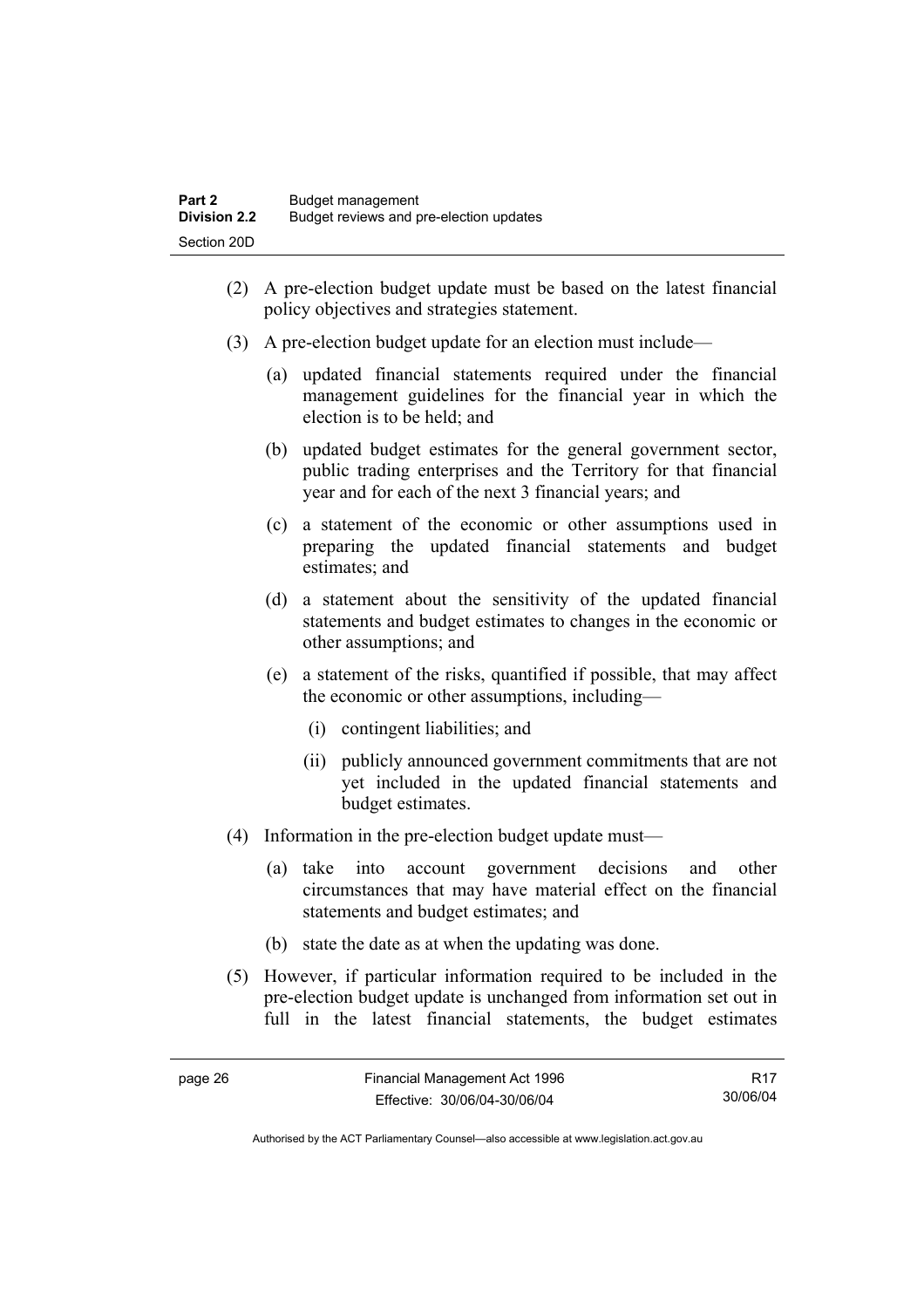(2) A pre-election budget update must be based on the latest financial policy objectives and strategies statement.

(3) A pre-election budget update for an election must include—

(a) updated financial statements required under the financial management guidelines for the financial year in which the election is to be held; and

(b) updated budget estimates for the general government sector, public trading enterprises and the Territory for that financial year and for each of the next 3 financial years; and

(c) a statement of the economic or other assumptions used in preparing the updated financial statements and budget estimates; and

(d) a statement about the sensitivity of the updated financial statements and budget estimates to changes in the economic or other assumptions; and

(e) a statement of the risks, quantified if possible, that may affect the economic or other assumptions, including—

(i) contingent liabilities; and

(ii) publicly announced government commitments that are not yet included in the updated financial statements and budget estimates.

(4) Information in the pre-election budget update must—

(a) take into account government decisions and other circumstances that may have material effect on the financial statements and budget estimates; and

(b) state the date as at when the updating was done.

(5) However, if particular information required to be included in the pre-election budget update is unchanged from information set out in full in the latest financial statements, the budget estimates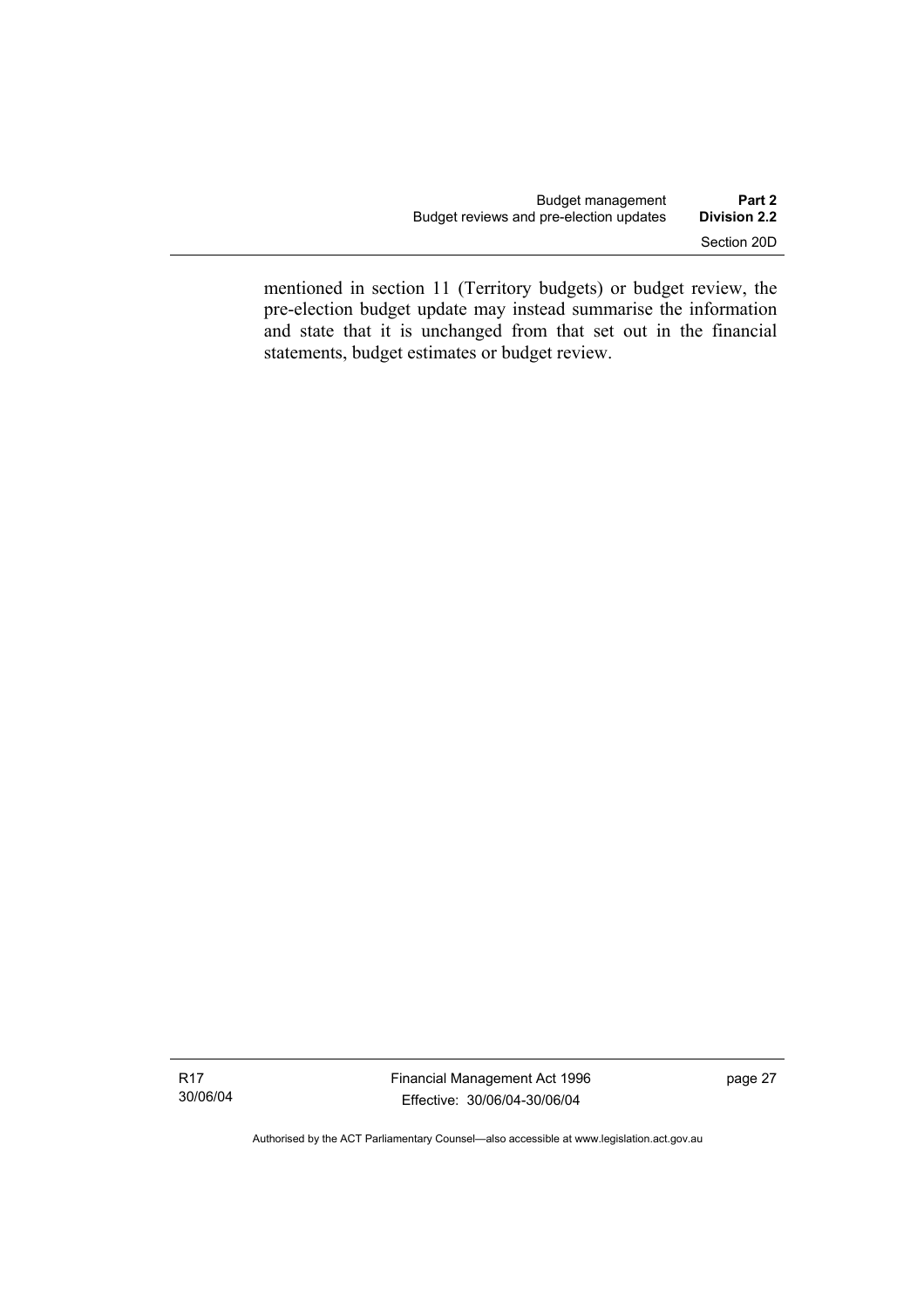mentioned in section 11 (Territory budgets) or budget review, the pre-election budget update may instead summarise the information and state that it is unchanged from that set out in the financial statements, budget estimates or budget review.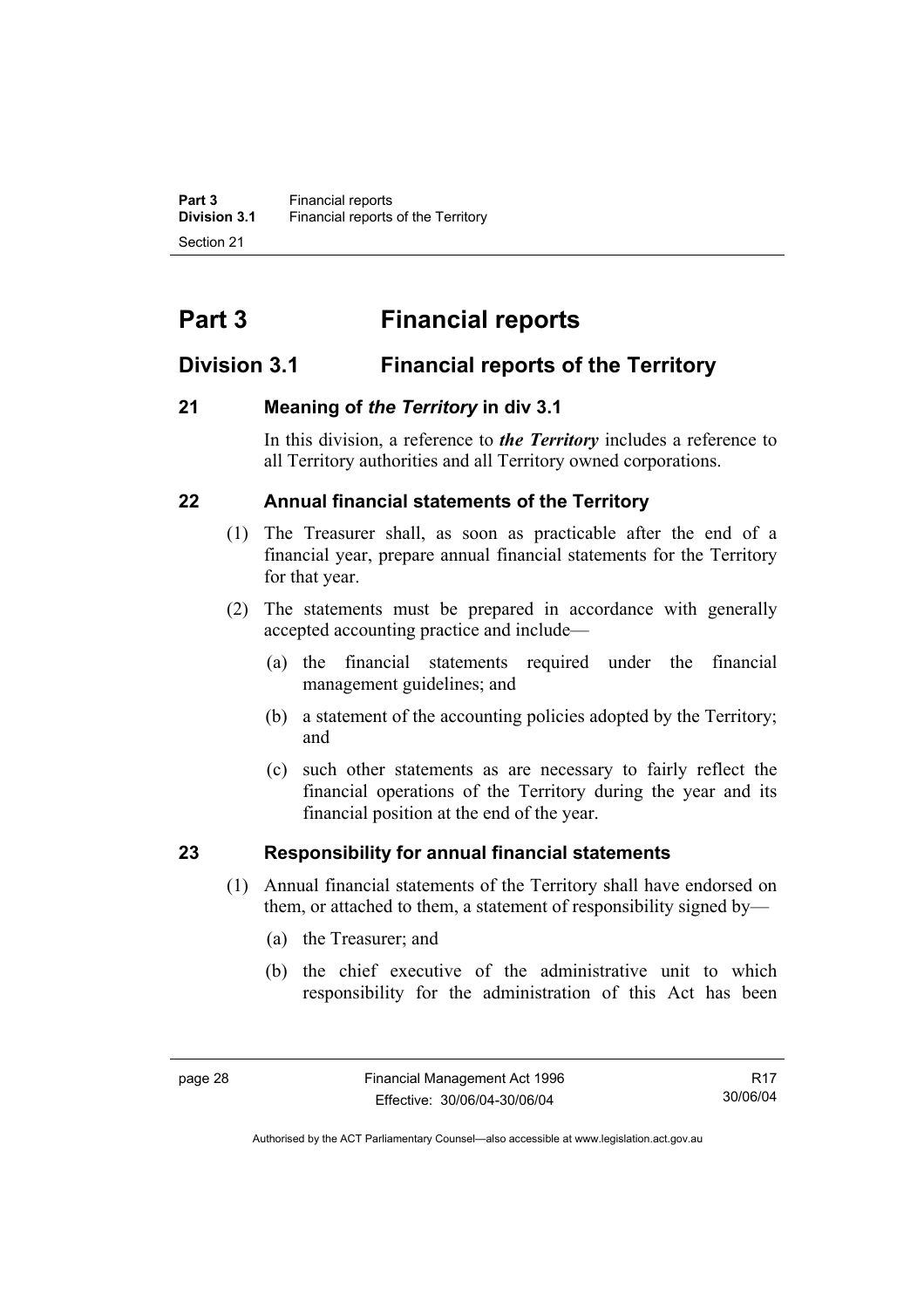# Part 3 Financial reports

## Division 3.1 Financial reports of the Territory

### 21 Meaning of *the Territory* in div 3.1

In this division, a reference to ***the Territory*** includes a reference to all Territory authorities and all Territory owned corporations.

### 22 Annual financial statements of the Territory

(1) The Treasurer shall, as soon as practicable after the end of a financial year, prepare annual financial statements for the Territory for that year.

(2) The statements must be prepared in accordance with generally accepted accounting practice and include—

(a) the financial statements required under the financial management guidelines; and

(b) a statement of the accounting policies adopted by the Territory; and

(c) such other statements as are necessary to fairly reflect the financial operations of the Territory during the year and its financial position at the end of the year.

### 23 Responsibility for annual financial statements

(1) Annual financial statements of the Territory shall have endorsed on them, or attached to them, a statement of responsibility signed by—

(a) the Treasurer; and

(b) the chief executive of the administrative unit to which responsibility for the administration of this Act has been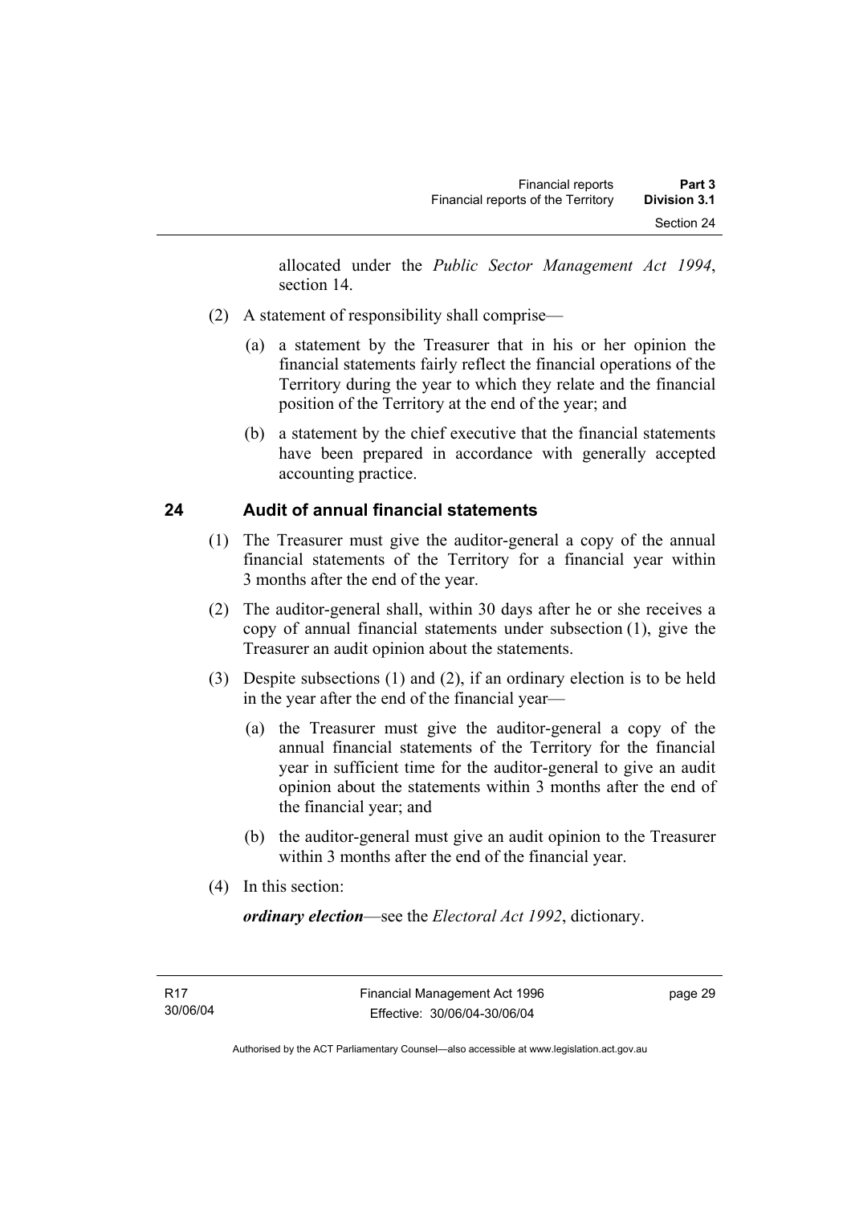allocated under the *Public Sector Management Act 1994*, section 14.

(2) A statement of responsibility shall comprise—

(a) a statement by the Treasurer that in his or her opinion the financial statements fairly reflect the financial operations of the Territory during the year to which they relate and the financial position of the Territory at the end of the year; and

(b) a statement by the chief executive that the financial statements have been prepared in accordance with generally accepted accounting practice.

## 24 Audit of annual financial statements

(1) The Treasurer must give the auditor-general a copy of the annual financial statements of the Territory for a financial year within 3 months after the end of the year.

(2) The auditor-general shall, within 30 days after he or she receives a copy of annual financial statements under subsection (1), give the Treasurer an audit opinion about the statements.

(3) Despite subsections (1) and (2), if an ordinary election is to be held in the year after the end of the financial year—

(a) the Treasurer must give the auditor-general a copy of the annual financial statements of the Territory for the financial year in sufficient time for the auditor-general to give an audit opinion about the statements within 3 months after the end of the financial year; and

(b) the auditor-general must give an audit opinion to the Treasurer within 3 months after the end of the financial year.

(4) In this section:

***ordinary election***—see the *Electoral Act 1992*, dictionary.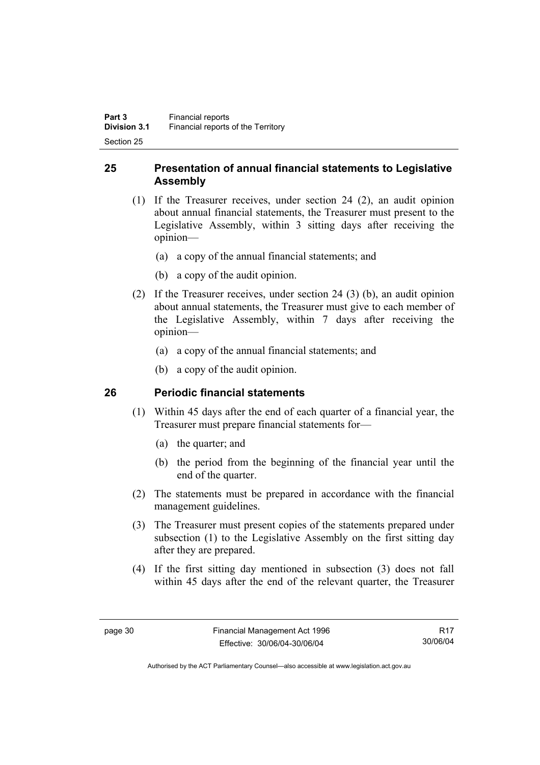## 25 Presentation of annual financial statements to Legislative Assembly

(1) If the Treasurer receives, under section 24 (2), an audit opinion about annual financial statements, the Treasurer must present to the Legislative Assembly, within 3 sitting days after receiving the opinion—

(a) a copy of the annual financial statements; and

(b) a copy of the audit opinion.

(2) If the Treasurer receives, under section 24 (3) (b), an audit opinion about annual statements, the Treasurer must give to each member of the Legislative Assembly, within 7 days after receiving the opinion—

(a) a copy of the annual financial statements; and

(b) a copy of the audit opinion.

## 26 Periodic financial statements

(1) Within 45 days after the end of each quarter of a financial year, the Treasurer must prepare financial statements for—

(a) the quarter; and

(b) the period from the beginning of the financial year until the end of the quarter.

(2) The statements must be prepared in accordance with the financial management guidelines.

(3) The Treasurer must present copies of the statements prepared under subsection (1) to the Legislative Assembly on the first sitting day after they are prepared.

(4) If the first sitting day mentioned in subsection (3) does not fall within 45 days after the end of the relevant quarter, the Treasurer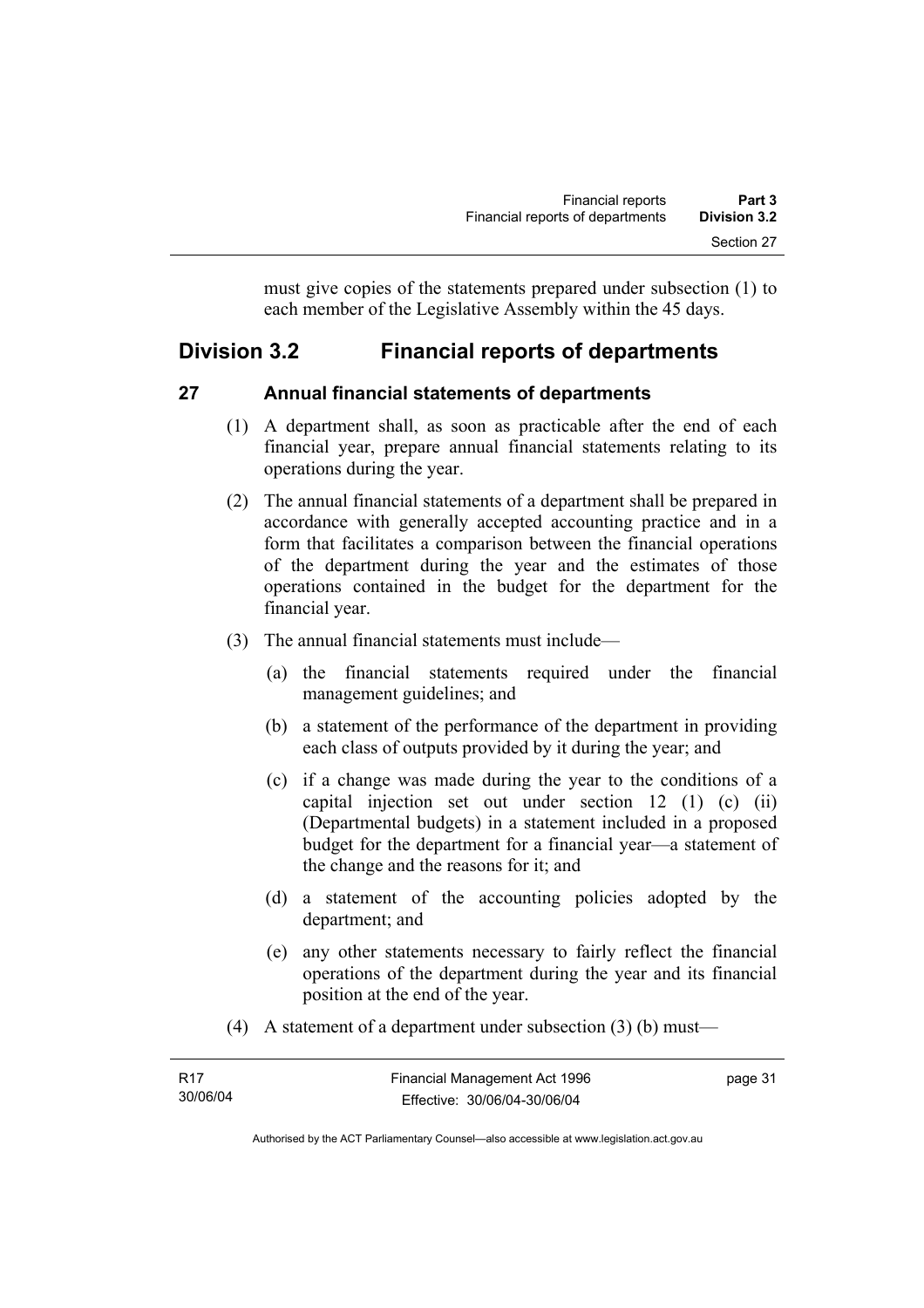must give copies of the statements prepared under subsection (1) to each member of the Legislative Assembly within the 45 days.

## Division 3.2 Financial reports of departments

### 27 Annual financial statements of departments

(1) A department shall, as soon as practicable after the end of each financial year, prepare annual financial statements relating to its operations during the year.

(2) The annual financial statements of a department shall be prepared in accordance with generally accepted accounting practice and in a form that facilitates a comparison between the financial operations of the department during the year and the estimates of those operations contained in the budget for the department for the financial year.

(3) The annual financial statements must include—

- (a) the financial statements required under the financial management guidelines; and
- (b) a statement of the performance of the department in providing each class of outputs provided by it during the year; and
- (c) if a change was made during the year to the conditions of a capital injection set out under section 12 (1) (c) (ii) (Departmental budgets) in a statement included in a proposed budget for the department for a financial year—a statement of the change and the reasons for it; and
- (d) a statement of the accounting policies adopted by the department; and
- (e) any other statements necessary to fairly reflect the financial operations of the department during the year and its financial position at the end of the year.

(4) A statement of a department under subsection (3) (b) must—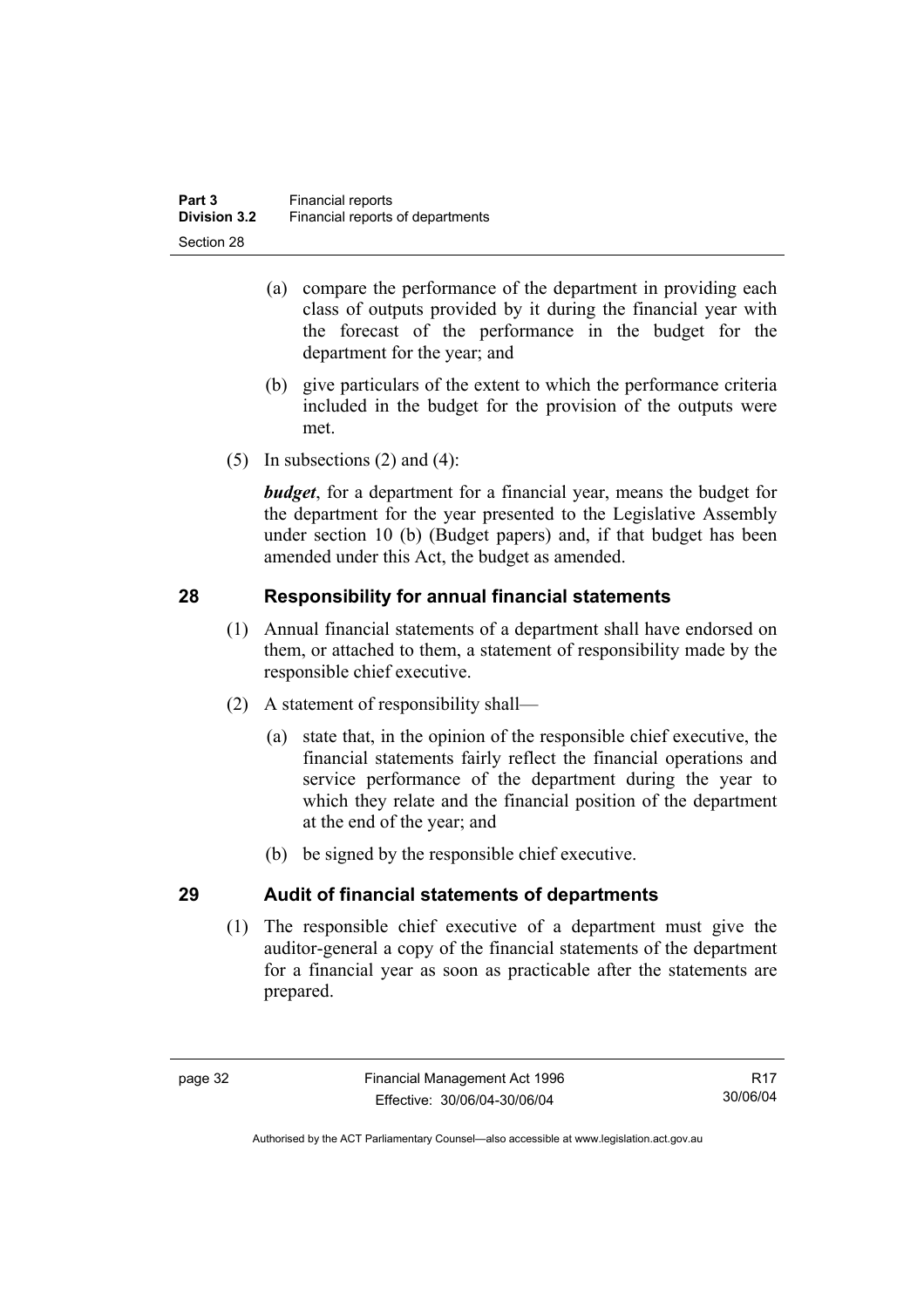(a) compare the performance of the department in providing each class of outputs provided by it during the financial year with the forecast of the performance in the budget for the department for the year; and

(b) give particulars of the extent to which the performance criteria included in the budget for the provision of the outputs were met.

(5) In subsections (2) and (4):

***budget***, for a department for a financial year, means the budget for the department for the year presented to the Legislative Assembly under section 10 (b) (Budget papers) and, if that budget has been amended under this Act, the budget as amended.

## 28 Responsibility for annual financial statements

(1) Annual financial statements of a department shall have endorsed on them, or attached to them, a statement of responsibility made by the responsible chief executive.

(2) A statement of responsibility shall—

(a) state that, in the opinion of the responsible chief executive, the financial statements fairly reflect the financial operations and service performance of the department during the year to which they relate and the financial position of the department at the end of the year; and

(b) be signed by the responsible chief executive.

## 29 Audit of financial statements of departments

(1) The responsible chief executive of a department must give the auditor-general a copy of the financial statements of the department for a financial year as soon as practicable after the statements are prepared.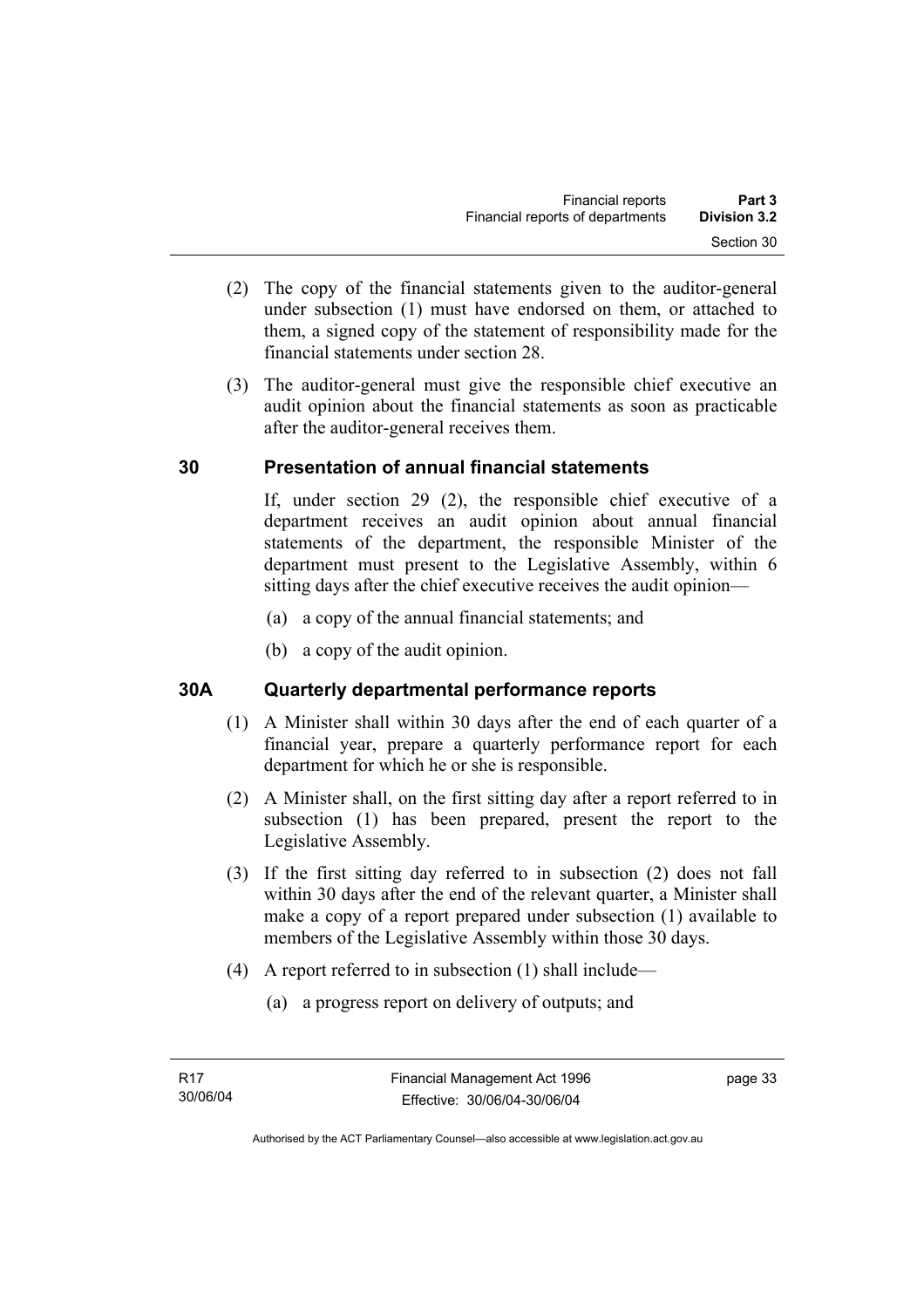(2) The copy of the financial statements given to the auditor-general under subsection (1) must have endorsed on them, or attached to them, a signed copy of the statement of responsibility made for the financial statements under section 28.

(3) The auditor-general must give the responsible chief executive an audit opinion about the financial statements as soon as practicable after the auditor-general receives them.

## 30 Presentation of annual financial statements

If, under section 29 (2), the responsible chief executive of a department receives an audit opinion about annual financial statements of the department, the responsible Minister of the department must present to the Legislative Assembly, within 6 sitting days after the chief executive receives the audit opinion—

(a) a copy of the annual financial statements; and

(b) a copy of the audit opinion.

## 30A Quarterly departmental performance reports

(1) A Minister shall within 30 days after the end of each quarter of a financial year, prepare a quarterly performance report for each department for which he or she is responsible.

(2) A Minister shall, on the first sitting day after a report referred to in subsection (1) has been prepared, present the report to the Legislative Assembly.

(3) If the first sitting day referred to in subsection (2) does not fall within 30 days after the end of the relevant quarter, a Minister shall make a copy of a report prepared under subsection (1) available to members of the Legislative Assembly within those 30 days.

(4) A report referred to in subsection (1) shall include—

(a) a progress report on delivery of outputs; and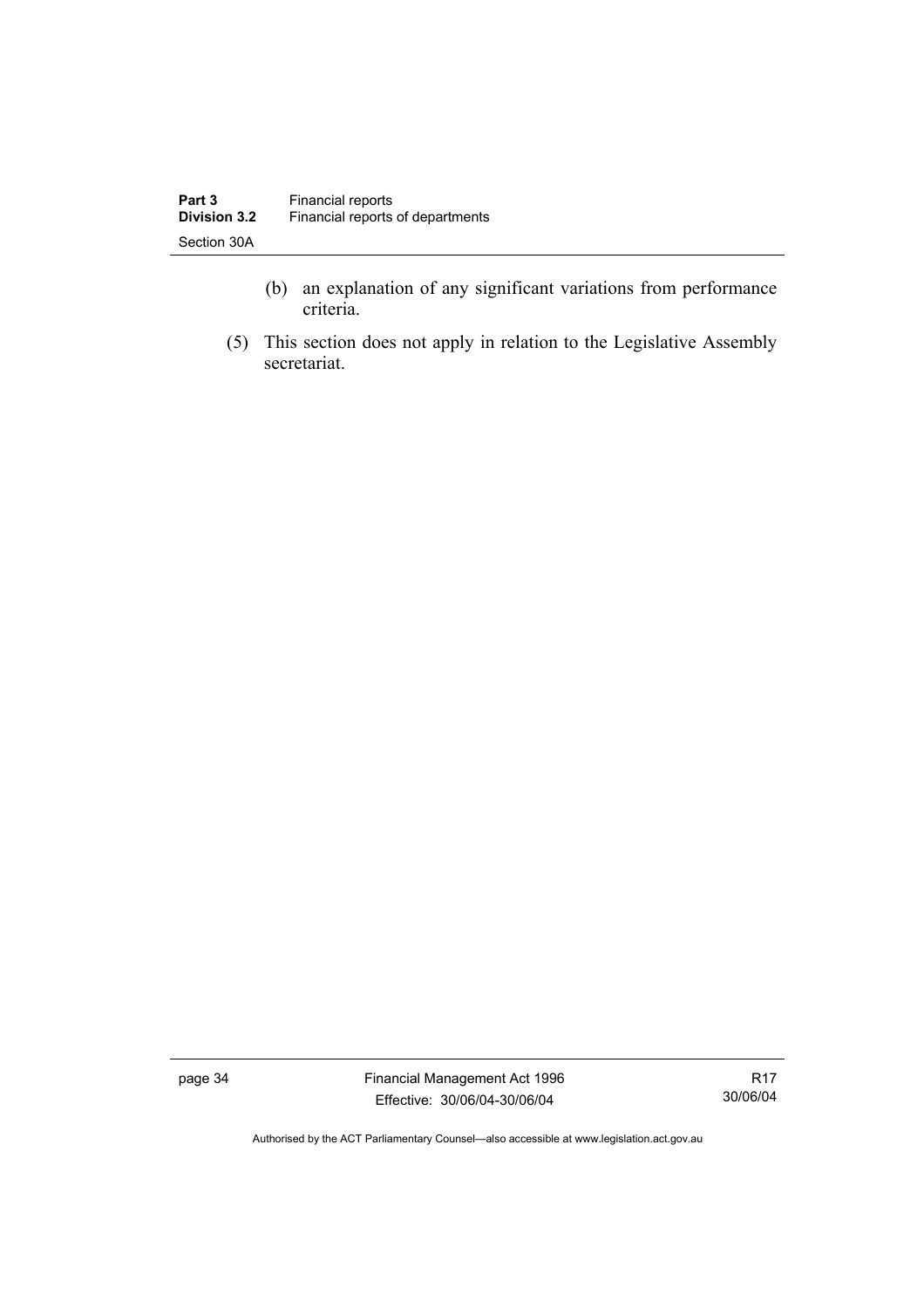(b) an explanation of any significant variations from performance criteria.

(5) This section does not apply in relation to the Legislative Assembly secretariat.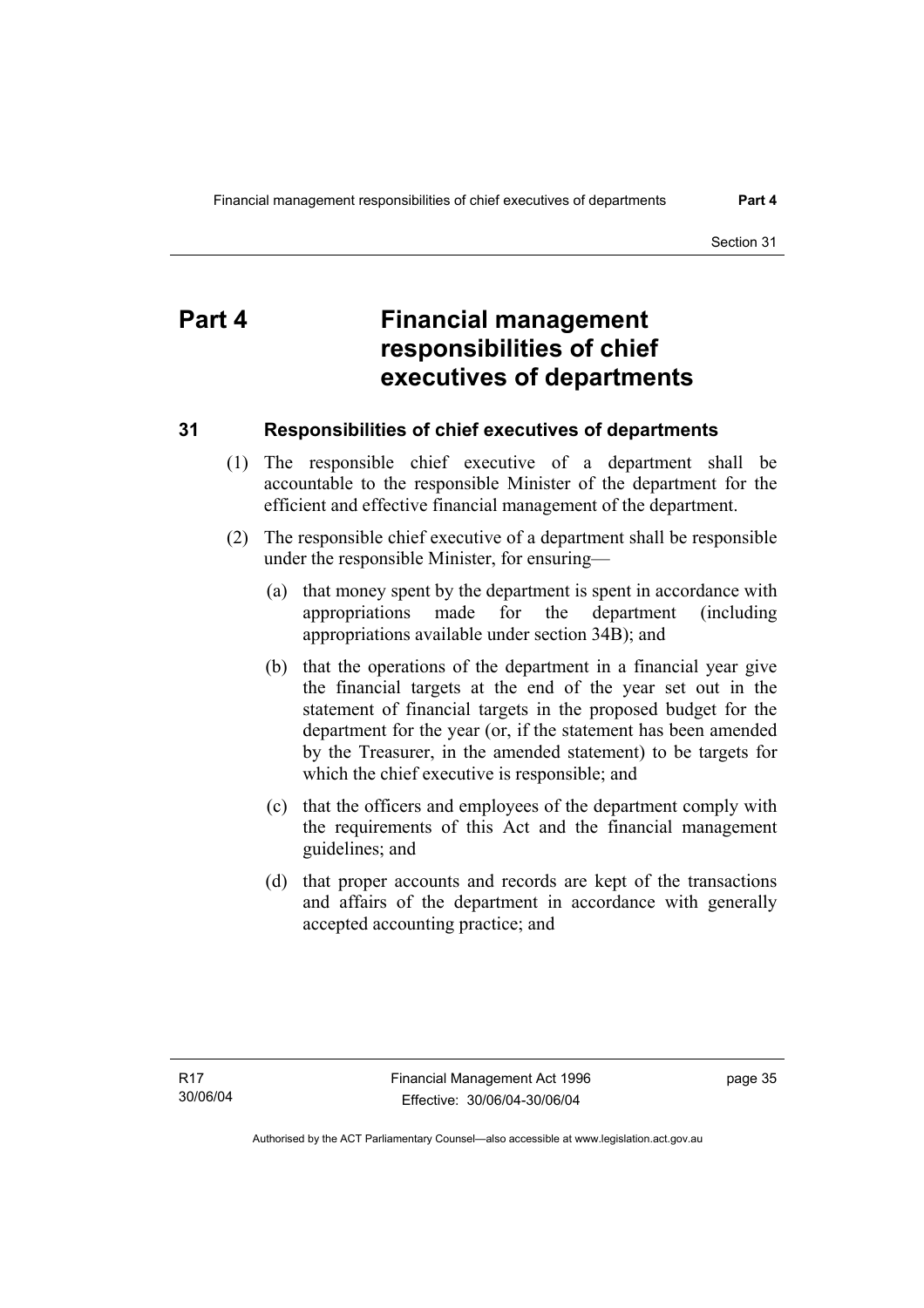# Part 4 Financial management responsibilities of chief executives of departments

## 31 Responsibilities of chief executives of departments

(1) The responsible chief executive of a department shall be accountable to the responsible Minister of the department for the efficient and effective financial management of the department.

(2) The responsible chief executive of a department shall be responsible under the responsible Minister, for ensuring—

(a) that money spent by the department is spent in accordance with appropriations made for the department (including appropriations available under section 34B); and

(b) that the operations of the department in a financial year give the financial targets at the end of the year set out in the statement of financial targets in the proposed budget for the department for the year (or, if the statement has been amended by the Treasurer, in the amended statement) to be targets for which the chief executive is responsible; and

(c) that the officers and employees of the department comply with the requirements of this Act and the financial management guidelines; and

(d) that proper accounts and records are kept of the transactions and affairs of the department in accordance with generally accepted accounting practice; and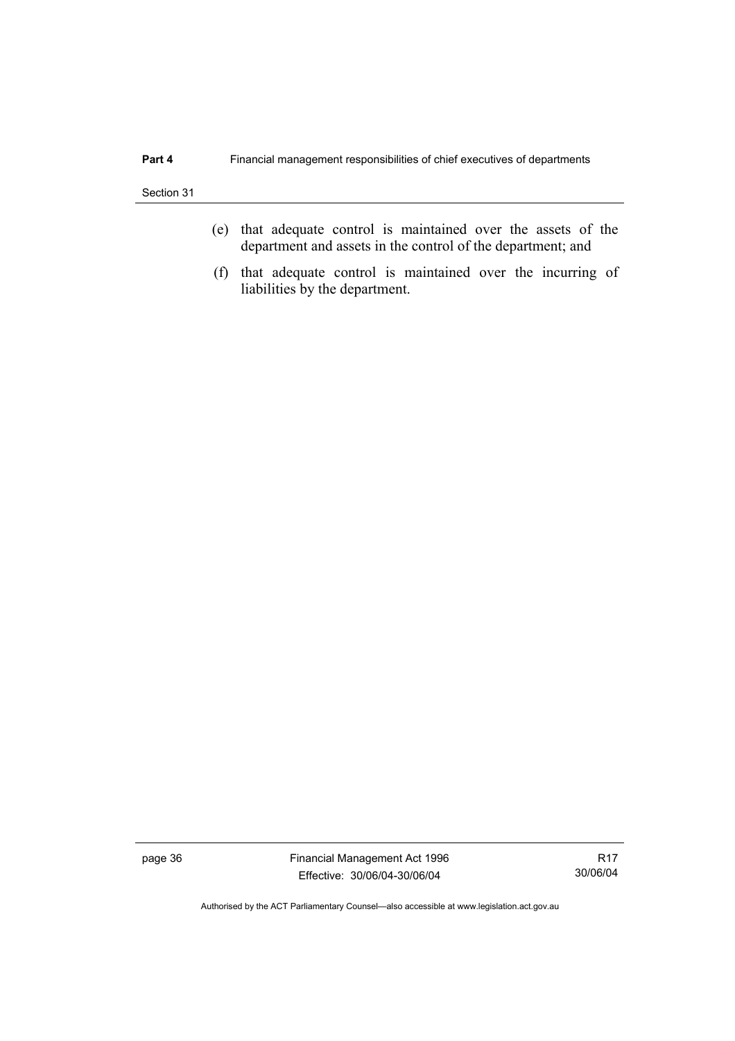(e) that adequate control is maintained over the assets of the department and assets in the control of the department; and

(f) that adequate control is maintained over the incurring of liabilities by the department.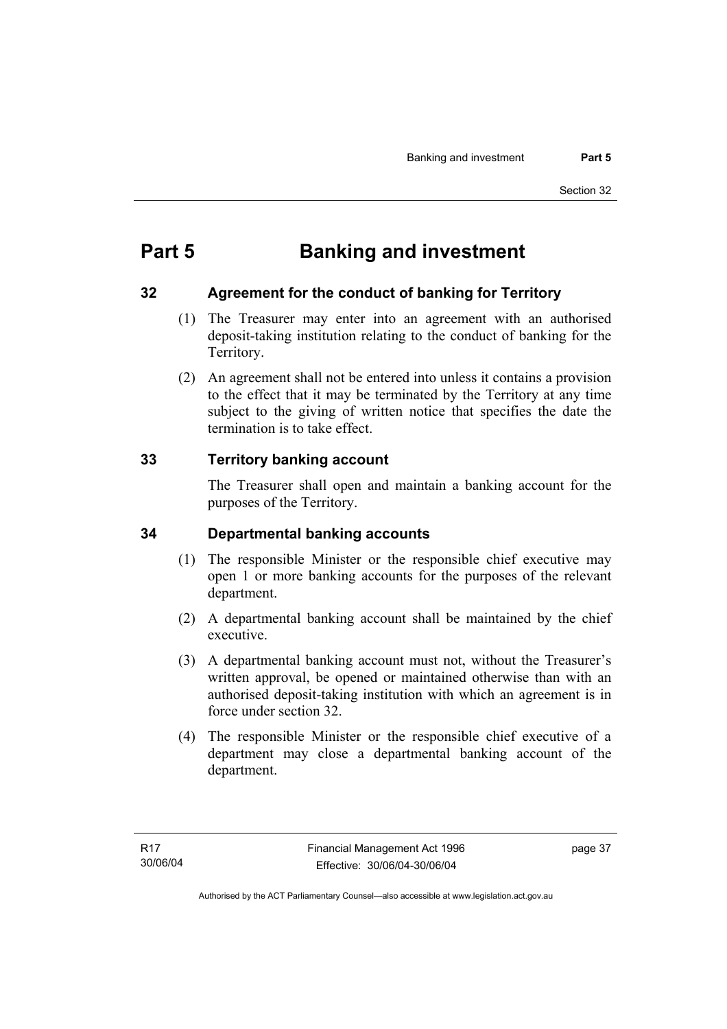# Part 5 Banking and investment

## 32 Agreement for the conduct of banking for Territory

(1) The Treasurer may enter into an agreement with an authorised deposit-taking institution relating to the conduct of banking for the Territory.

(2) An agreement shall not be entered into unless it contains a provision to the effect that it may be terminated by the Territory at any time subject to the giving of written notice that specifies the date the termination is to take effect.

## 33 Territory banking account

The Treasurer shall open and maintain a banking account for the purposes of the Territory.

## 34 Departmental banking accounts

(1) The responsible Minister or the responsible chief executive may open 1 or more banking accounts for the purposes of the relevant department.

(2) A departmental banking account shall be maintained by the chief executive.

(3) A departmental banking account must not, without the Treasurer's written approval, be opened or maintained otherwise than with an authorised deposit-taking institution with which an agreement is in force under section 32.

(4) The responsible Minister or the responsible chief executive of a department may close a departmental banking account of the department.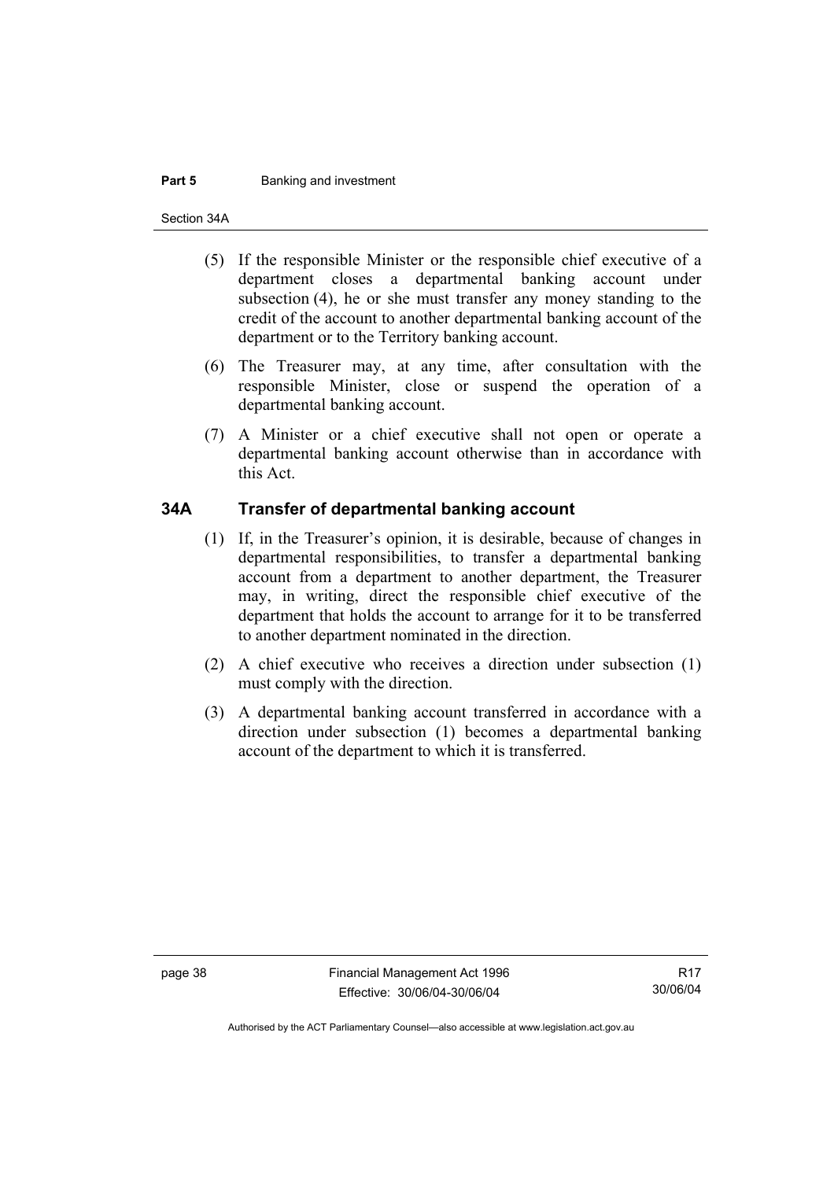(5) If the responsible Minister or the responsible chief executive of a department closes a departmental banking account under subsection (4), he or she must transfer any money standing to the credit of the account to another departmental banking account of the department or to the Territory banking account.

(6) The Treasurer may, at any time, after consultation with the responsible Minister, close or suspend the operation of a departmental banking account.

(7) A Minister or a chief executive shall not open or operate a departmental banking account otherwise than in accordance with this Act.

## 34A Transfer of departmental banking account

(1) If, in the Treasurer's opinion, it is desirable, because of changes in departmental responsibilities, to transfer a departmental banking account from a department to another department, the Treasurer may, in writing, direct the responsible chief executive of the department that holds the account to arrange for it to be transferred to another department nominated in the direction.

(2) A chief executive who receives a direction under subsection (1) must comply with the direction.

(3) A departmental banking account transferred in accordance with a direction under subsection (1) becomes a departmental banking account of the department to which it is transferred.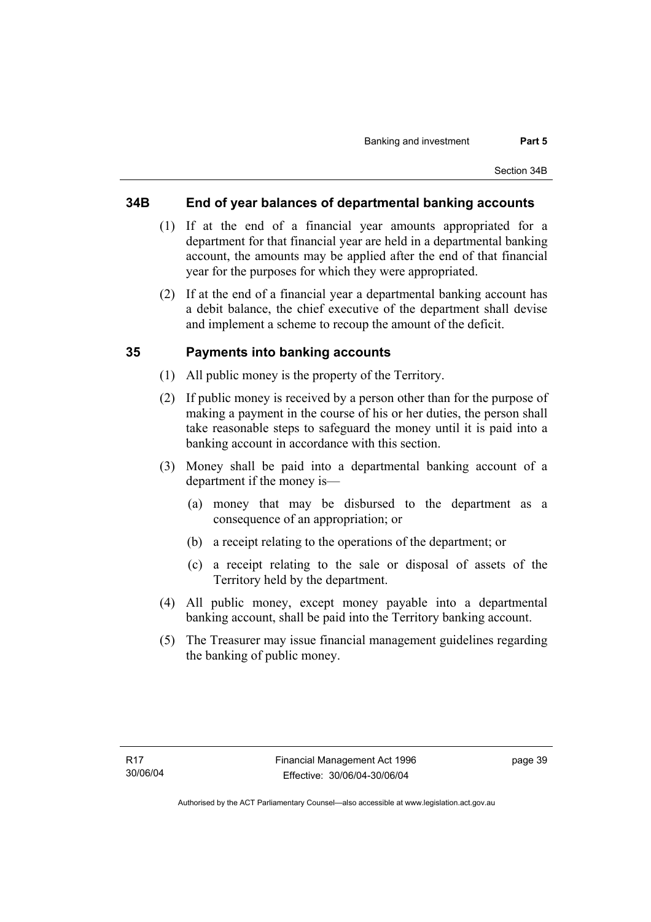## 34B End of year balances of departmental banking accounts

(1) If at the end of a financial year amounts appropriated for a department for that financial year are held in a departmental banking account, the amounts may be applied after the end of that financial year for the purposes for which they were appropriated.

(2) If at the end of a financial year a departmental banking account has a debit balance, the chief executive of the department shall devise and implement a scheme to recoup the amount of the deficit.

## 35 Payments into banking accounts

(1) All public money is the property of the Territory.

(2) If public money is received by a person other than for the purpose of making a payment in the course of his or her duties, the person shall take reasonable steps to safeguard the money until it is paid into a banking account in accordance with this section.

(3) Money shall be paid into a departmental banking account of a department if the money is—

(a) money that may be disbursed to the department as a consequence of an appropriation; or

(b) a receipt relating to the operations of the department; or

(c) a receipt relating to the sale or disposal of assets of the Territory held by the department.

(4) All public money, except money payable into a departmental banking account, shall be paid into the Territory banking account.

(5) The Treasurer may issue financial management guidelines regarding the banking of public money.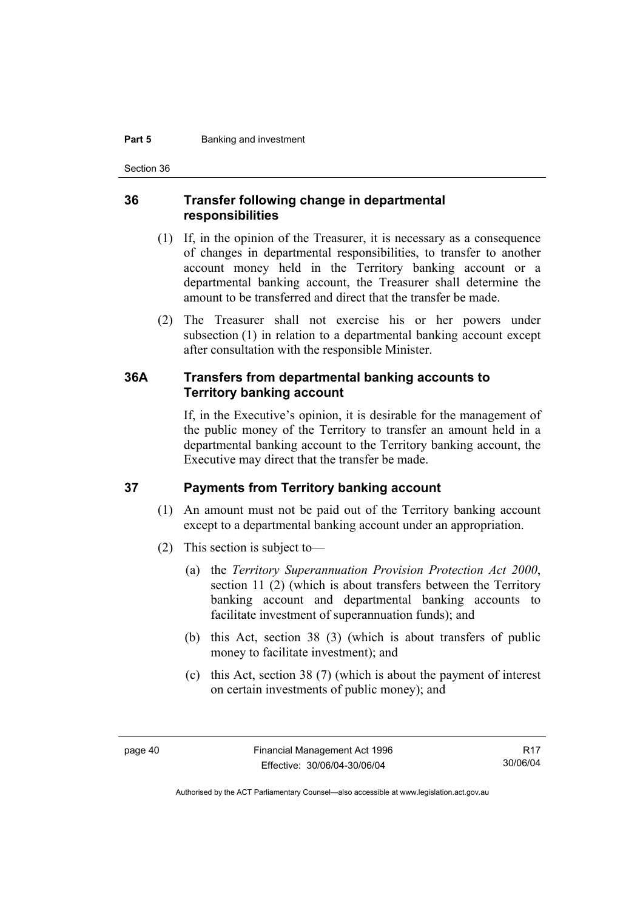### 36 Transfer following change in departmental responsibilities

(1) If, in the opinion of the Treasurer, it is necessary as a consequence of changes in departmental responsibilities, to transfer to another account money held in the Territory banking account or a departmental banking account, the Treasurer shall determine the amount to be transferred and direct that the transfer be made.

(2) The Treasurer shall not exercise his or her powers under subsection (1) in relation to a departmental banking account except after consultation with the responsible Minister.

### 36A Transfers from departmental banking accounts to Territory banking account

If, in the Executive's opinion, it is desirable for the management of the public money of the Territory to transfer an amount held in a departmental banking account to the Territory banking account, the Executive may direct that the transfer be made.

### 37 Payments from Territory banking account

(1) An amount must not be paid out of the Territory banking account except to a departmental banking account under an appropriation.

(2) This section is subject to—

(a) the *Territory Superannuation Provision Protection Act 2000*, section 11 (2) (which is about transfers between the Territory banking account and departmental banking accounts to facilitate investment of superannuation funds); and

(b) this Act, section 38 (3) (which is about transfers of public money to facilitate investment); and

(c) this Act, section 38 (7) (which is about the payment of interest on certain investments of public money); and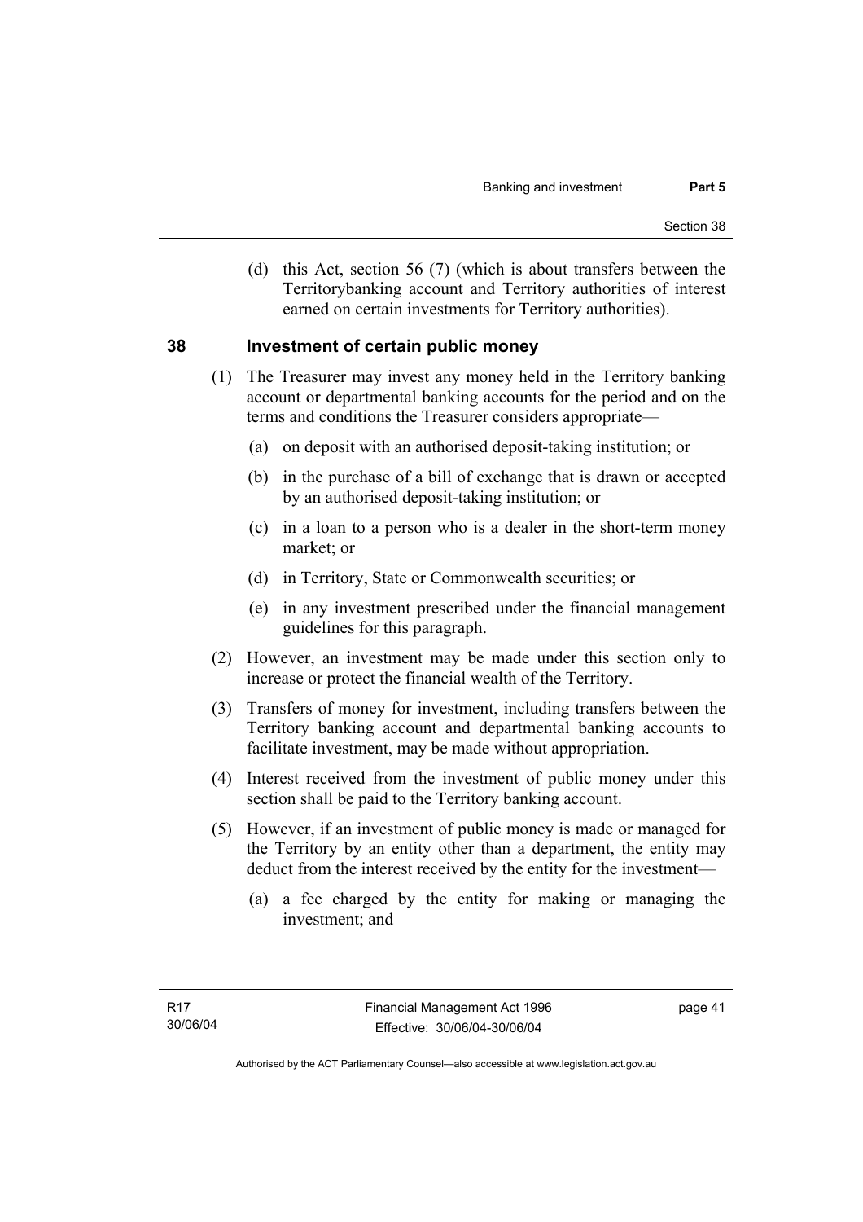(d) this Act, section 56 (7) (which is about transfers between the Territorybanking account and Territory authorities of interest earned on certain investments for Territory authorities).

## 38 Investment of certain public money

(1) The Treasurer may invest any money held in the Territory banking account or departmental banking accounts for the period and on the terms and conditions the Treasurer considers appropriate—

(a) on deposit with an authorised deposit-taking institution; or

(b) in the purchase of a bill of exchange that is drawn or accepted by an authorised deposit-taking institution; or

(c) in a loan to a person who is a dealer in the short-term money market; or

(d) in Territory, State or Commonwealth securities; or

(e) in any investment prescribed under the financial management guidelines for this paragraph.

(2) However, an investment may be made under this section only to increase or protect the financial wealth of the Territory.

(3) Transfers of money for investment, including transfers between the Territory banking account and departmental banking accounts to facilitate investment, may be made without appropriation.

(4) Interest received from the investment of public money under this section shall be paid to the Territory banking account.

(5) However, if an investment of public money is made or managed for the Territory by an entity other than a department, the entity may deduct from the interest received by the entity for the investment—

(a) a fee charged by the entity for making or managing the investment; and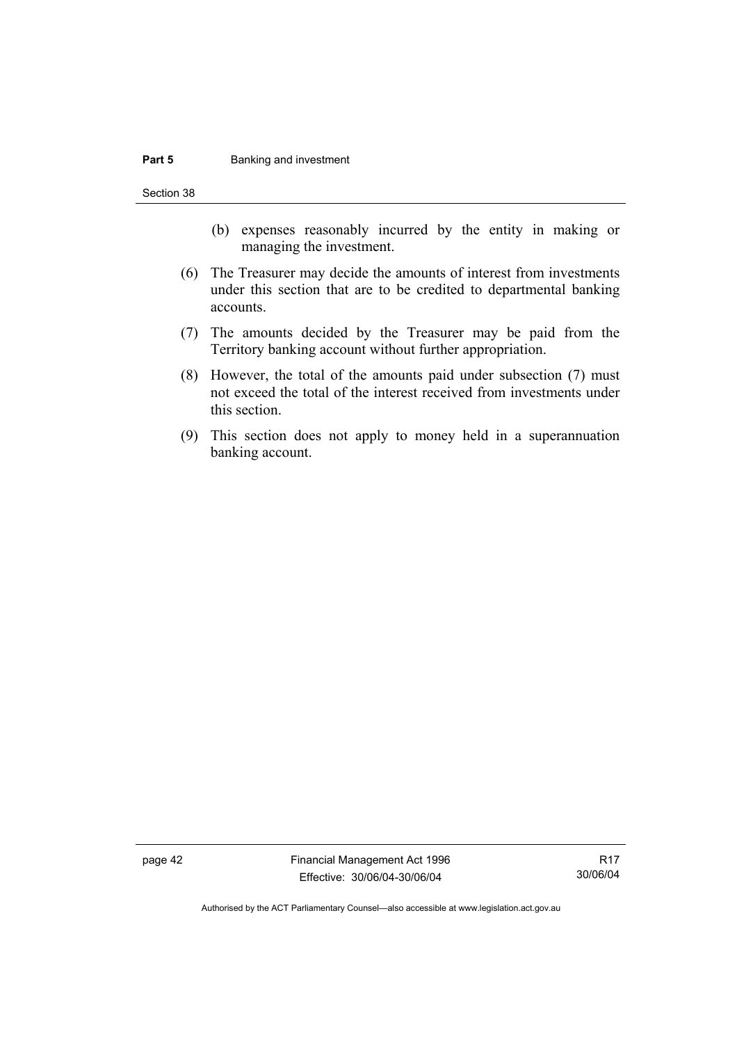(b) expenses reasonably incurred by the entity in making or managing the investment.

(6) The Treasurer may decide the amounts of interest from investments under this section that are to be credited to departmental banking accounts.

(7) The amounts decided by the Treasurer may be paid from the Territory banking account without further appropriation.

(8) However, the total of the amounts paid under subsection (7) must not exceed the total of the interest received from investments under this section.

(9) This section does not apply to money held in a superannuation banking account.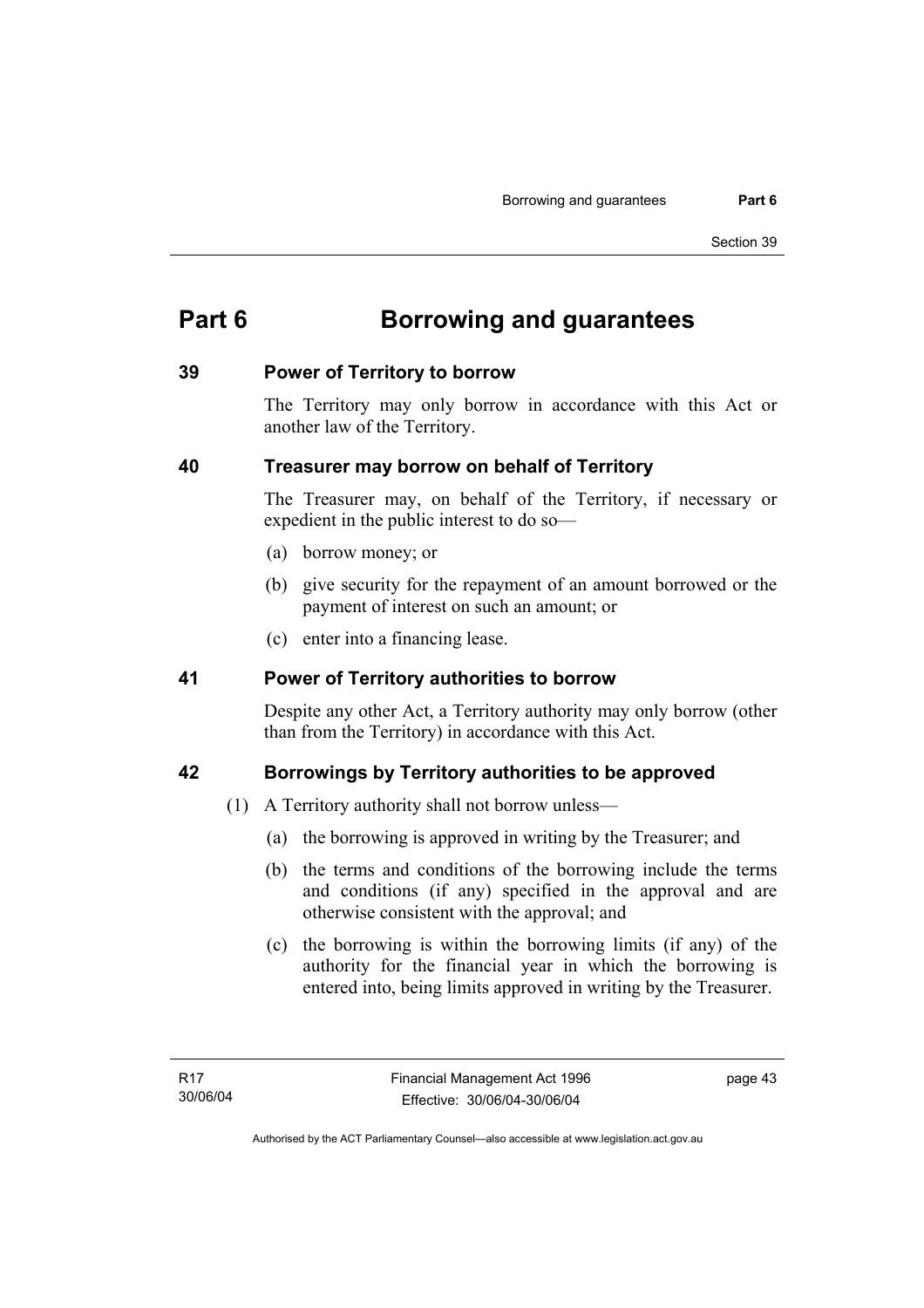# Part 6 Borrowing and guarantees

## 39 Power of Territory to borrow

The Territory may only borrow in accordance with this Act or another law of the Territory.

## 40 Treasurer may borrow on behalf of Territory

The Treasurer may, on behalf of the Territory, if necessary or expedient in the public interest to do so—

(a) borrow money; or

(b) give security for the repayment of an amount borrowed or the payment of interest on such an amount; or

(c) enter into a financing lease.

## 41 Power of Territory authorities to borrow

Despite any other Act, a Territory authority may only borrow (other than from the Territory) in accordance with this Act.

## 42 Borrowings by Territory authorities to be approved

(1) A Territory authority shall not borrow unless—

(a) the borrowing is approved in writing by the Treasurer; and

(b) the terms and conditions of the borrowing include the terms and conditions (if any) specified in the approval and are otherwise consistent with the approval; and

(c) the borrowing is within the borrowing limits (if any) of the authority for the financial year in which the borrowing is entered into, being limits approved in writing by the Treasurer.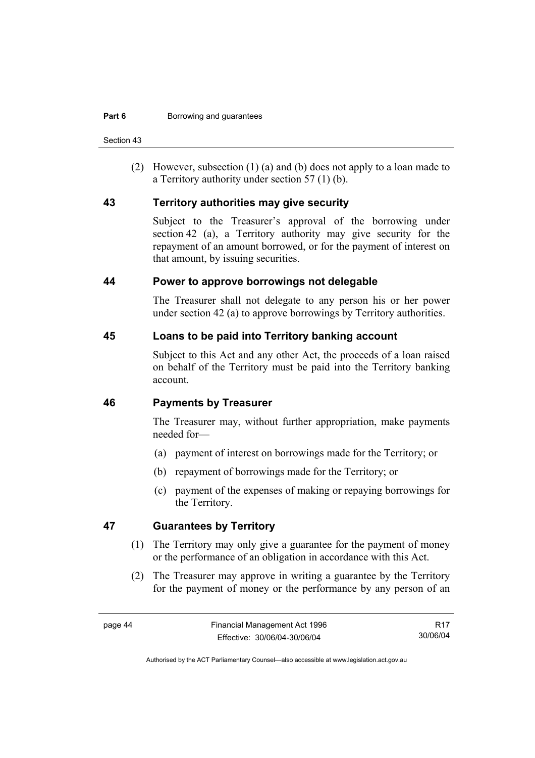(2) However, subsection (1) (a) and (b) does not apply to a loan made to a Territory authority under section 57 (1) (b).

## 43 Territory authorities may give security

Subject to the Treasurer's approval of the borrowing under section 42 (a), a Territory authority may give security for the repayment of an amount borrowed, or for the payment of interest on that amount, by issuing securities.

## 44 Power to approve borrowings not delegable

The Treasurer shall not delegate to any person his or her power under section 42 (a) to approve borrowings by Territory authorities.

## 45 Loans to be paid into Territory banking account

Subject to this Act and any other Act, the proceeds of a loan raised on behalf of the Territory must be paid into the Territory banking account.

## 46 Payments by Treasurer

The Treasurer may, without further appropriation, make payments needed for—

(a) payment of interest on borrowings made for the Territory; or

(b) repayment of borrowings made for the Territory; or

(c) payment of the expenses of making or repaying borrowings for the Territory.

## 47 Guarantees by Territory

(1) The Territory may only give a guarantee for the payment of money or the performance of an obligation in accordance with this Act.

(2) The Treasurer may approve in writing a guarantee by the Territory for the payment of money or the performance by any person of an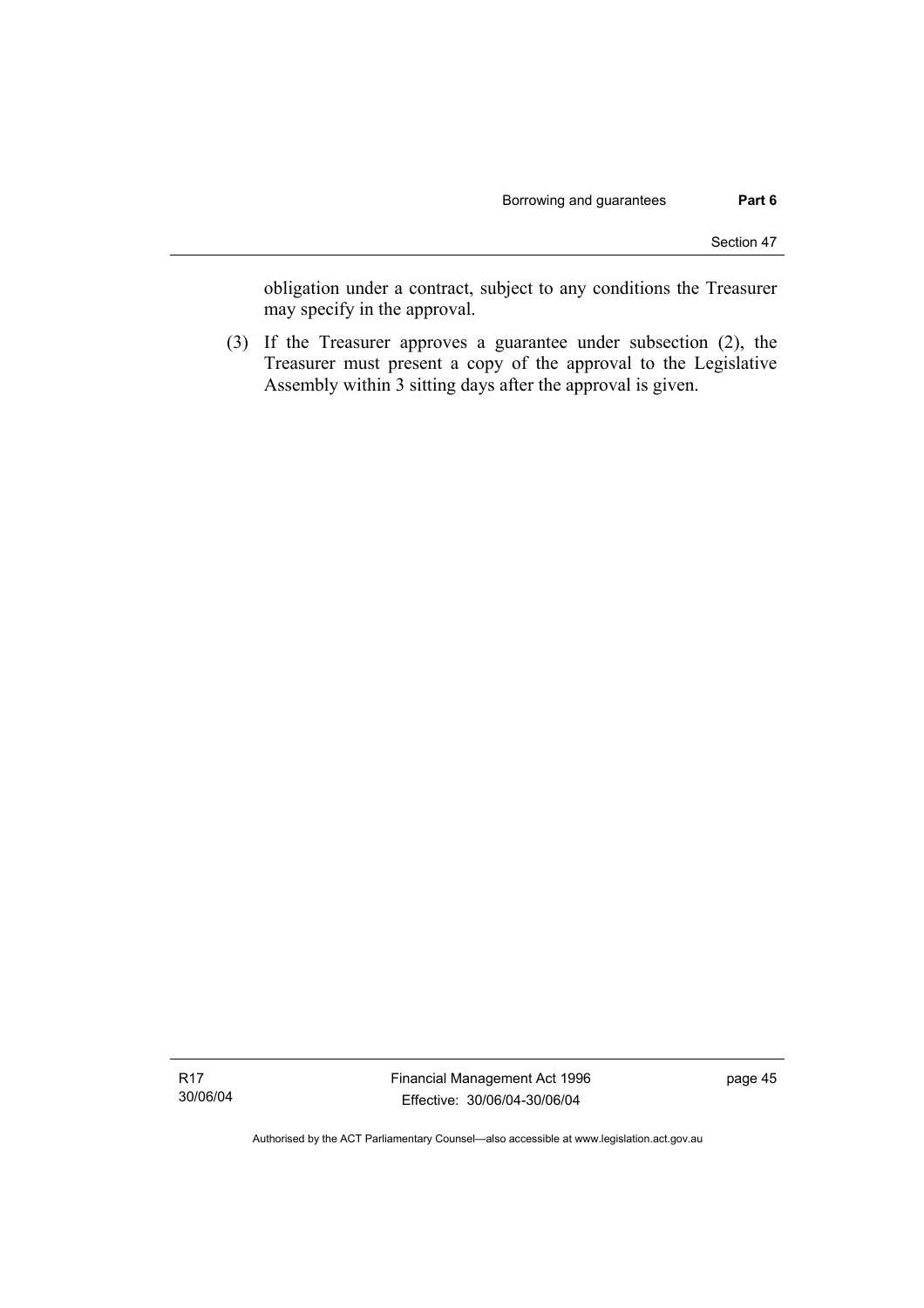obligation under a contract, subject to any conditions the Treasurer may specify in the approval.

(3) If the Treasurer approves a guarantee under subsection (2), the Treasurer must present a copy of the approval to the Legislative Assembly within 3 sitting days after the approval is given.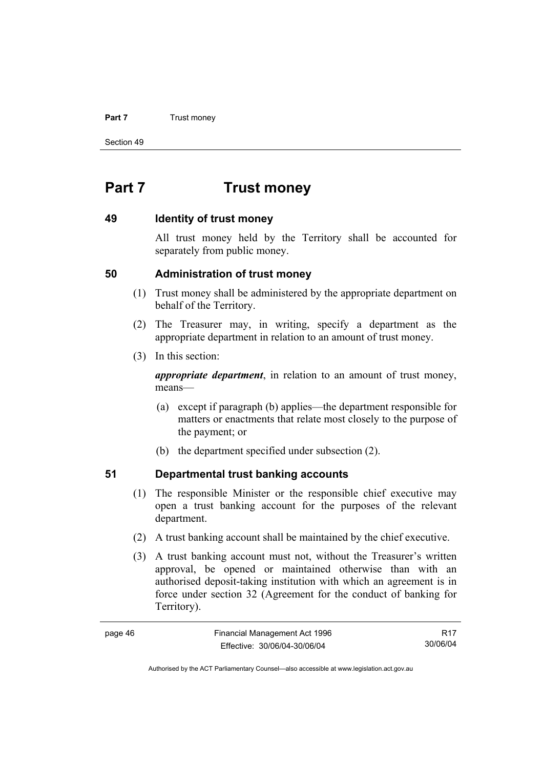# Part 7 Trust money

## 49 Identity of trust money

All trust money held by the Territory shall be accounted for separately from public money.

## 50 Administration of trust money

(1) Trust money shall be administered by the appropriate department on behalf of the Territory.

(2) The Treasurer may, in writing, specify a department as the appropriate department in relation to an amount of trust money.

(3) In this section:

***appropriate department***, in relation to an amount of trust money, means—

(a) except if paragraph (b) applies—the department responsible for matters or enactments that relate most closely to the purpose of the payment; or

(b) the department specified under subsection (2).

## 51 Departmental trust banking accounts

(1) The responsible Minister or the responsible chief executive may open a trust banking account for the purposes of the relevant department.

(2) A trust banking account shall be maintained by the chief executive.

(3) A trust banking account must not, without the Treasurer's written approval, be opened or maintained otherwise than with an authorised deposit-taking institution with which an agreement is in force under section 32 (Agreement for the conduct of banking for Territory).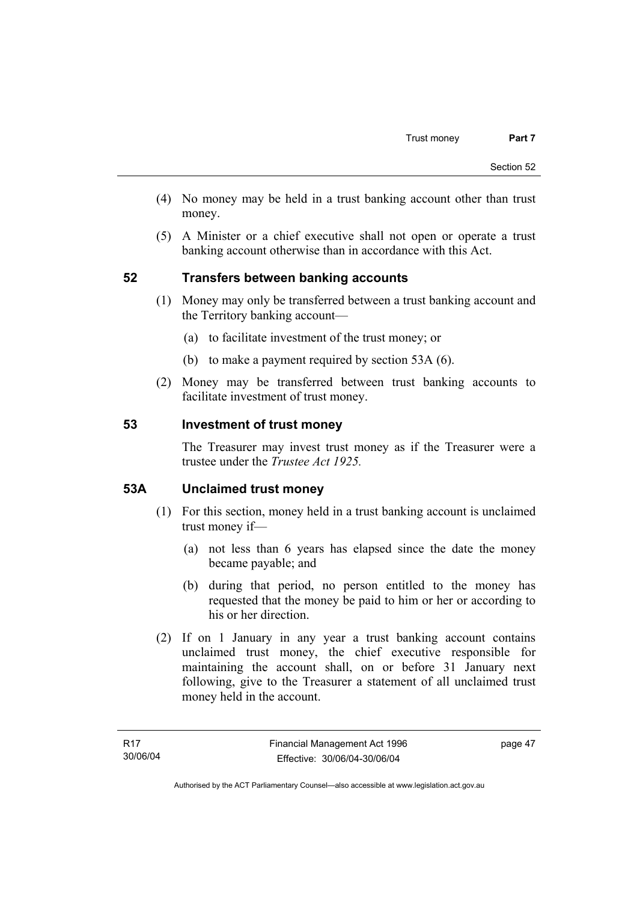(4) No money may be held in a trust banking account other than trust money.

(5) A Minister or a chief executive shall not open or operate a trust banking account otherwise than in accordance with this Act.

## 52 Transfers between banking accounts

(1) Money may only be transferred between a trust banking account and the Territory banking account—

(a) to facilitate investment of the trust money; or

(b) to make a payment required by section 53A (6).

(2) Money may be transferred between trust banking accounts to facilitate investment of trust money.

## 53 Investment of trust money

The Treasurer may invest trust money as if the Treasurer were a trustee under the *Trustee Act 1925.*

## 53A Unclaimed trust money

(1) For this section, money held in a trust banking account is unclaimed trust money if—

(a) not less than 6 years has elapsed since the date the money became payable; and

(b) during that period, no person entitled to the money has requested that the money be paid to him or her or according to his or her direction.

(2) If on 1 January in any year a trust banking account contains unclaimed trust money, the chief executive responsible for maintaining the account shall, on or before 31 January next following, give to the Treasurer a statement of all unclaimed trust money held in the account.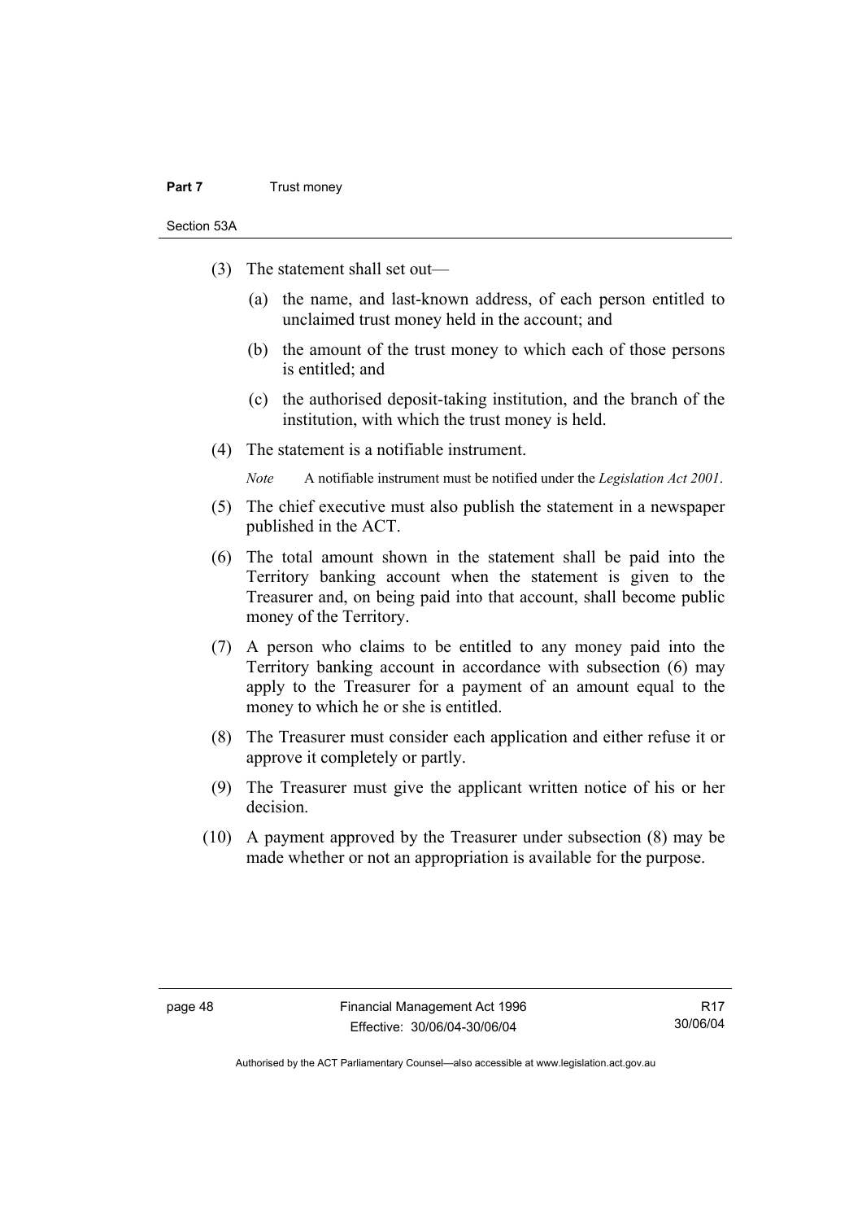(3) The statement shall set out—

(a) the name, and last-known address, of each person entitled to unclaimed trust money held in the account; and

(b) the amount of the trust money to which each of those persons is entitled; and

(c) the authorised deposit-taking institution, and the branch of the institution, with which the trust money is held.

(4) The statement is a notifiable instrument.

*Note* A notifiable instrument must be notified under the *Legislation Act 2001*.

(5) The chief executive must also publish the statement in a newspaper published in the ACT.

(6) The total amount shown in the statement shall be paid into the Territory banking account when the statement is given to the Treasurer and, on being paid into that account, shall become public money of the Territory.

(7) A person who claims to be entitled to any money paid into the Territory banking account in accordance with subsection (6) may apply to the Treasurer for a payment of an amount equal to the money to which he or she is entitled.

(8) The Treasurer must consider each application and either refuse it or approve it completely or partly.

(9) The Treasurer must give the applicant written notice of his or her decision.

(10) A payment approved by the Treasurer under subsection (8) may be made whether or not an appropriation is available for the purpose.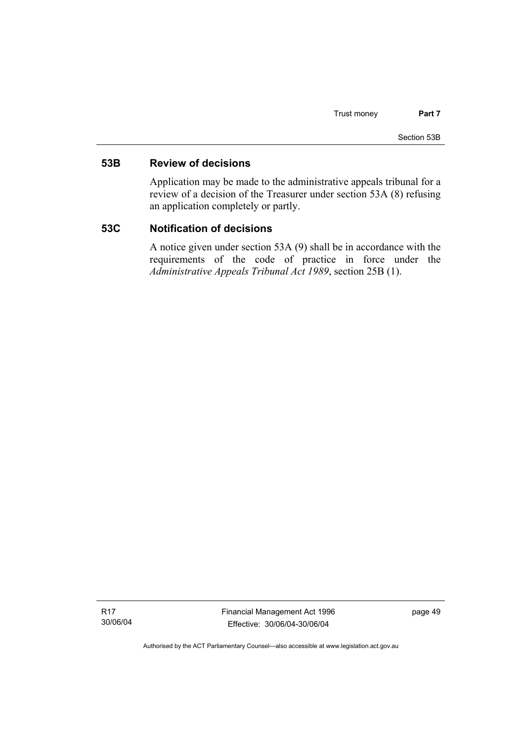## 53B Review of decisions

Application may be made to the administrative appeals tribunal for a review of a decision of the Treasurer under section 53A (8) refusing an application completely or partly.

## 53C Notification of decisions

A notice given under section 53A (9) shall be in accordance with the requirements of the code of practice in force under the *Administrative Appeals Tribunal Act 1989*, section 25B (1).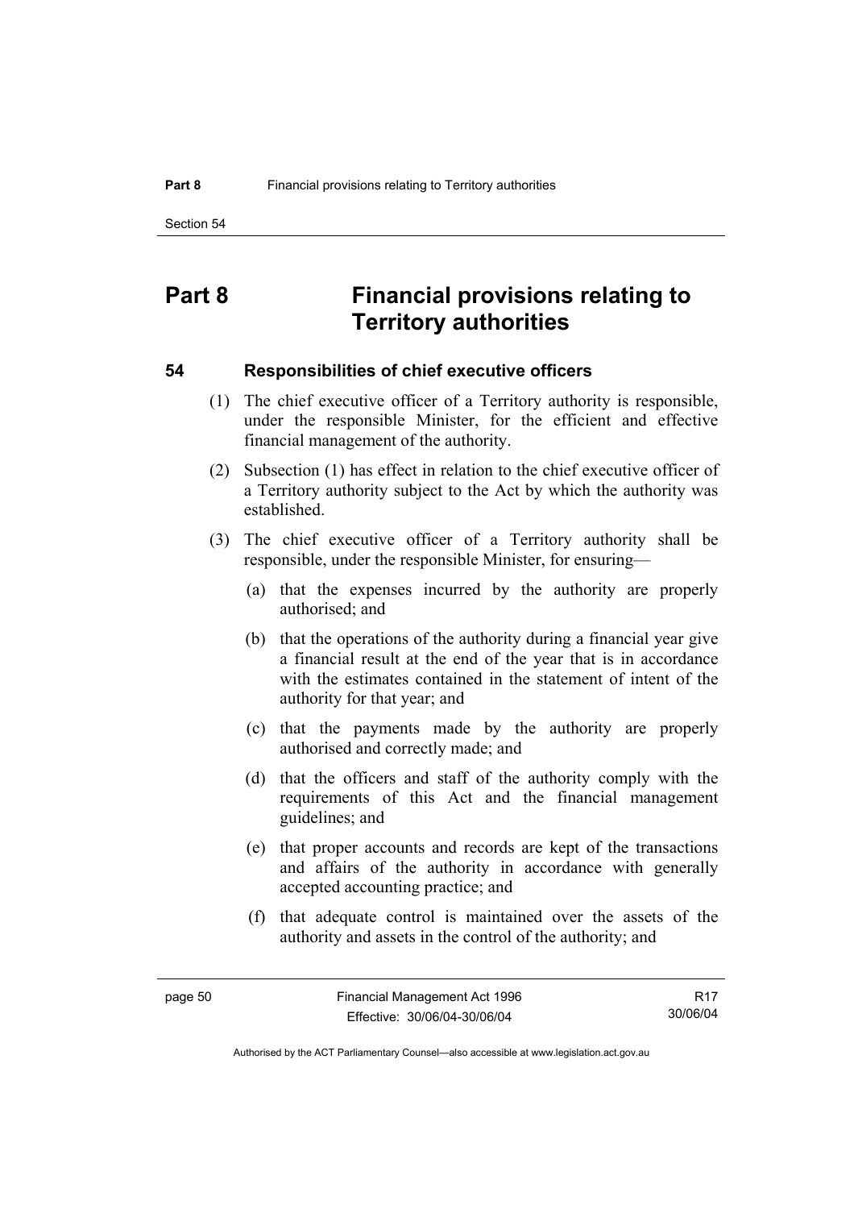# Part 8 Financial provisions relating to Territory authorities

## 54 Responsibilities of chief executive officers

(1) The chief executive officer of a Territory authority is responsible, under the responsible Minister, for the efficient and effective financial management of the authority.

(2) Subsection (1) has effect in relation to the chief executive officer of a Territory authority subject to the Act by which the authority was established.

(3) The chief executive officer of a Territory authority shall be responsible, under the responsible Minister, for ensuring—

(a) that the expenses incurred by the authority are properly authorised; and

(b) that the operations of the authority during a financial year give a financial result at the end of the year that is in accordance with the estimates contained in the statement of intent of the authority for that year; and

(c) that the payments made by the authority are properly authorised and correctly made; and

(d) that the officers and staff of the authority comply with the requirements of this Act and the financial management guidelines; and

(e) that proper accounts and records are kept of the transactions and affairs of the authority in accordance with generally accepted accounting practice; and

(f) that adequate control is maintained over the assets of the authority and assets in the control of the authority; and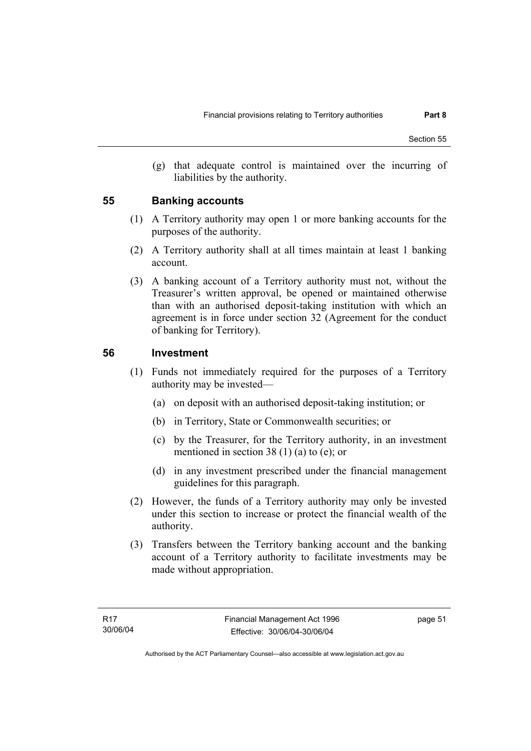(g) that adequate control is maintained over the incurring of liabilities by the authority.

## 55 Banking accounts

(1) A Territory authority may open 1 or more banking accounts for the purposes of the authority.

(2) A Territory authority shall at all times maintain at least 1 banking account.

(3) A banking account of a Territory authority must not, without the Treasurer's written approval, be opened or maintained otherwise than with an authorised deposit-taking institution with which an agreement is in force under section 32 (Agreement for the conduct of banking for Territory).

## 56 Investment

(1) Funds not immediately required for the purposes of a Territory authority may be invested—

(a) on deposit with an authorised deposit-taking institution; or

(b) in Territory, State or Commonwealth securities; or

(c) by the Treasurer, for the Territory authority, in an investment mentioned in section 38 (1) (a) to (e); or

(d) in any investment prescribed under the financial management guidelines for this paragraph.

(2) However, the funds of a Territory authority may only be invested under this section to increase or protect the financial wealth of the authority.

(3) Transfers between the Territory banking account and the banking account of a Territory authority to facilitate investments may be made without appropriation.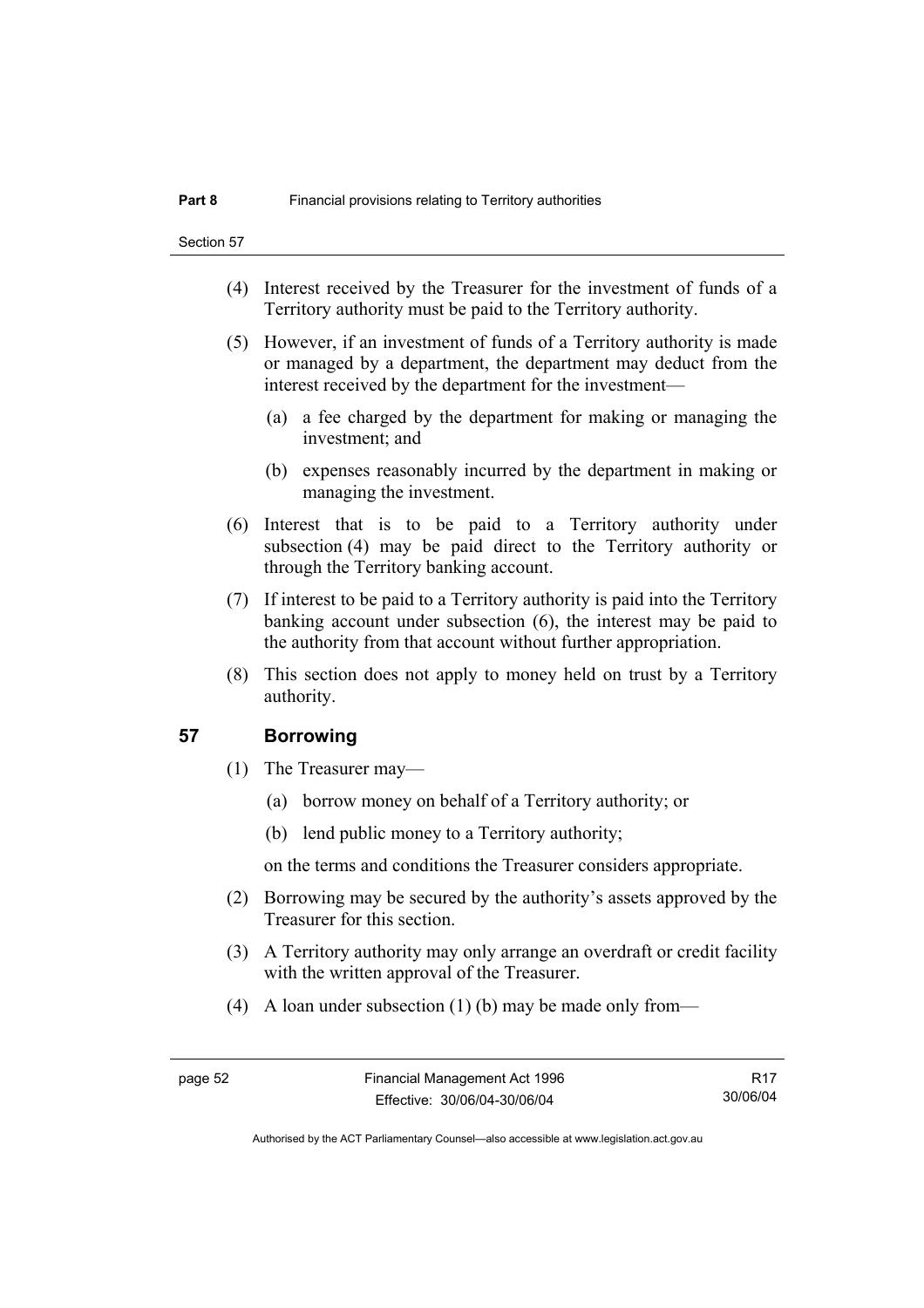(4) Interest received by the Treasurer for the investment of funds of a Territory authority must be paid to the Territory authority.

(5) However, if an investment of funds of a Territory authority is made or managed by a department, the department may deduct from the interest received by the department for the investment—

   (a) a fee charged by the department for making or managing the investment; and

   (b) expenses reasonably incurred by the department in making or managing the investment.

(6) Interest that is to be paid to a Territory authority under subsection (4) may be paid direct to the Territory authority or through the Territory banking account.

(7) If interest to be paid to a Territory authority is paid into the Territory banking account under subsection (6), the interest may be paid to the authority from that account without further appropriation.

(8) This section does not apply to money held on trust by a Territory authority.

## 57 Borrowing

(1) The Treasurer may—

   (a) borrow money on behalf of a Territory authority; or

   (b) lend public money to a Territory authority;

   on the terms and conditions the Treasurer considers appropriate.

(2) Borrowing may be secured by the authority's assets approved by the Treasurer for this section.

(3) A Territory authority may only arrange an overdraft or credit facility with the written approval of the Treasurer.

(4) A loan under subsection (1) (b) may be made only from—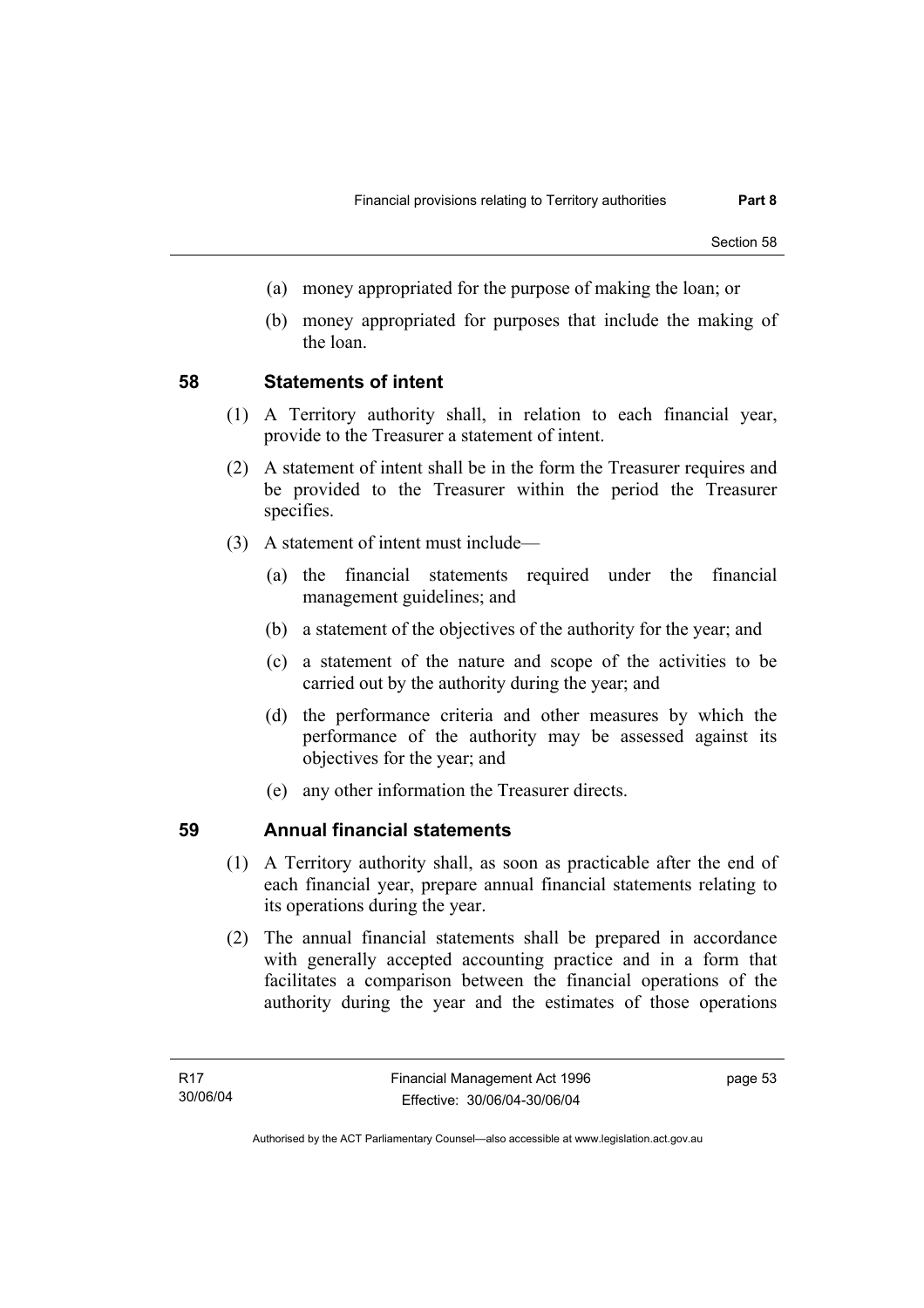(a) money appropriated for the purpose of making the loan; or

(b) money appropriated for purposes that include the making of the loan.

## 58 Statements of intent

(1) A Territory authority shall, in relation to each financial year, provide to the Treasurer a statement of intent.

(2) A statement of intent shall be in the form the Treasurer requires and be provided to the Treasurer within the period the Treasurer specifies.

(3) A statement of intent must include—

(a) the financial statements required under the financial management guidelines; and

(b) a statement of the objectives of the authority for the year; and

(c) a statement of the nature and scope of the activities to be carried out by the authority during the year; and

(d) the performance criteria and other measures by which the performance of the authority may be assessed against its objectives for the year; and

(e) any other information the Treasurer directs.

## 59 Annual financial statements

(1) A Territory authority shall, as soon as practicable after the end of each financial year, prepare annual financial statements relating to its operations during the year.

(2) The annual financial statements shall be prepared in accordance with generally accepted accounting practice and in a form that facilitates a comparison between the financial operations of the authority during the year and the estimates of those operations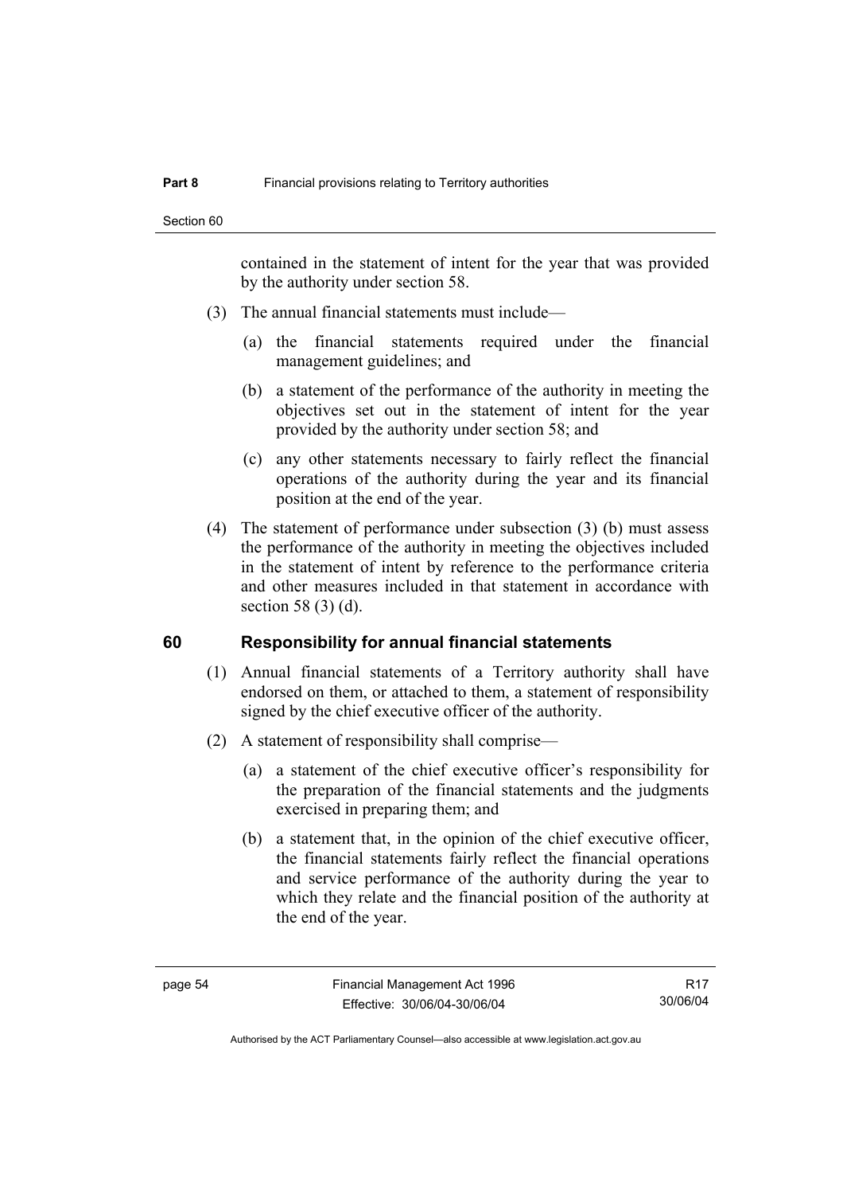contained in the statement of intent for the year that was provided by the authority under section 58.

(3) The annual financial statements must include—

(a) the financial statements required under the financial management guidelines; and

(b) a statement of the performance of the authority in meeting the objectives set out in the statement of intent for the year provided by the authority under section 58; and

(c) any other statements necessary to fairly reflect the financial operations of the authority during the year and its financial position at the end of the year.

(4) The statement of performance under subsection (3) (b) must assess the performance of the authority in meeting the objectives included in the statement of intent by reference to the performance criteria and other measures included in that statement in accordance with section 58 (3) (d).

## 60 Responsibility for annual financial statements

(1) Annual financial statements of a Territory authority shall have endorsed on them, or attached to them, a statement of responsibility signed by the chief executive officer of the authority.

(2) A statement of responsibility shall comprise—

(a) a statement of the chief executive officer's responsibility for the preparation of the financial statements and the judgments exercised in preparing them; and

(b) a statement that, in the opinion of the chief executive officer, the financial statements fairly reflect the financial operations and service performance of the authority during the year to which they relate and the financial position of the authority at the end of the year.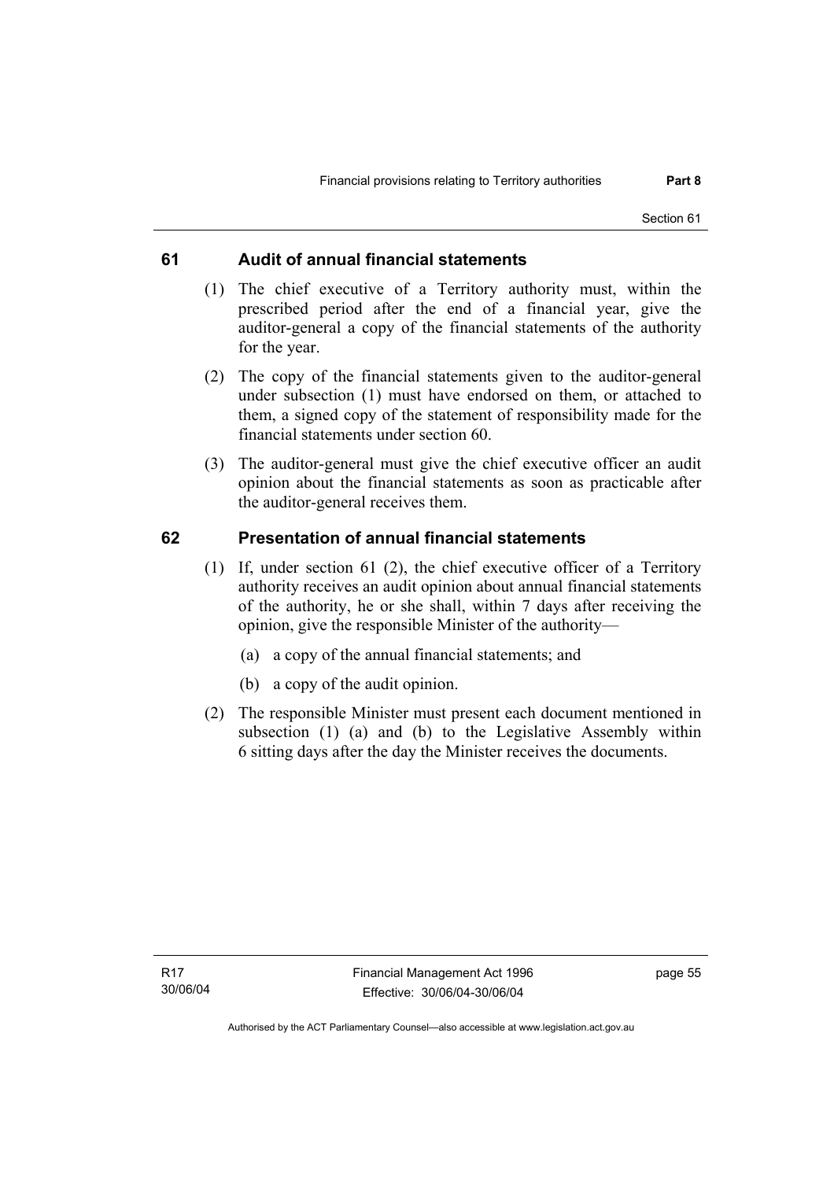## 61 Audit of annual financial statements

(1) The chief executive of a Territory authority must, within the prescribed period after the end of a financial year, give the auditor-general a copy of the financial statements of the authority for the year.

(2) The copy of the financial statements given to the auditor-general under subsection (1) must have endorsed on them, or attached to them, a signed copy of the statement of responsibility made for the financial statements under section 60.

(3) The auditor-general must give the chief executive officer an audit opinion about the financial statements as soon as practicable after the auditor-general receives them.

## 62 Presentation of annual financial statements

(1) If, under section 61 (2), the chief executive officer of a Territory authority receives an audit opinion about annual financial statements of the authority, he or she shall, within 7 days after receiving the opinion, give the responsible Minister of the authority—

(a) a copy of the annual financial statements; and

(b) a copy of the audit opinion.

(2) The responsible Minister must present each document mentioned in subsection (1) (a) and (b) to the Legislative Assembly within 6 sitting days after the day the Minister receives the documents.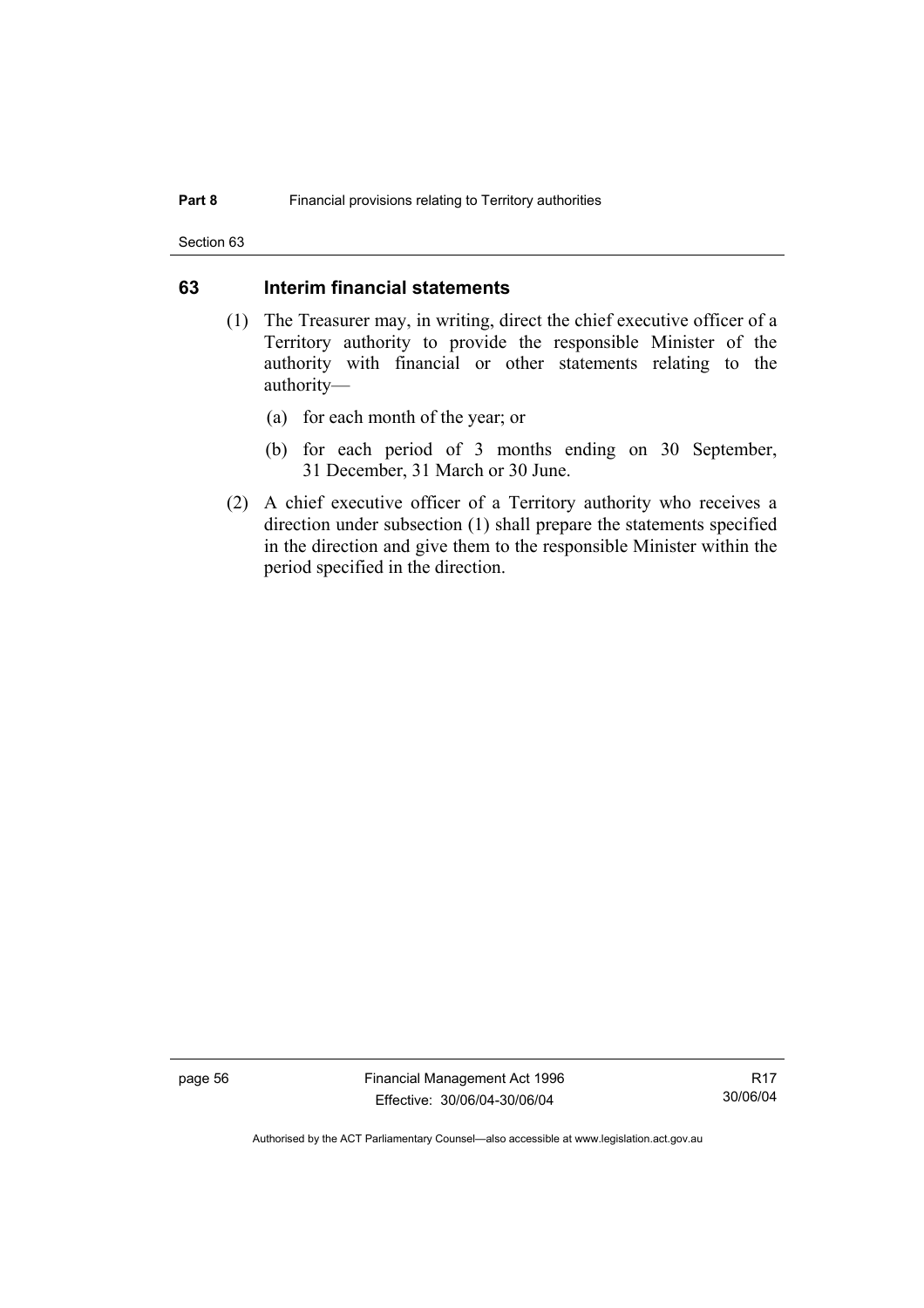## 63 Interim financial statements

(1) The Treasurer may, in writing, direct the chief executive officer of a Territory authority to provide the responsible Minister of the authority with financial or other statements relating to the authority—

(a) for each month of the year; or

(b) for each period of 3 months ending on 30 September, 31 December, 31 March or 30 June.

(2) A chief executive officer of a Territory authority who receives a direction under subsection (1) shall prepare the statements specified in the direction and give them to the responsible Minister within the period specified in the direction.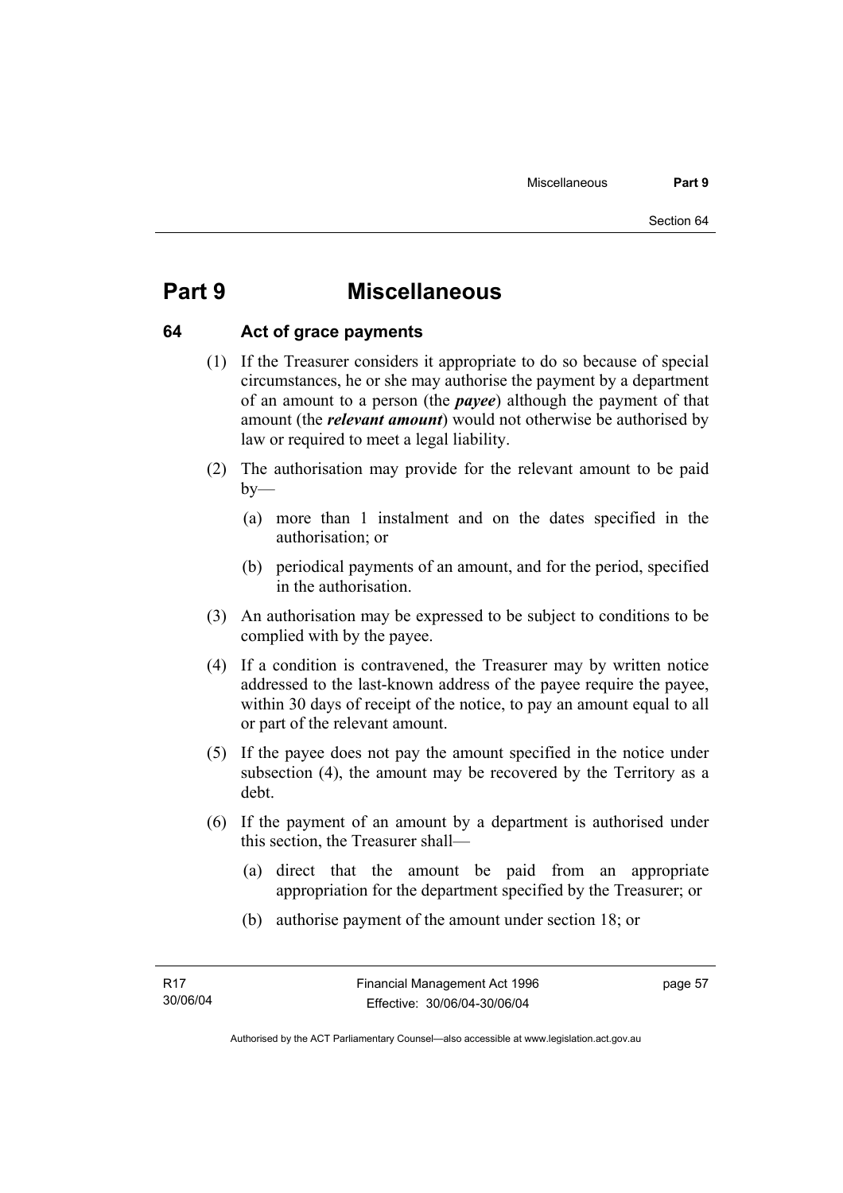# Part 9 Miscellaneous

## 64 Act of grace payments

(1) If the Treasurer considers it appropriate to do so because of special circumstances, he or she may authorise the payment by a department of an amount to a person (the ***payee***) although the payment of that amount (the ***relevant amount***) would not otherwise be authorised by law or required to meet a legal liability.

(2) The authorisation may provide for the relevant amount to be paid by—

(a) more than 1 instalment and on the dates specified in the authorisation; or

(b) periodical payments of an amount, and for the period, specified in the authorisation.

(3) An authorisation may be expressed to be subject to conditions to be complied with by the payee.

(4) If a condition is contravened, the Treasurer may by written notice addressed to the last-known address of the payee require the payee, within 30 days of receipt of the notice, to pay an amount equal to all or part of the relevant amount.

(5) If the payee does not pay the amount specified in the notice under subsection (4), the amount may be recovered by the Territory as a debt.

(6) If the payment of an amount by a department is authorised under this section, the Treasurer shall—

(a) direct that the amount be paid from an appropriate appropriation for the department specified by the Treasurer; or

(b) authorise payment of the amount under section 18; or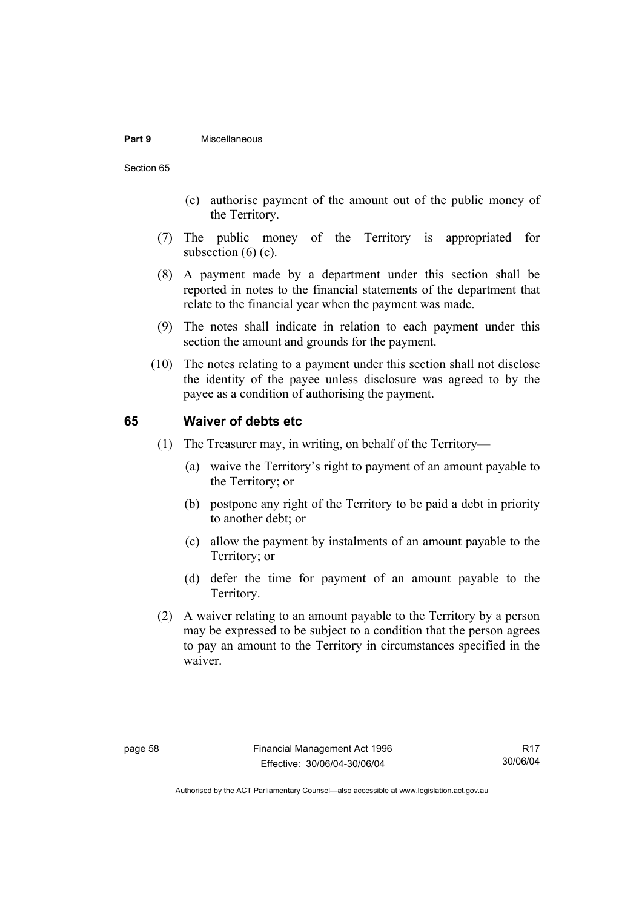(c) authorise payment of the amount out of the public money of the Territory.

(7) The public money of the Territory is appropriated for subsection (6) (c).

(8) A payment made by a department under this section shall be reported in notes to the financial statements of the department that relate to the financial year when the payment was made.

(9) The notes shall indicate in relation to each payment under this section the amount and grounds for the payment.

(10) The notes relating to a payment under this section shall not disclose the identity of the payee unless disclosure was agreed to by the payee as a condition of authorising the payment.

## 65 Waiver of debts etc

(1) The Treasurer may, in writing, on behalf of the Territory—

(a) waive the Territory's right to payment of an amount payable to the Territory; or

(b) postpone any right of the Territory to be paid a debt in priority to another debt; or

(c) allow the payment by instalments of an amount payable to the Territory; or

(d) defer the time for payment of an amount payable to the Territory.

(2) A waiver relating to an amount payable to the Territory by a person may be expressed to be subject to a condition that the person agrees to pay an amount to the Territory in circumstances specified in the waiver.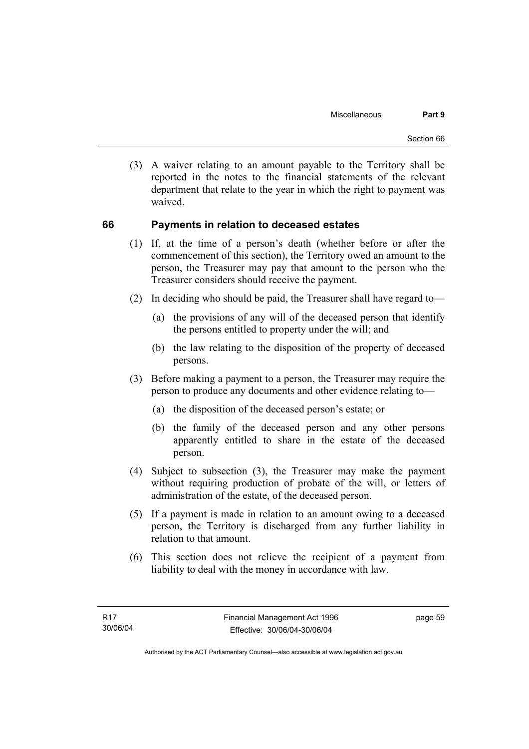(3) A waiver relating to an amount payable to the Territory shall be reported in the notes to the financial statements of the relevant department that relate to the year in which the right to payment was waived.

## 66 Payments in relation to deceased estates

(1) If, at the time of a person's death (whether before or after the commencement of this section), the Territory owed an amount to the person, the Treasurer may pay that amount to the person who the Treasurer considers should receive the payment.

(2) In deciding who should be paid, the Treasurer shall have regard to—

(a) the provisions of any will of the deceased person that identify the persons entitled to property under the will; and

(b) the law relating to the disposition of the property of deceased persons.

(3) Before making a payment to a person, the Treasurer may require the person to produce any documents and other evidence relating to—

(a) the disposition of the deceased person's estate; or

(b) the family of the deceased person and any other persons apparently entitled to share in the estate of the deceased person.

(4) Subject to subsection (3), the Treasurer may make the payment without requiring production of probate of the will, or letters of administration of the estate, of the deceased person.

(5) If a payment is made in relation to an amount owing to a deceased person, the Territory is discharged from any further liability in relation to that amount.

(6) This section does not relieve the recipient of a payment from liability to deal with the money in accordance with law.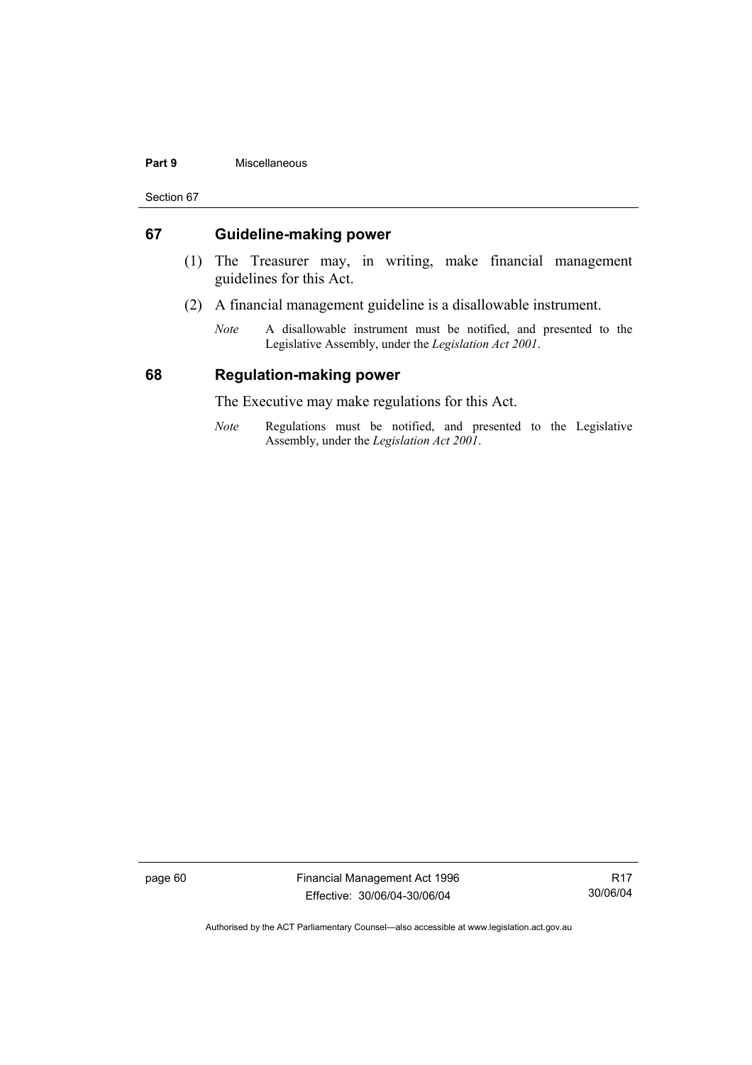## 67 Guideline-making power

(1) The Treasurer may, in writing, make financial management guidelines for this Act.

(2) A financial management guideline is a disallowable instrument.

*Note* A disallowable instrument must be notified, and presented to the Legislative Assembly, under the *Legislation Act 2001*.

## 68 Regulation-making power

The Executive may make regulations for this Act.

*Note* Regulations must be notified, and presented to the Legislative Assembly, under the *Legislation Act 2001*.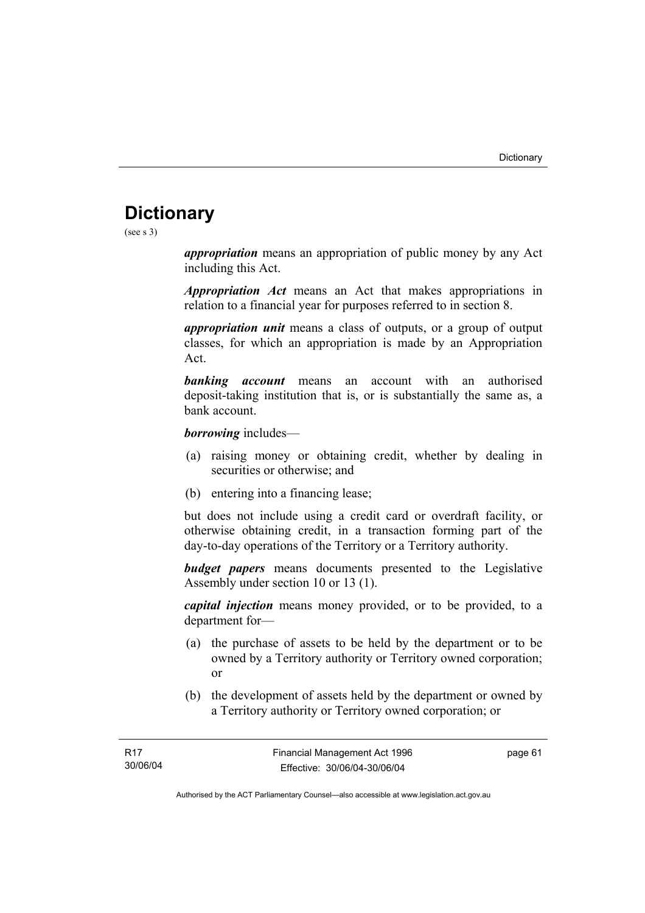# Dictionary

(see s 3)

***appropriation*** means an appropriation of public money by any Act including this Act.

***Appropriation Act*** means an Act that makes appropriations in relation to a financial year for purposes referred to in section 8.

***appropriation unit*** means a class of outputs, or a group of output classes, for which an appropriation is made by an Appropriation Act.

***banking account*** means an account with an authorised deposit-taking institution that is, or is substantially the same as, a bank account.

***borrowing*** includes—

(a) raising money or obtaining credit, whether by dealing in securities or otherwise; and

(b) entering into a financing lease;

but does not include using a credit card or overdraft facility, or otherwise obtaining credit, in a transaction forming part of the day-to-day operations of the Territory or a Territory authority.

***budget papers*** means documents presented to the Legislative Assembly under section 10 or 13 (1).

***capital injection*** means money provided, or to be provided, to a department for—

(a) the purchase of assets to be held by the department or to be owned by a Territory authority or Territory owned corporation; or

(b) the development of assets held by the department or owned by a Territory authority or Territory owned corporation; or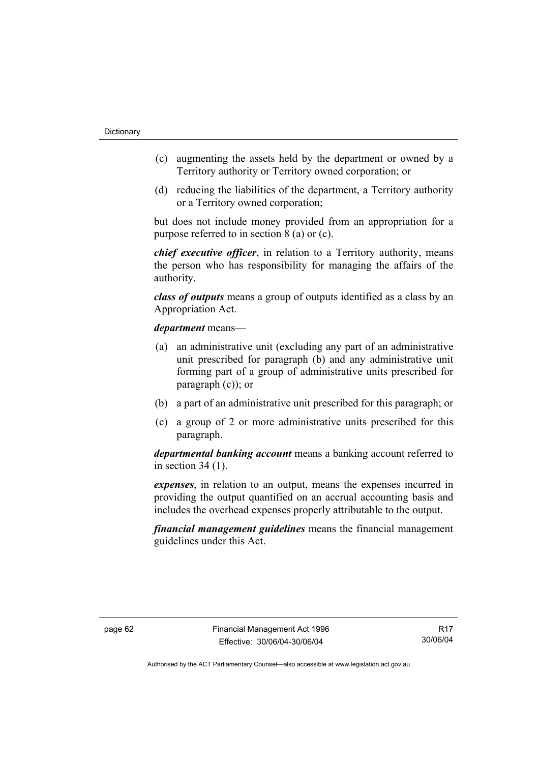(c) augmenting the assets held by the department or owned by a Territory authority or Territory owned corporation; or

(d) reducing the liabilities of the department, a Territory authority or a Territory owned corporation;

but does not include money provided from an appropriation for a purpose referred to in section 8 (a) or (c).

***chief executive officer***, in relation to a Territory authority, means the person who has responsibility for managing the affairs of the authority.

***class of outputs*** means a group of outputs identified as a class by an Appropriation Act.

***department*** means—

(a) an administrative unit (excluding any part of an administrative unit prescribed for paragraph (b) and any administrative unit forming part of a group of administrative units prescribed for paragraph (c)); or

(b) a part of an administrative unit prescribed for this paragraph; or

(c) a group of 2 or more administrative units prescribed for this paragraph.

***departmental banking account*** means a banking account referred to in section 34 (1).

***expenses***, in relation to an output, means the expenses incurred in providing the output quantified on an accrual accounting basis and includes the overhead expenses properly attributable to the output.

***financial management guidelines*** means the financial management guidelines under this Act.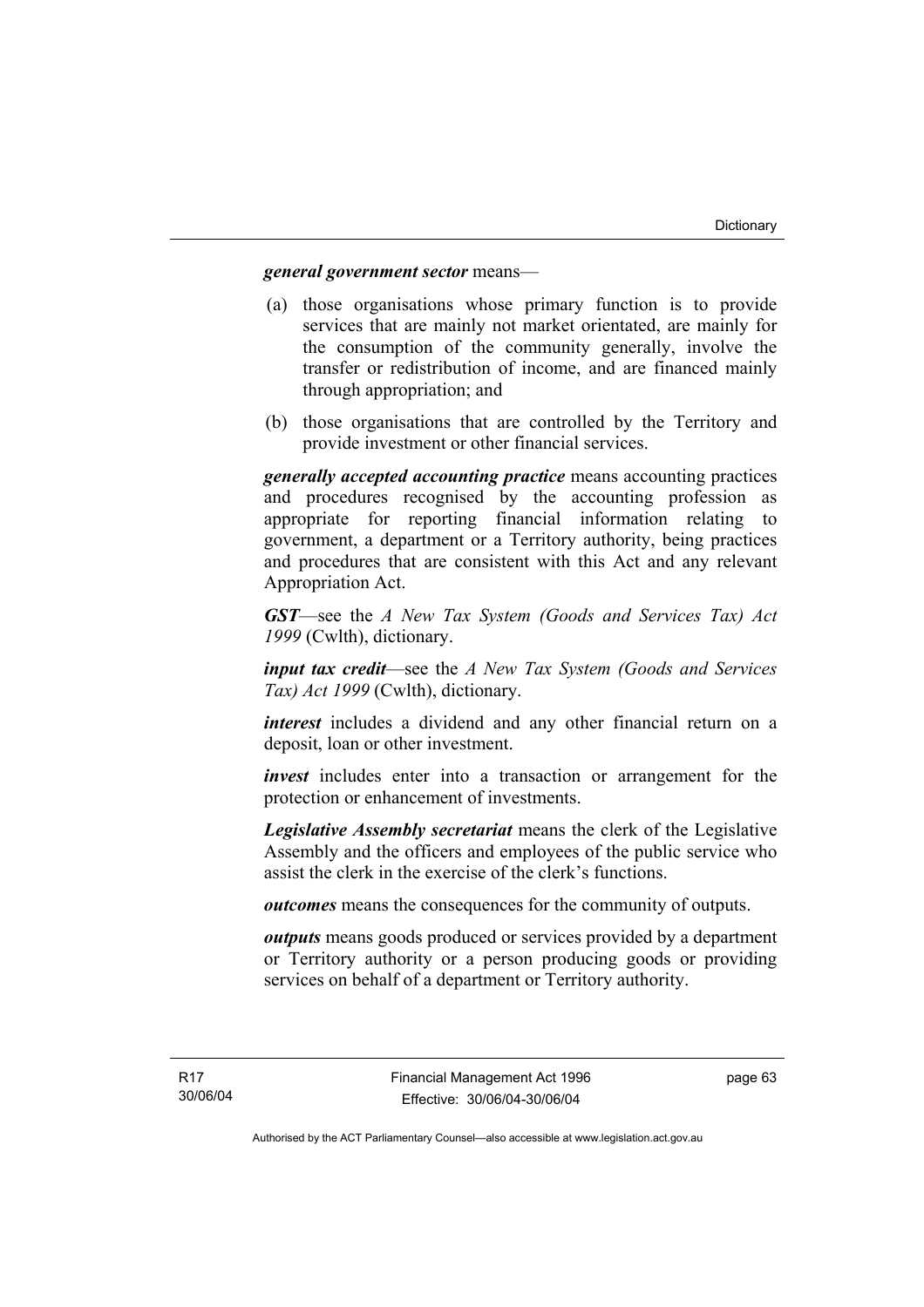***general government sector*** means—

(a) those organisations whose primary function is to provide services that are mainly not market orientated, are mainly for the consumption of the community generally, involve the transfer or redistribution of income, and are financed mainly through appropriation; and

(b) those organisations that are controlled by the Territory and provide investment or other financial services.

***generally accepted accounting practice*** means accounting practices and procedures recognised by the accounting profession as appropriate for reporting financial information relating to government, a department or a Territory authority, being practices and procedures that are consistent with this Act and any relevant Appropriation Act.

***GST***—see the *A New Tax System (Goods and Services Tax) Act 1999* (Cwlth), dictionary.

***input tax credit***—see the *A New Tax System (Goods and Services Tax) Act 1999* (Cwlth), dictionary.

***interest*** includes a dividend and any other financial return on a deposit, loan or other investment.

***invest*** includes enter into a transaction or arrangement for the protection or enhancement of investments.

***Legislative Assembly secretariat*** means the clerk of the Legislative Assembly and the officers and employees of the public service who assist the clerk in the exercise of the clerk's functions.

***outcomes*** means the consequences for the community of outputs.

***outputs*** means goods produced or services provided by a department or Territory authority or a person producing goods or providing services on behalf of a department or Territory authority.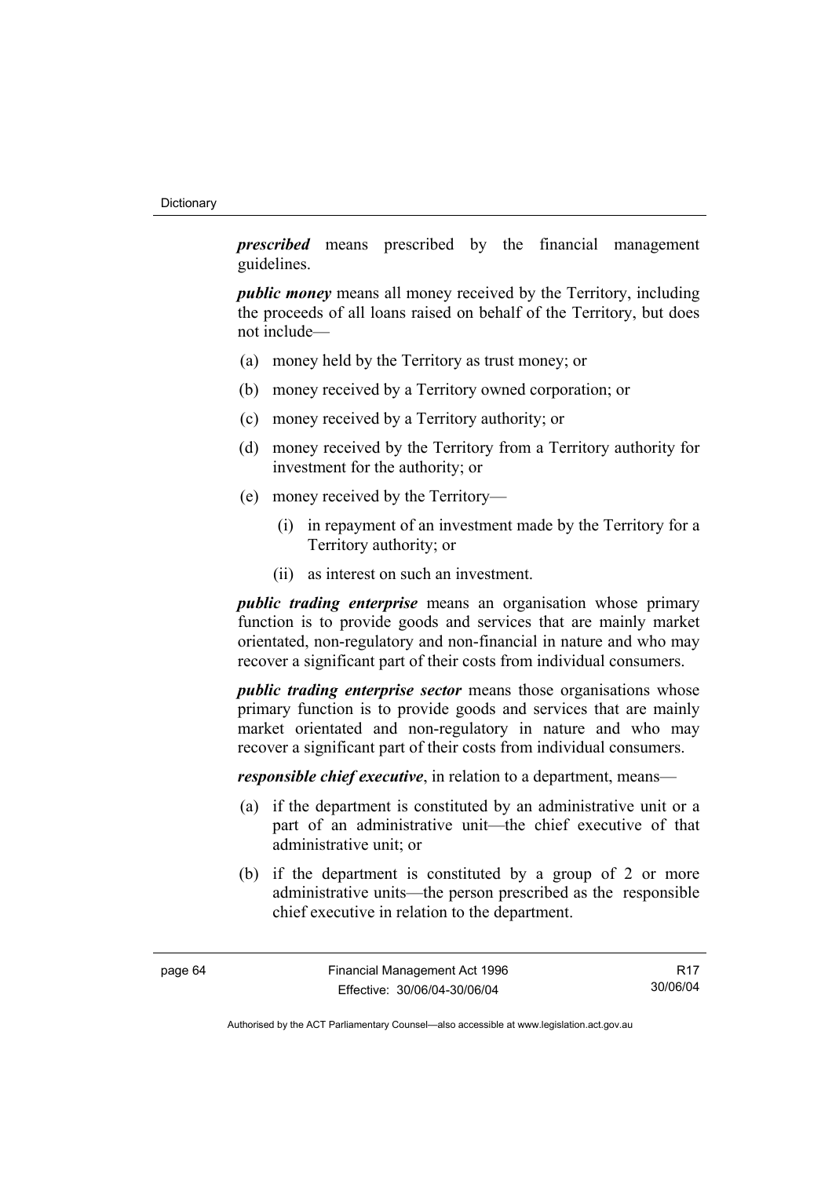***prescribed*** means prescribed by the financial management guidelines.

***public money*** means all money received by the Territory, including the proceeds of all loans raised on behalf of the Territory, but does not include—

(a) money held by the Territory as trust money; or

(b) money received by a Territory owned corporation; or

(c) money received by a Territory authority; or

(d) money received by the Territory from a Territory authority for investment for the authority; or

(e) money received by the Territory—

  (i) in repayment of an investment made by the Territory for a Territory authority; or

  (ii) as interest on such an investment.

***public trading enterprise*** means an organisation whose primary function is to provide goods and services that are mainly market orientated, non-regulatory and non-financial in nature and who may recover a significant part of their costs from individual consumers.

***public trading enterprise sector*** means those organisations whose primary function is to provide goods and services that are mainly market orientated and non-regulatory in nature and who may recover a significant part of their costs from individual consumers.

***responsible chief executive***, in relation to a department, means—

(a) if the department is constituted by an administrative unit or a part of an administrative unit—the chief executive of that administrative unit; or

(b) if the department is constituted by a group of 2 or more administrative units—the person prescribed as the responsible chief executive in relation to the department.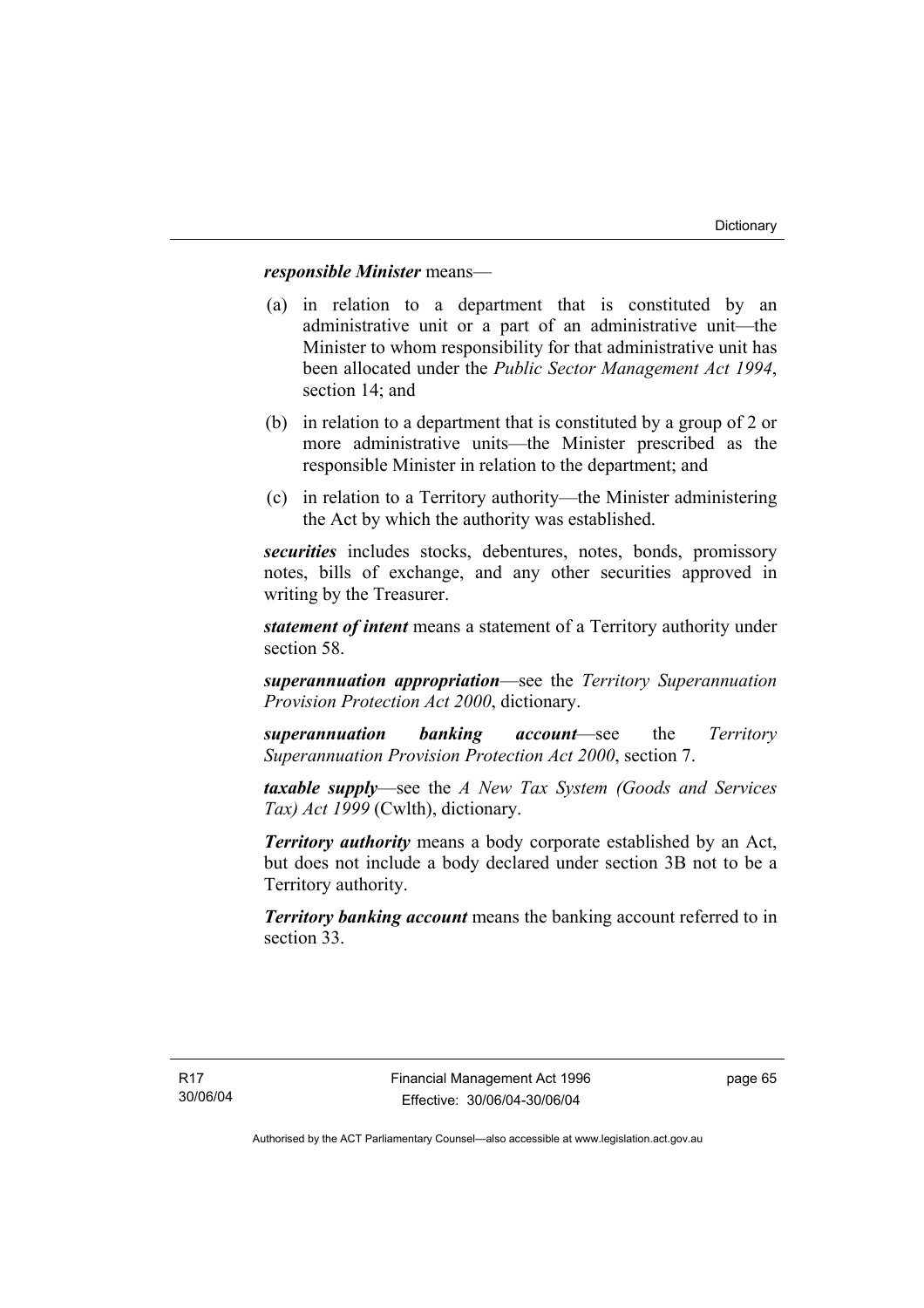***responsible Minister*** means—

(a) in relation to a department that is constituted by an administrative unit or a part of an administrative unit—the Minister to whom responsibility for that administrative unit has been allocated under the *Public Sector Management Act 1994*, section 14; and

(b) in relation to a department that is constituted by a group of 2 or more administrative units—the Minister prescribed as the responsible Minister in relation to the department; and

(c) in relation to a Territory authority—the Minister administering the Act by which the authority was established.

***securities*** includes stocks, debentures, notes, bonds, promissory notes, bills of exchange, and any other securities approved in writing by the Treasurer.

***statement of intent*** means a statement of a Territory authority under section 58.

***superannuation appropriation***—see the *Territory Superannuation Provision Protection Act 2000*, dictionary.

***superannuation banking account***—see the *Territory Superannuation Provision Protection Act 2000*, section 7.

***taxable supply***—see the *A New Tax System (Goods and Services Tax) Act 1999* (Cwlth), dictionary.

***Territory authority*** means a body corporate established by an Act, but does not include a body declared under section 3B not to be a Territory authority.

***Territory banking account*** means the banking account referred to in section 33.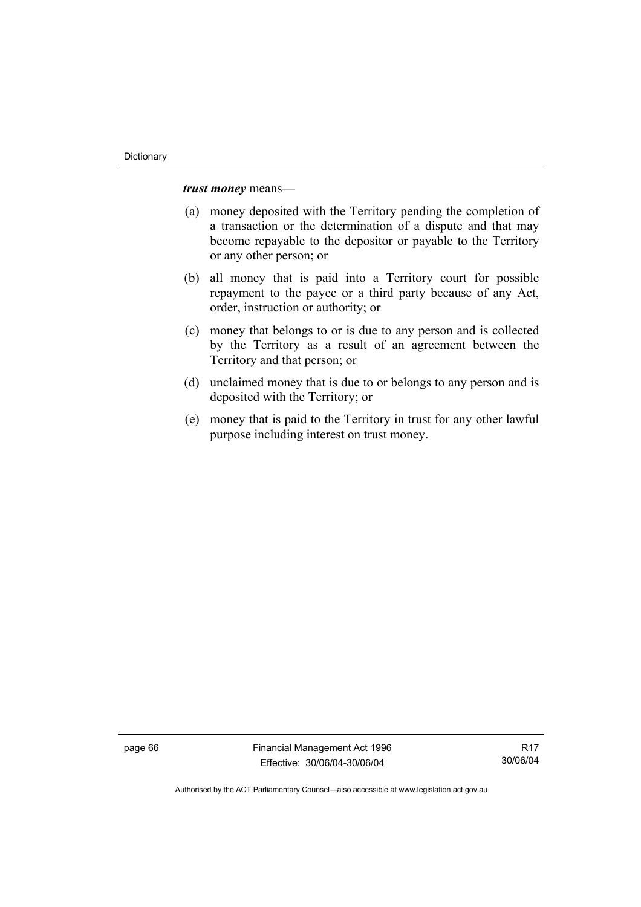***trust money*** means—

(a) money deposited with the Territory pending the completion of a transaction or the determination of a dispute and that may become repayable to the depositor or payable to the Territory or any other person; or

(b) all money that is paid into a Territory court for possible repayment to the payee or a third party because of any Act, order, instruction or authority; or

(c) money that belongs to or is due to any person and is collected by the Territory as a result of an agreement between the Territory and that person; or

(d) unclaimed money that is due to or belongs to any person and is deposited with the Territory; or

(e) money that is paid to the Territory in trust for any other lawful purpose including interest on trust money.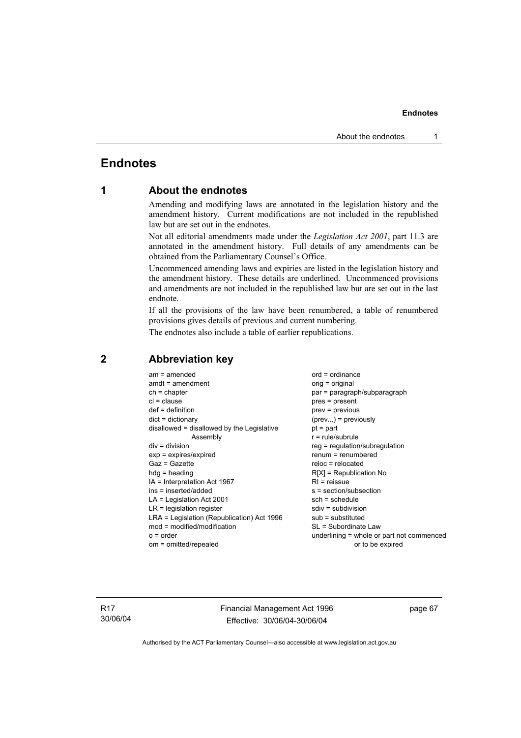# Endnotes

## 1 About the endnotes

Amending and modifying laws are annotated in the legislation history and the amendment history. Current modifications are not included in the republished law but are set out in the endnotes.

Not all editorial amendments made under the *Legislation Act 2001*, part 11.3 are annotated in the amendment history. Full details of any amendments can be obtained from the Parliamentary Counsel's Office.

Uncommenced amending laws and expiries are listed in the legislation history and the amendment history. These details are underlined. Uncommenced provisions and amendments are not included in the republished law but are set out in the last endnote.

If all the provisions of the law have been renumbered, a table of renumbered provisions gives details of previous and current numbering.

The endnotes also include a table of earlier republications.

## 2 Abbreviation key

am = amended
amdt = amendment
ch = chapter
cl = clause
def = definition
dict = dictionary
disallowed = disallowed by the Legislative Assembly
div = division
exp = expires/expired
Gaz = Gazette
hdg = heading
IA = Interpretation Act 1967
ins = inserted/added
LA = Legislation Act 2001
LR = legislation register
LRA = Legislation (Republication) Act 1996
mod = modified/modification
o = order
om = omitted/repealed
ord = ordinance
orig = original
par = paragraph/subparagraph
pres = present
prev = previous
(prev...) = previously
pt = part
r = rule/subrule
reg = regulation/subregulation
renum = renumbered
reloc = relocated
R[X] = Republication No
RI = reissue
s = section/subsection
sch = schedule
sdiv = subdivision
sub = substituted
SL = Subordinate Law
underlining = whole or part not commenced or to be expired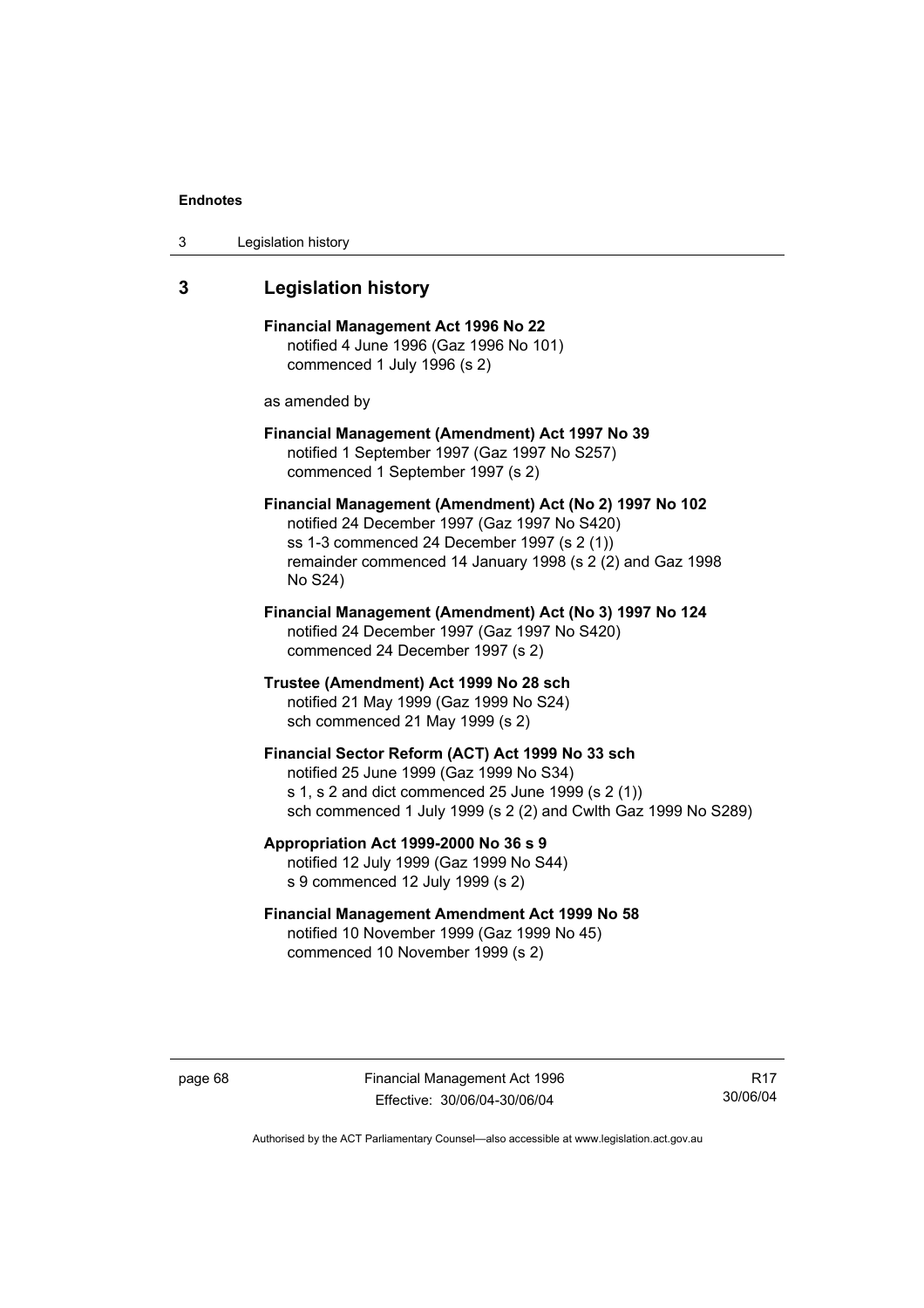## 3 Legislation history

**Financial Management Act 1996 No 22**
notified 4 June 1996 (Gaz 1996 No 101)
commenced 1 July 1996 (s 2)

as amended by

**Financial Management (Amendment) Act 1997 No 39**
notified 1 September 1997 (Gaz 1997 No S257)
commenced 1 September 1997 (s 2)

**Financial Management (Amendment) Act (No 2) 1997 No 102**
notified 24 December 1997 (Gaz 1997 No S420)
ss 1-3 commenced 24 December 1997 (s 2 (1))
remainder commenced 14 January 1998 (s 2 (2) and Gaz 1998 No S24)

**Financial Management (Amendment) Act (No 3) 1997 No 124**
notified 24 December 1997 (Gaz 1997 No S420)
commenced 24 December 1997 (s 2)

**Trustee (Amendment) Act 1999 No 28 sch**
notified 21 May 1999 (Gaz 1999 No S24)
sch commenced 21 May 1999 (s 2)

**Financial Sector Reform (ACT) Act 1999 No 33 sch**
notified 25 June 1999 (Gaz 1999 No S34)
s 1, s 2 and dict commenced 25 June 1999 (s 2 (1))
sch commenced 1 July 1999 (s 2 (2) and Cwlth Gaz 1999 No S289)

**Appropriation Act 1999-2000 No 36 s 9**
notified 12 July 1999 (Gaz 1999 No S44)
s 9 commenced 12 July 1999 (s 2)

**Financial Management Amendment Act 1999 No 58**
notified 10 November 1999 (Gaz 1999 No 45)
commenced 10 November 1999 (s 2)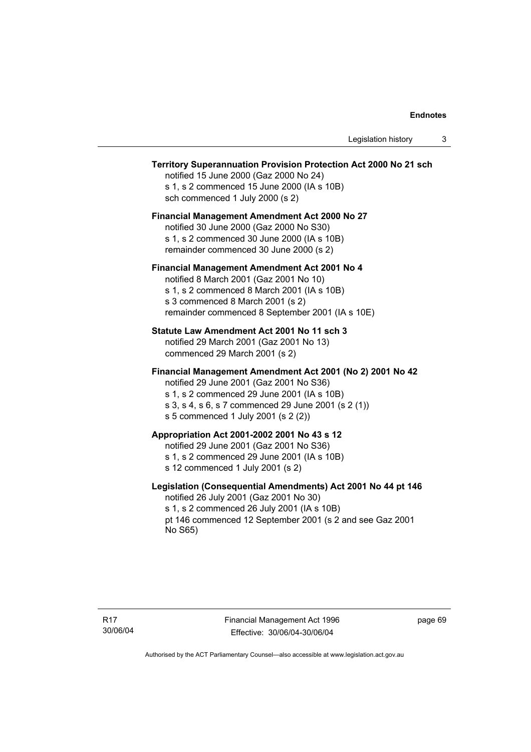**Territory Superannuation Provision Protection Act 2000 No 21 sch**
notified 15 June 2000 (Gaz 2000 No 24)
s 1, s 2 commenced 15 June 2000 (IA s 10B)
sch commenced 1 July 2000 (s 2)

**Financial Management Amendment Act 2000 No 27**
notified 30 June 2000 (Gaz 2000 No S30)
s 1, s 2 commenced 30 June 2000 (IA s 10B)
remainder commenced 30 June 2000 (s 2)

**Financial Management Amendment Act 2001 No 4**
notified 8 March 2001 (Gaz 2001 No 10)
s 1, s 2 commenced 8 March 2001 (IA s 10B)
s 3 commenced 8 March 2001 (s 2)
remainder commenced 8 September 2001 (IA s 10E)

**Statute Law Amendment Act 2001 No 11 sch 3**
notified 29 March 2001 (Gaz 2001 No 13)
commenced 29 March 2001 (s 2)

**Financial Management Amendment Act 2001 (No 2) 2001 No 42**
notified 29 June 2001 (Gaz 2001 No S36)
s 1, s 2 commenced 29 June 2001 (IA s 10B)
s 3, s 4, s 6, s 7 commenced 29 June 2001 (s 2 (1))
s 5 commenced 1 July 2001 (s 2 (2))

**Appropriation Act 2001-2002 2001 No 43 s 12**
notified 29 June 2001 (Gaz 2001 No S36)
s 1, s 2 commenced 29 June 2001 (IA s 10B)
s 12 commenced 1 July 2001 (s 2)

**Legislation (Consequential Amendments) Act 2001 No 44 pt 146**
notified 26 July 2001 (Gaz 2001 No 30)
s 1, s 2 commenced 26 July 2001 (IA s 10B)
pt 146 commenced 12 September 2001 (s 2 and see Gaz 2001 No S65)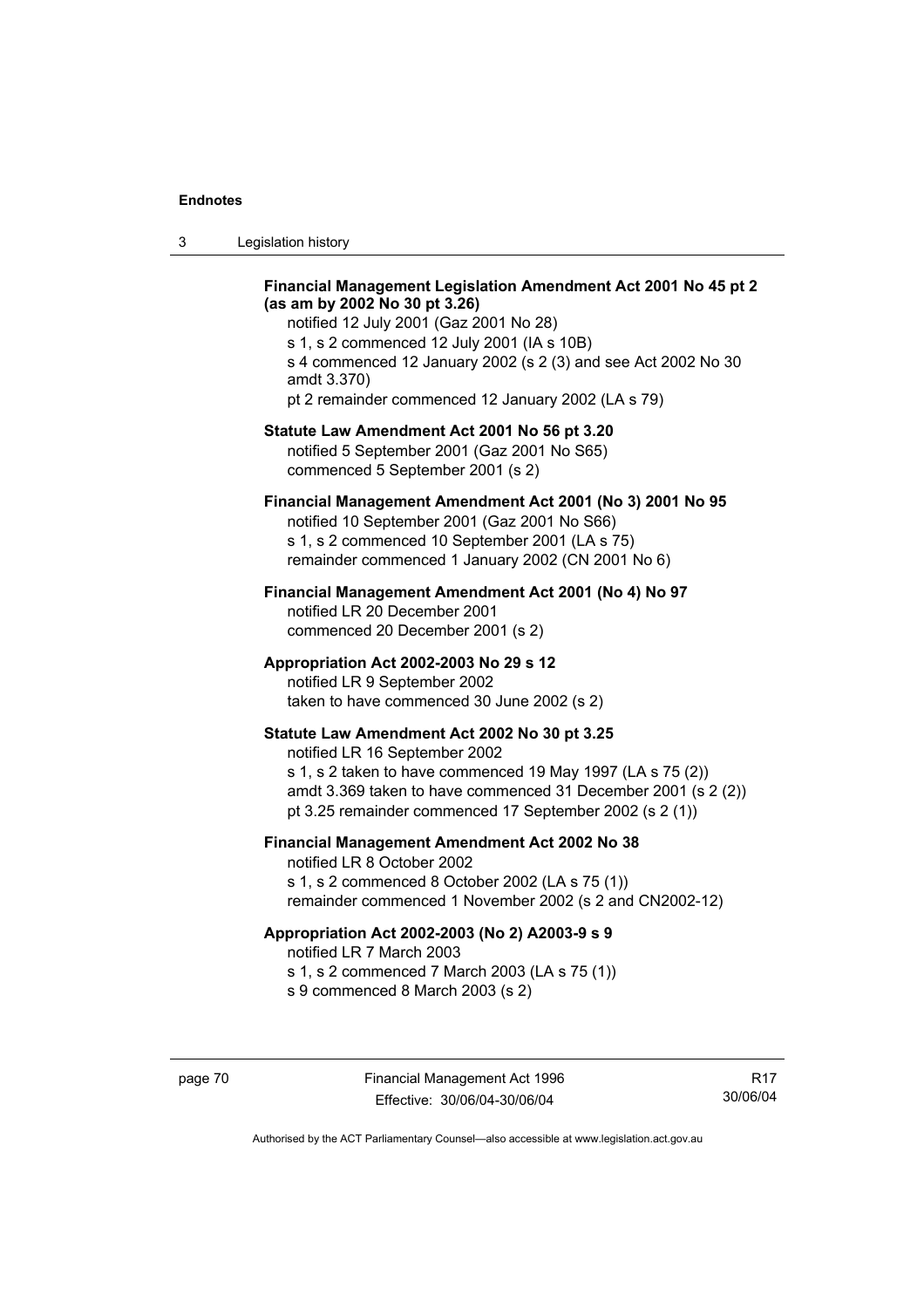**Financial Management Legislation Amendment Act 2001 No 45 pt 2 (as am by 2002 No 30 pt 3.26)**

notified 12 July 2001 (Gaz 2001 No 28)

s 1, s 2 commenced 12 July 2001 (IA s 10B)

s 4 commenced 12 January 2002 (s 2 (3) and see Act 2002 No 30 amdt 3.370)

pt 2 remainder commenced 12 January 2002 (LA s 79)

**Statute Law Amendment Act 2001 No 56 pt 3.20**

notified 5 September 2001 (Gaz 2001 No S65)

commenced 5 September 2001 (s 2)

**Financial Management Amendment Act 2001 (No 3) 2001 No 95**

notified 10 September 2001 (Gaz 2001 No S66)

s 1, s 2 commenced 10 September 2001 (LA s 75)

remainder commenced 1 January 2002 (CN 2001 No 6)

**Financial Management Amendment Act 2001 (No 4) No 97**

notified LR 20 December 2001

commenced 20 December 2001 (s 2)

**Appropriation Act 2002-2003 No 29 s 12**

notified LR 9 September 2002

taken to have commenced 30 June 2002 (s 2)

**Statute Law Amendment Act 2002 No 30 pt 3.25**

notified LR 16 September 2002

s 1, s 2 taken to have commenced 19 May 1997 (LA s 75 (2))

amdt 3.369 taken to have commenced 31 December 2001 (s 2 (2))

pt 3.25 remainder commenced 17 September 2002 (s 2 (1))

**Financial Management Amendment Act 2002 No 38**

notified LR 8 October 2002

s 1, s 2 commenced 8 October 2002 (LA s 75 (1))

remainder commenced 1 November 2002 (s 2 and CN2002-12)

**Appropriation Act 2002-2003 (No 2) A2003-9 s 9**

notified LR 7 March 2003

s 1, s 2 commenced 7 March 2003 (LA s 75 (1))

s 9 commenced 8 March 2003 (s 2)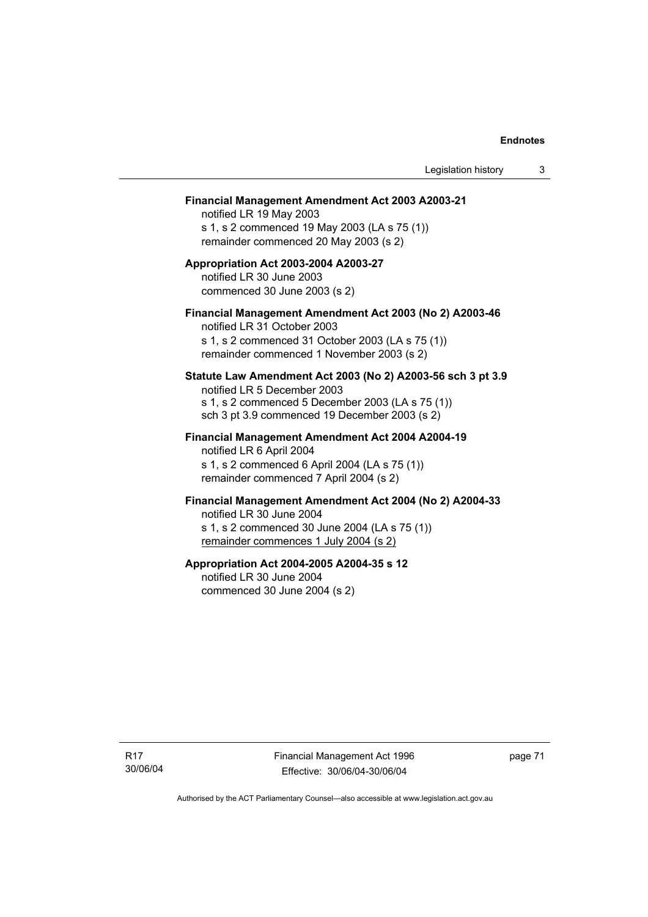**Financial Management Amendment Act 2003 A2003-21**

notified LR 19 May 2003
s 1, s 2 commenced 19 May 2003 (LA s 75 (1))
remainder commenced 20 May 2003 (s 2)

**Appropriation Act 2003-2004 A2003-27**

notified LR 30 June 2003
commenced 30 June 2003 (s 2)

**Financial Management Amendment Act 2003 (No 2) A2003-46**

notified LR 31 October 2003
s 1, s 2 commenced 31 October 2003 (LA s 75 (1))
remainder commenced 1 November 2003 (s 2)

**Statute Law Amendment Act 2003 (No 2) A2003-56 sch 3 pt 3.9**

notified LR 5 December 2003
s 1, s 2 commenced 5 December 2003 (LA s 75 (1))
sch 3 pt 3.9 commenced 19 December 2003 (s 2)

**Financial Management Amendment Act 2004 A2004-19**

notified LR 6 April 2004
s 1, s 2 commenced 6 April 2004 (LA s 75 (1))
remainder commenced 7 April 2004 (s 2)

**Financial Management Amendment Act 2004 (No 2) A2004-33**

notified LR 30 June 2004
s 1, s 2 commenced 30 June 2004 (LA s 75 (1))
remainder commences 1 July 2004 (s 2)

**Appropriation Act 2004-2005 A2004-35 s 12**

notified LR 30 June 2004
commenced 30 June 2004 (s 2)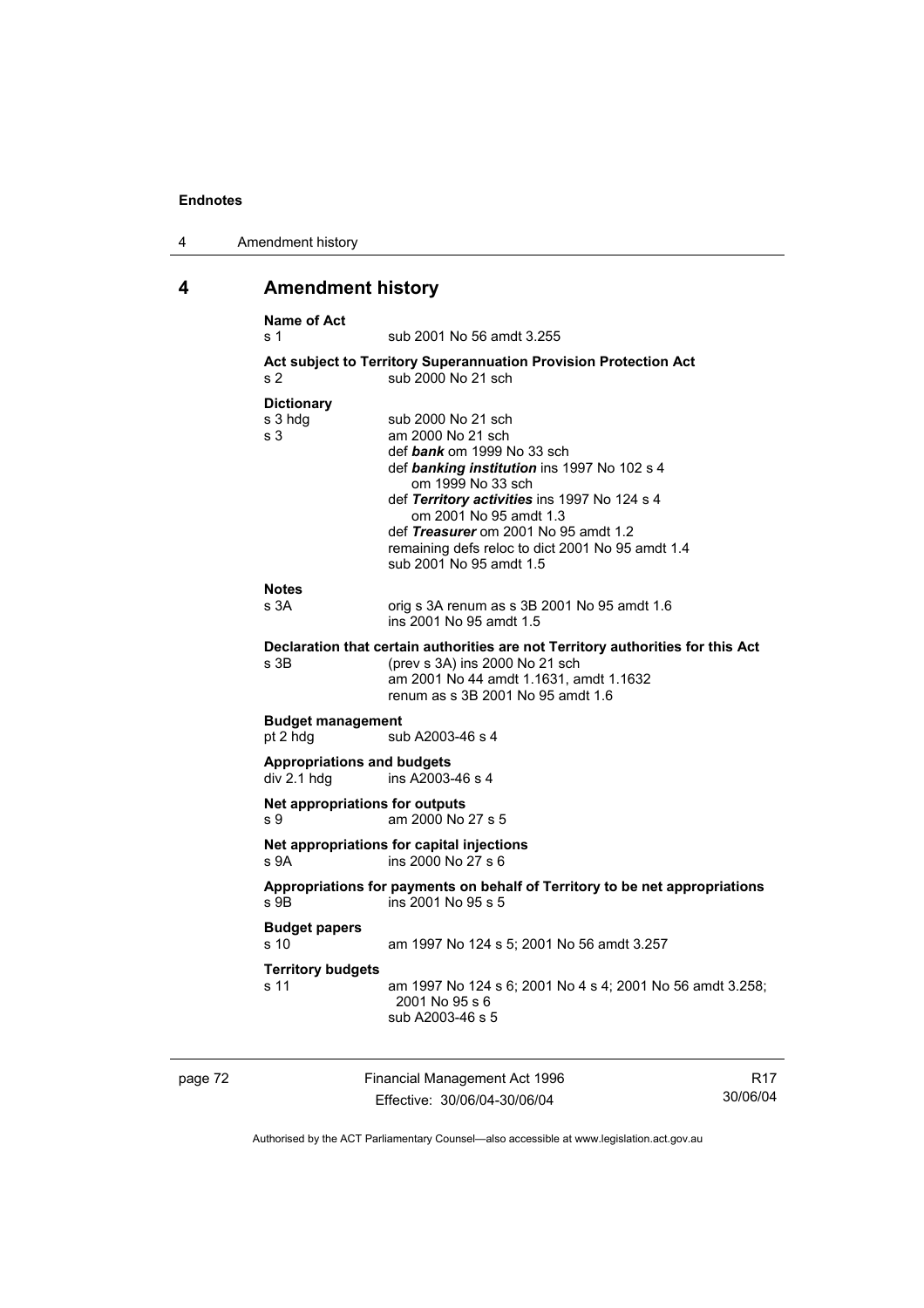## 4 Amendment history

**Name of Act**

s 1 sub 2001 No 56 amdt 3.255

**Act subject to Territory Superannuation Provision Protection Act**

s 2 sub 2000 No 21 sch

**Dictionary**

s 3 hdg sub 2000 No 21 sch

s 3 am 2000 No 21 sch
def ***bank*** om 1999 No 33 sch
def ***banking institution*** ins 1997 No 102 s 4
om 1999 No 33 sch
def ***Territory activities*** ins 1997 No 124 s 4
om 2001 No 95 amdt 1.3
def ***Treasurer*** om 2001 No 95 amdt 1.2
remaining defs reloc to dict 2001 No 95 amdt 1.4
sub 2001 No 95 amdt 1.5

**Notes**

s 3A orig s 3A renum as s 3B 2001 No 95 amdt 1.6
ins 2001 No 95 amdt 1.5

**Declaration that certain authorities are not Territory authorities for this Act**

s 3B (prev s 3A) ins 2000 No 21 sch
am 2001 No 44 amdt 1.1631, amdt 1.1632
renum as s 3B 2001 No 95 amdt 1.6

**Budget management**

pt 2 hdg sub A2003-46 s 4

**Appropriations and budgets**

div 2.1 hdg ins A2003-46 s 4

**Net appropriations for outputs**

s 9 am 2000 No 27 s 5

**Net appropriations for capital injections**

s 9A ins 2000 No 27 s 6

**Appropriations for payments on behalf of Territory to be net appropriations**

s 9B ins 2001 No 95 s 5

**Budget papers**

s 10 am 1997 No 124 s 5; 2001 No 56 amdt 3.257

**Territory budgets**

s 11 am 1997 No 124 s 6; 2001 No 4 s 4; 2001 No 56 amdt 3.258; 2001 No 95 s 6
sub A2003-46 s 5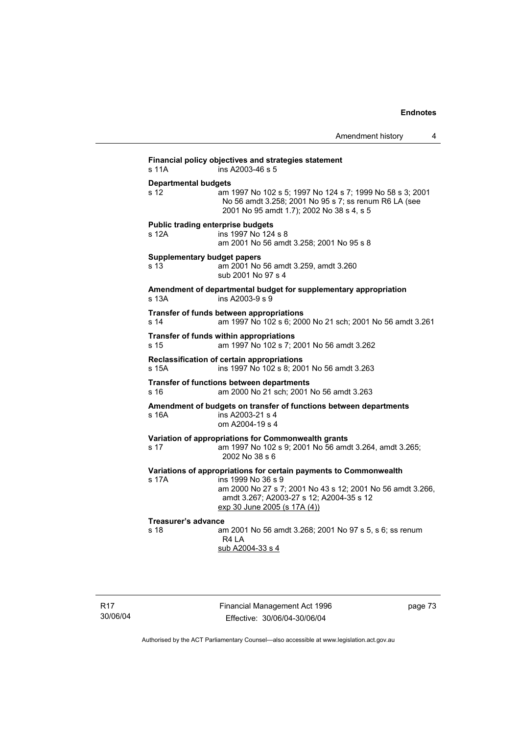**Financial policy objectives and strategies statement**
s 11A ins A2003-46 s 5

**Departmental budgets**
s 12 am 1997 No 102 s 5; 1997 No 124 s 7; 1999 No 58 s 3; 2001 No 56 amdt 3.258; 2001 No 95 s 7; ss renum R6 LA (see 2001 No 95 amdt 1.7); 2002 No 38 s 4, s 5

**Public trading enterprise budgets**
s 12A ins 1997 No 124 s 8
am 2001 No 56 amdt 3.258; 2001 No 95 s 8

**Supplementary budget papers**
s 13 am 2001 No 56 amdt 3.259, amdt 3.260
sub 2001 No 97 s 4

**Amendment of departmental budget for supplementary appropriation**
s 13A ins A2003-9 s 9

**Transfer of funds between appropriations**
s 14 am 1997 No 102 s 6; 2000 No 21 sch; 2001 No 56 amdt 3.261

**Transfer of funds within appropriations**
s 15 am 1997 No 102 s 7; 2001 No 56 amdt 3.262

**Reclassification of certain appropriations**
s 15A ins 1997 No 102 s 8; 2001 No 56 amdt 3.263

**Transfer of functions between departments**
s 16 am 2000 No 21 sch; 2001 No 56 amdt 3.263

**Amendment of budgets on transfer of functions between departments**
s 16A ins A2003-21 s 4
om A2004-19 s 4

**Variation of appropriations for Commonwealth grants**
s 17 am 1997 No 102 s 9; 2001 No 56 amdt 3.264, amdt 3.265; 2002 No 38 s 6

**Variations of appropriations for certain payments to Commonwealth**
s 17A ins 1999 No 36 s 9
am 2000 No 27 s 7; 2001 No 43 s 12; 2001 No 56 amdt 3.266, amdt 3.267; A2003-27 s 12; A2004-35 s 12
exp 30 June 2005 (s 17A (4))

**Treasurer's advance**
s 18 am 2001 No 56 amdt 3.268; 2001 No 97 s 5, s 6; ss renum R4 LA
sub A2004-33 s 4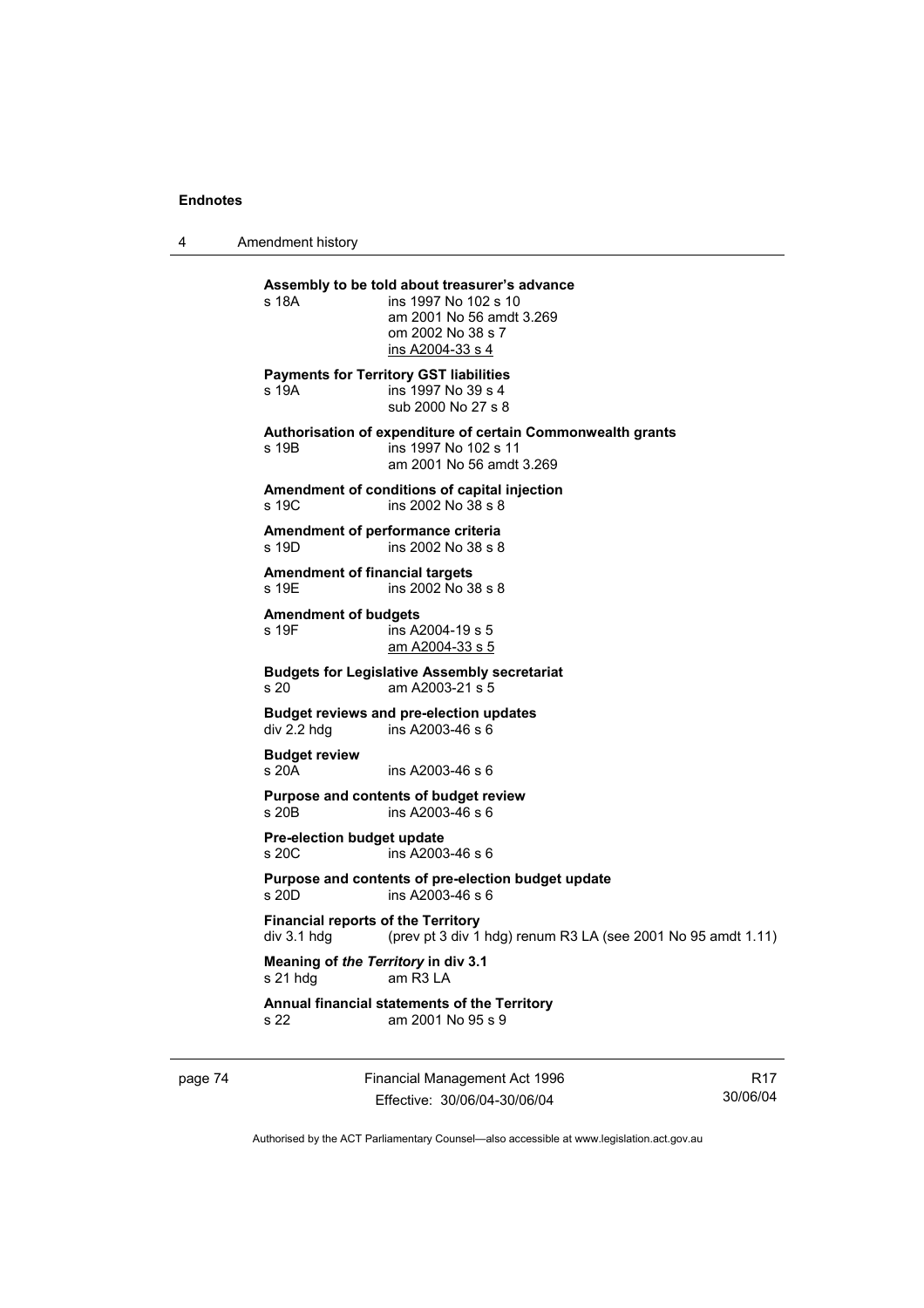**Assembly to be told about treasurer's advance**
s 18A    ins 1997 No 102 s 10
    am 2001 No 56 amdt 3.269
    om 2002 No 38 s 7
    <u>ins A2004-33 s 4</u>

**Payments for Territory GST liabilities**
s 19A    ins 1997 No 39 s 4
    sub 2000 No 27 s 8

**Authorisation of expenditure of certain Commonwealth grants**
s 19B    ins 1997 No 102 s 11
    am 2001 No 56 amdt 3.269

**Amendment of conditions of capital injection**
s 19C    ins 2002 No 38 s 8

**Amendment of performance criteria**
s 19D    ins 2002 No 38 s 8

**Amendment of financial targets**
s 19E    ins 2002 No 38 s 8

**Amendment of budgets**
s 19F    ins A2004-19 s 5
    <u>am A2004-33 s 5</u>

**Budgets for Legislative Assembly secretariat**
s 20    am A2003-21 s 5

**Budget reviews and pre-election updates**
div 2.2 hdg    ins A2003-46 s 6

**Budget review**
s 20A    ins A2003-46 s 6

**Purpose and contents of budget review**
s 20B    ins A2003-46 s 6

**Pre-election budget update**
s 20C    ins A2003-46 s 6

**Purpose and contents of pre-election budget update**
s 20D    ins A2003-46 s 6

**Financial reports of the Territory**
div 3.1 hdg    (prev pt 3 div 1 hdg) renum R3 LA (see 2001 No 95 amdt 1.11)

**Meaning of *the Territory* in div 3.1**
s 21 hdg    am R3 LA

**Annual financial statements of the Territory**
s 22    am 2001 No 95 s 9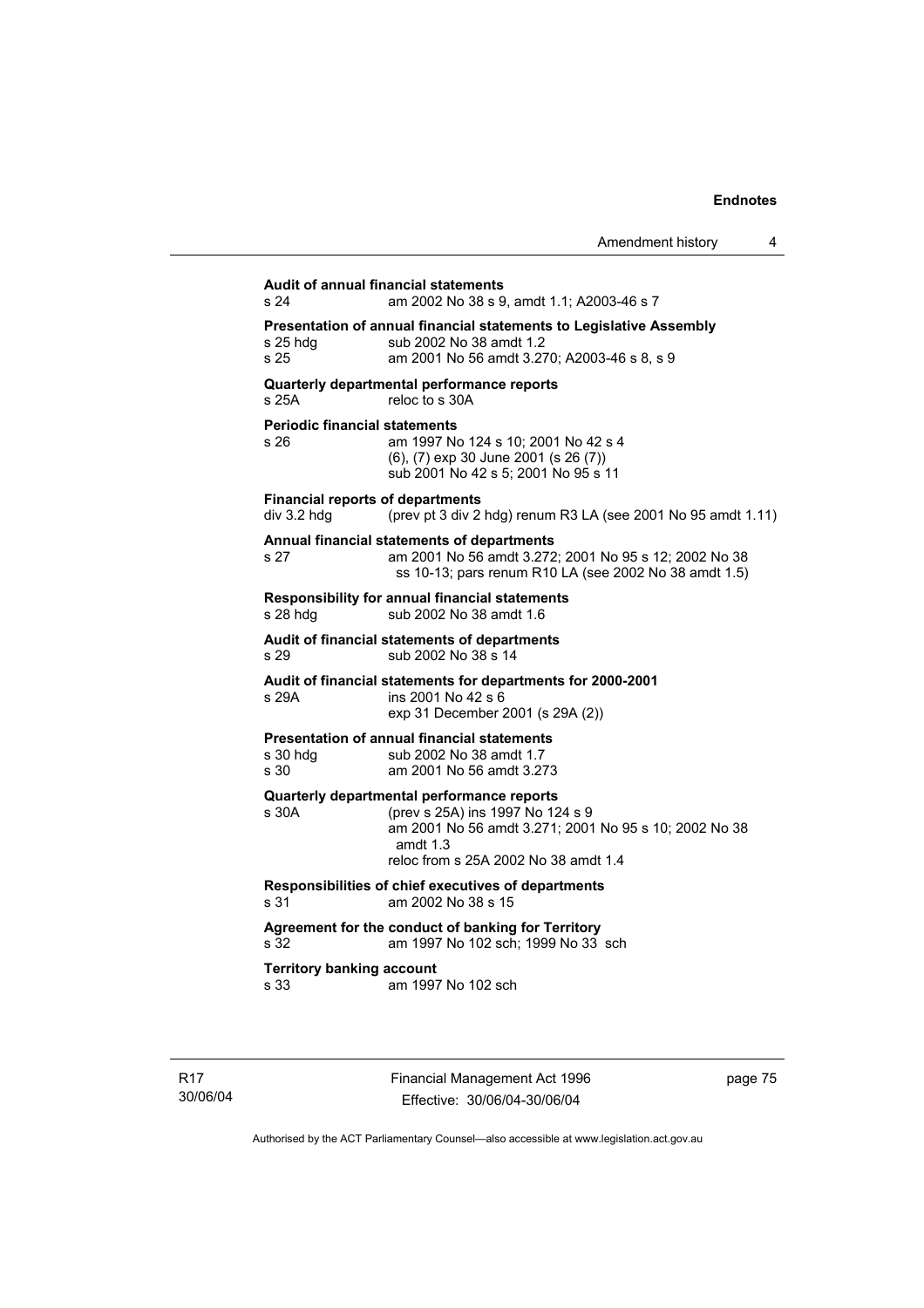**Audit of annual financial statements**

s 24 am 2002 No 38 s 9, amdt 1.1; A2003-46 s 7

**Presentation of annual financial statements to Legislative Assembly**

s 25 hdg sub 2002 No 38 amdt 1.2

s 25 am 2001 No 56 amdt 3.270; A2003-46 s 8, s 9

**Quarterly departmental performance reports**

s 25A reloc to s 30A

**Periodic financial statements**

s 26 am 1997 No 124 s 10; 2001 No 42 s 4
(6), (7) exp 30 June 2001 (s 26 (7))
sub 2001 No 42 s 5; 2001 No 95 s 11

**Financial reports of departments**

div 3.2 hdg (prev pt 3 div 2 hdg) renum R3 LA (see 2001 No 95 amdt 1.11)

**Annual financial statements of departments**

s 27 am 2001 No 56 amdt 3.272; 2001 No 95 s 12; 2002 No 38 ss 10-13; pars renum R10 LA (see 2002 No 38 amdt 1.5)

**Responsibility for annual financial statements**

s 28 hdg sub 2002 No 38 amdt 1.6

**Audit of financial statements of departments**

s 29 sub 2002 No 38 s 14

**Audit of financial statements for departments for 2000-2001**

s 29A ins 2001 No 42 s 6
exp 31 December 2001 (s 29A (2))

**Presentation of annual financial statements**

s 30 hdg sub 2002 No 38 amdt 1.7

s 30 am 2001 No 56 amdt 3.273

**Quarterly departmental performance reports**

s 30A (prev s 25A) ins 1997 No 124 s 9
am 2001 No 56 amdt 3.271; 2001 No 95 s 10; 2002 No 38 amdt 1.3
reloc from s 25A 2002 No 38 amdt 1.4

**Responsibilities of chief executives of departments**

s 31 am 2002 No 38 s 15

**Agreement for the conduct of banking for Territory**

s 32 am 1997 No 102 sch; 1999 No 33 sch

**Territory banking account**

s 33 am 1997 No 102 sch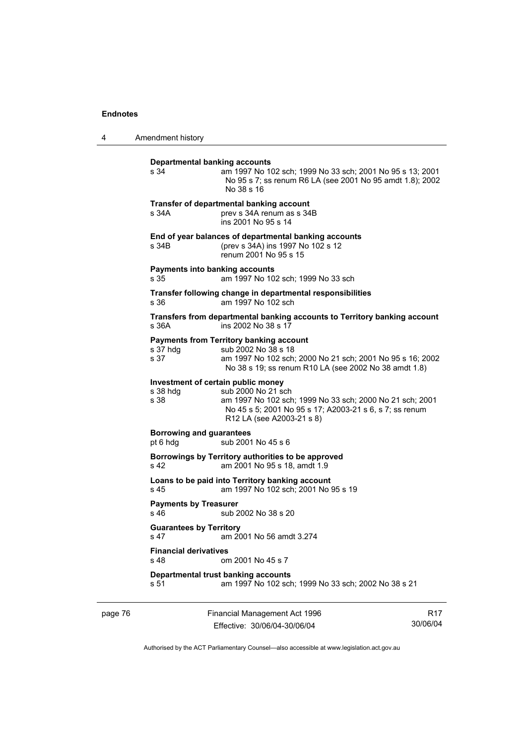**Departmental banking accounts**

s 34 am 1997 No 102 sch; 1999 No 33 sch; 2001 No 95 s 13; 2001 No 95 s 7; ss renum R6 LA (see 2001 No 95 amdt 1.8); 2002 No 38 s 16

**Transfer of departmental banking account**

s 34A prev s 34A renum as s 34B
ins 2001 No 95 s 14

**End of year balances of departmental banking accounts**

s 34B (prev s 34A) ins 1997 No 102 s 12
renum 2001 No 95 s 15

**Payments into banking accounts**

s 35 am 1997 No 102 sch; 1999 No 33 sch

**Transfer following change in departmental responsibilities**

s 36 am 1997 No 102 sch

**Transfers from departmental banking accounts to Territory banking account**

s 36A ins 2002 No 38 s 17

**Payments from Territory banking account**

s 37 hdg sub 2002 No 38 s 18
s 37 am 1997 No 102 sch; 2000 No 21 sch; 2001 No 95 s 16; 2002 No 38 s 19; ss renum R10 LA (see 2002 No 38 amdt 1.8)

**Investment of certain public money**

s 38 hdg sub 2000 No 21 sch
s 38 am 1997 No 102 sch; 1999 No 33 sch; 2000 No 21 sch; 2001 No 45 s 5; 2001 No 95 s 17; A2003-21 s 6, s 7; ss renum R12 LA (see A2003-21 s 8)

**Borrowing and guarantees**

pt 6 hdg sub 2001 No 45 s 6

**Borrowings by Territory authorities to be approved**

s 42 am 2001 No 95 s 18, amdt 1.9

**Loans to be paid into Territory banking account**

s 45 am 1997 No 102 sch; 2001 No 95 s 19

**Payments by Treasurer**

s 46 sub 2002 No 38 s 20

**Guarantees by Territory**

s 47 am 2001 No 56 amdt 3.274

**Financial derivatives**

s 48 om 2001 No 45 s 7

**Departmental trust banking accounts**

s 51 am 1997 No 102 sch; 1999 No 33 sch; 2002 No 38 s 21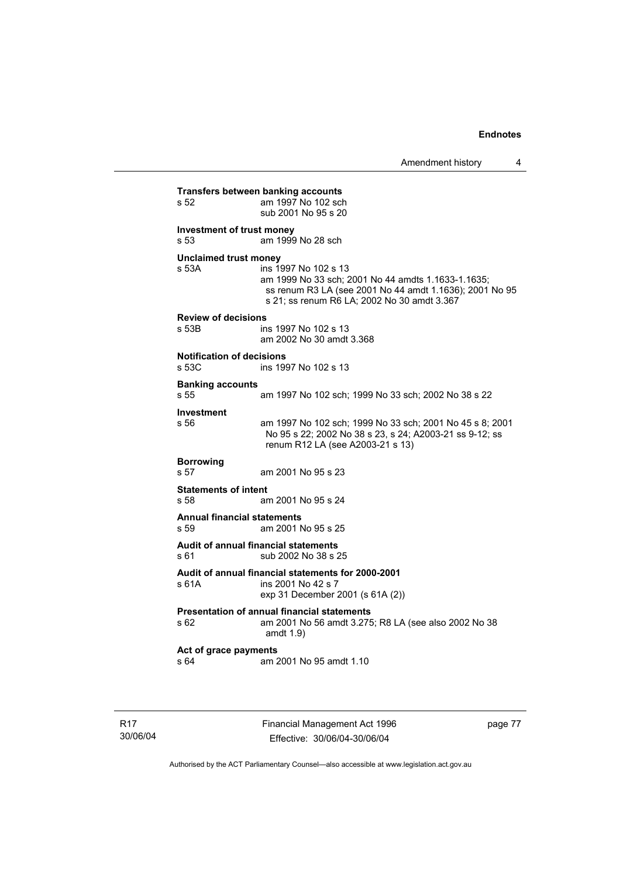**Transfers between banking accounts**
s 52 am 1997 No 102 sch
sub 2001 No 95 s 20

**Investment of trust money**
s 53 am 1999 No 28 sch

**Unclaimed trust money**
s 53A ins 1997 No 102 s 13
am 1999 No 33 sch; 2001 No 44 amdts 1.1633-1.1635; ss renum R3 LA (see 2001 No 44 amdt 1.1636); 2001 No 95 s 21; ss renum R6 LA; 2002 No 30 amdt 3.367

**Review of decisions**
s 53B ins 1997 No 102 s 13
am 2002 No 30 amdt 3.368

**Notification of decisions**
s 53C ins 1997 No 102 s 13

**Banking accounts**
s 55 am 1997 No 102 sch; 1999 No 33 sch; 2002 No 38 s 22

**Investment**
s 56 am 1997 No 102 sch; 1999 No 33 sch; 2001 No 45 s 8; 2001 No 95 s 22; 2002 No 38 s 23, s 24; A2003-21 ss 9-12; ss renum R12 LA (see A2003-21 s 13)

**Borrowing**
s 57 am 2001 No 95 s 23

**Statements of intent**
s 58 am 2001 No 95 s 24

**Annual financial statements**
s 59 am 2001 No 95 s 25

**Audit of annual financial statements**
s 61 sub 2002 No 38 s 25

**Audit of annual financial statements for 2000-2001**
s 61A ins 2001 No 42 s 7
exp 31 December 2001 (s 61A (2))

**Presentation of annual financial statements**
s 62 am 2001 No 56 amdt 3.275; R8 LA (see also 2002 No 38 amdt 1.9)

**Act of grace payments**
s 64 am 2001 No 95 amdt 1.10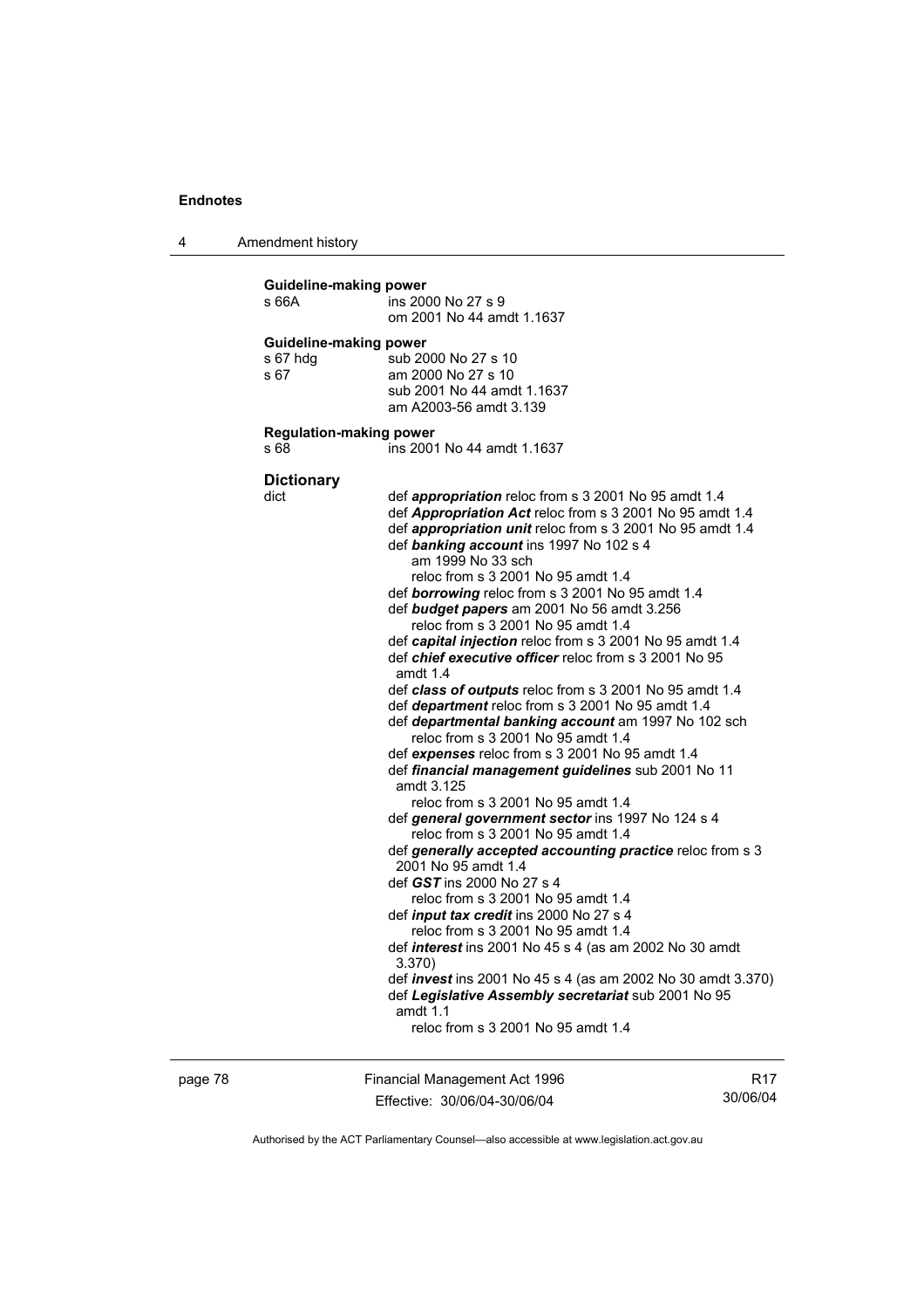**Guideline-making power**

s 66A ins 2000 No 27 s 9
om 2001 No 44 amdt 1.1637

**Guideline-making power**

s 67 hdg sub 2000 No 27 s 10
s 67 am 2000 No 27 s 10
sub 2001 No 44 amdt 1.1637
am A2003-56 amdt 3.139

**Regulation-making power**

s 68 ins 2001 No 44 amdt 1.1637

**Dictionary**

dict def ***appropriation*** reloc from s 3 2001 No 95 amdt 1.4
def ***Appropriation Act*** reloc from s 3 2001 No 95 amdt 1.4
def ***appropriation unit*** reloc from s 3 2001 No 95 amdt 1.4
def ***banking account*** ins 1997 No 102 s 4
am 1999 No 33 sch
reloc from s 3 2001 No 95 amdt 1.4
def ***borrowing*** reloc from s 3 2001 No 95 amdt 1.4
def ***budget papers*** am 2001 No 56 amdt 3.256
reloc from s 3 2001 No 95 amdt 1.4
def ***capital injection*** reloc from s 3 2001 No 95 amdt 1.4
def ***chief executive officer*** reloc from s 3 2001 No 95 amdt 1.4
def ***class of outputs*** reloc from s 3 2001 No 95 amdt 1.4
def ***department*** reloc from s 3 2001 No 95 amdt 1.4
def ***departmental banking account*** am 1997 No 102 sch
reloc from s 3 2001 No 95 amdt 1.4
def ***expenses*** reloc from s 3 2001 No 95 amdt 1.4
def ***financial management guidelines*** sub 2001 No 11 amdt 3.125
reloc from s 3 2001 No 95 amdt 1.4
def ***general government sector*** ins 1997 No 124 s 4
reloc from s 3 2001 No 95 amdt 1.4
def ***generally accepted accounting practice*** reloc from s 3 2001 No 95 amdt 1.4
def ***GST*** ins 2000 No 27 s 4
reloc from s 3 2001 No 95 amdt 1.4
def ***input tax credit*** ins 2000 No 27 s 4
reloc from s 3 2001 No 95 amdt 1.4
def ***interest*** ins 2001 No 45 s 4 (as am 2002 No 30 amdt 3.370)
def ***invest*** ins 2001 No 45 s 4 (as am 2002 No 30 amdt 3.370)
def ***Legislative Assembly secretariat*** sub 2001 No 95 amdt 1.1
reloc from s 3 2001 No 95 amdt 1.4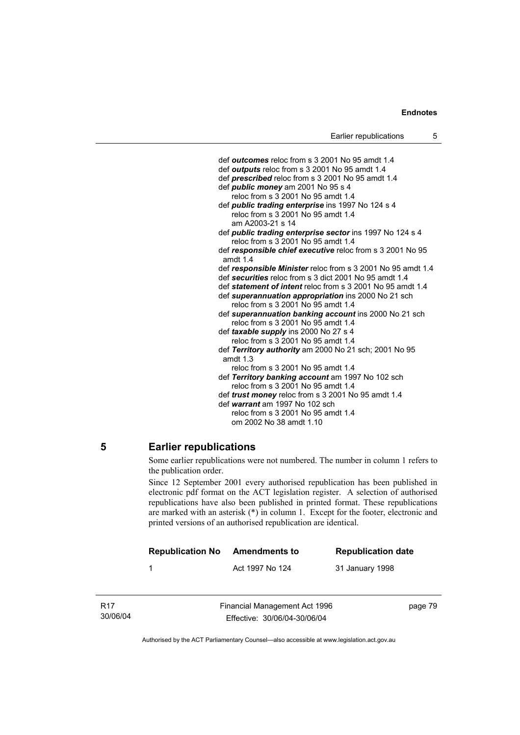def ***outcomes*** reloc from s 3 2001 No 95 amdt 1.4
def ***outputs*** reloc from s 3 2001 No 95 amdt 1.4
def ***prescribed*** reloc from s 3 2001 No 95 amdt 1.4
def ***public money*** am 2001 No 95 s 4
reloc from s 3 2001 No 95 amdt 1.4
def ***public trading enterprise*** ins 1997 No 124 s 4
reloc from s 3 2001 No 95 amdt 1.4
am A2003-21 s 14
def ***public trading enterprise sector*** ins 1997 No 124 s 4
reloc from s 3 2001 No 95 amdt 1.4
def ***responsible chief executive*** reloc from s 3 2001 No 95 amdt 1.4
def ***responsible Minister*** reloc from s 3 2001 No 95 amdt 1.4
def ***securities*** reloc from s 3 dict 2001 No 95 amdt 1.4
def ***statement of intent*** reloc from s 3 2001 No 95 amdt 1.4
def ***superannuation appropriation*** ins 2000 No 21 sch
reloc from s 3 2001 No 95 amdt 1.4
def ***superannuation banking account*** ins 2000 No 21 sch
reloc from s 3 2001 No 95 amdt 1.4
def ***taxable supply*** ins 2000 No 27 s 4
reloc from s 3 2001 No 95 amdt 1.4
def ***Territory authority*** am 2000 No 21 sch; 2001 No 95 amdt 1.3
reloc from s 3 2001 No 95 amdt 1.4
def ***Territory banking account*** am 1997 No 102 sch
reloc from s 3 2001 No 95 amdt 1.4
def ***trust money*** reloc from s 3 2001 No 95 amdt 1.4
def ***warrant*** am 1997 No 102 sch
reloc from s 3 2001 No 95 amdt 1.4
om 2002 No 38 amdt 1.10

## 5 Earlier republications

Some earlier republications were not numbered. The number in column 1 refers to the publication order.

Since 12 September 2001 every authorised republication has been published in electronic pdf format on the ACT legislation register. A selection of authorised republications have also been published in printed format. These republications are marked with an asterisk (*) in column 1. Except for the footer, electronic and printed versions of an authorised republication are identical.

| Republication No | Amendments to | Republication date |
|---|---|---|
| 1 | Act 1997 No 124 | 31 January 1998 |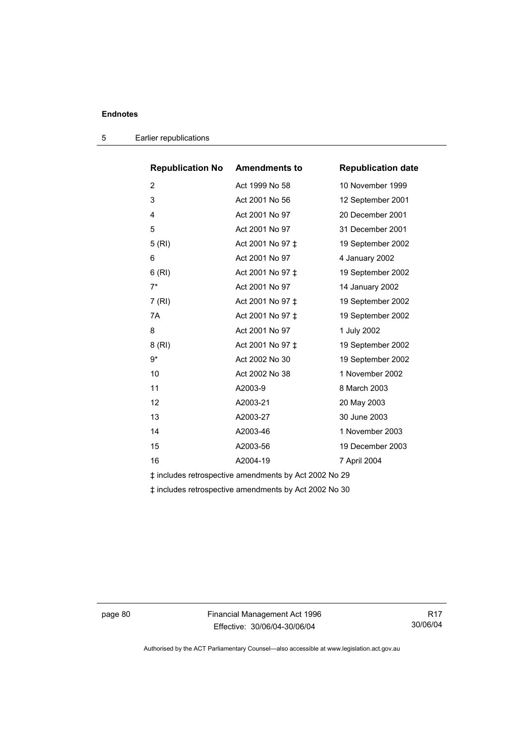| Republication No | Amendments to | Republication date |
| --- | --- | --- |
| 2 | Act 1999 No 58 | 10 November 1999 |
| 3 | Act 2001 No 56 | 12 September 2001 |
| 4 | Act 2001 No 97 | 20 December 2001 |
| 5 | Act 2001 No 97 | 31 December 2001 |
| 5 (RI) | Act 2001 No 97 ‡ | 19 September 2002 |
| 6 | Act 2001 No 97 | 4 January 2002 |
| 6 (RI) | Act 2001 No 97 ‡ | 19 September 2002 |
| 7* | Act 2001 No 97 | 14 January 2002 |
| 7 (RI) | Act 2001 No 97 ‡ | 19 September 2002 |
| 7A | Act 2001 No 97 ‡ | 19 September 2002 |
| 8 | Act 2001 No 97 | 1 July 2002 |
| 8 (RI) | Act 2001 No 97 ‡ | 19 September 2002 |
| 9* | Act 2002 No 30 | 19 September 2002 |
| 10 | Act 2002 No 38 | 1 November 2002 |
| 11 | A2003-9 | 8 March 2003 |
| 12 | A2003-21 | 20 May 2003 |
| 13 | A2003-27 | 30 June 2003 |
| 14 | A2003-46 | 1 November 2003 |
| 15 | A2003-56 | 19 December 2003 |
| 16 | A2004-19 | 7 April 2004 |

‡ includes retrospective amendments by Act 2002 No 29

‡ includes retrospective amendments by Act 2002 No 30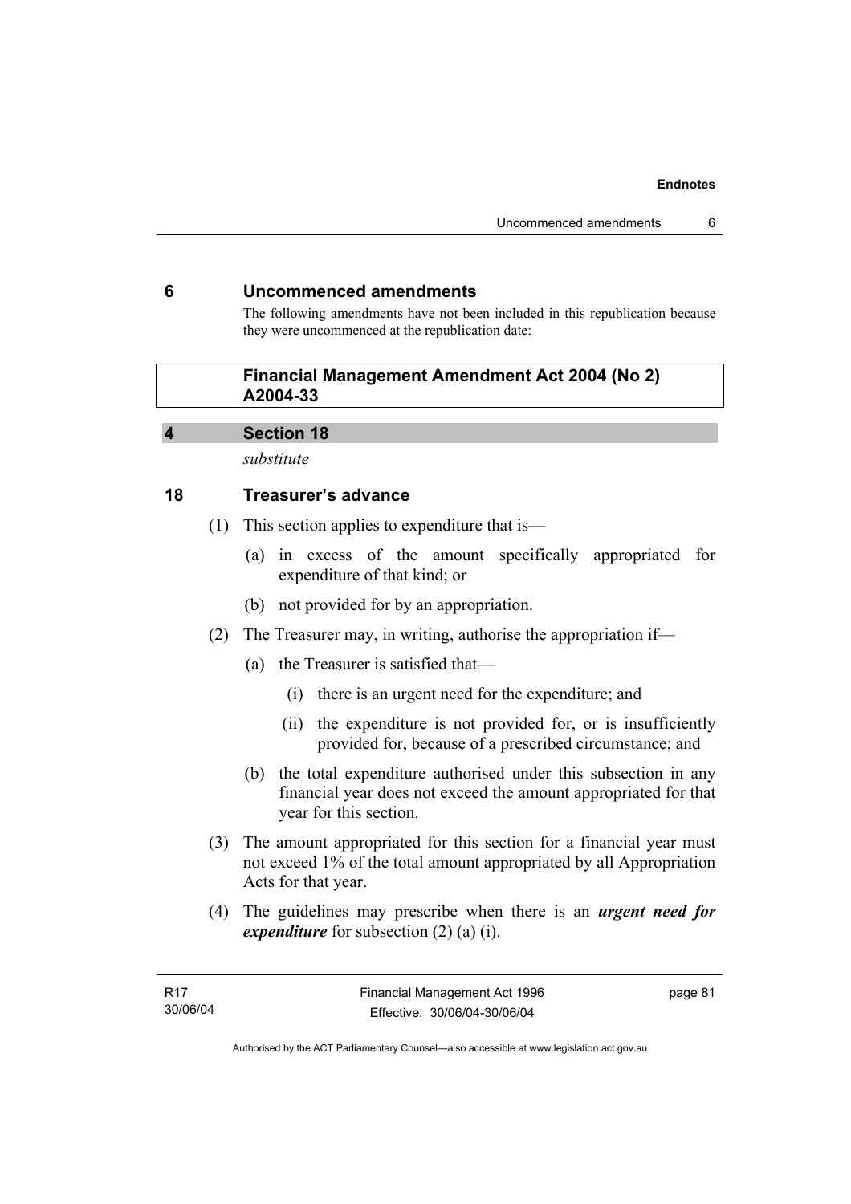## 6 Uncommenced amendments

The following amendments have not been included in this republication because they were uncommenced at the republication date:

**Financial Management Amendment Act 2004 (No 2) A2004-33**

### 4 Section 18

*substitute*

### 18 Treasurer's advance

(1) This section applies to expenditure that is—

- (a) in excess of the amount specifically appropriated for expenditure of that kind; or
- (b) not provided for by an appropriation.

(2) The Treasurer may, in writing, authorise the appropriation if—

- (a) the Treasurer is satisfied that—
  - (i) there is an urgent need for the expenditure; and
  - (ii) the expenditure is not provided for, or is insufficiently provided for, because of a prescribed circumstance; and
- (b) the total expenditure authorised under this subsection in any financial year does not exceed the amount appropriated for that year for this section.

(3) The amount appropriated for this section for a financial year must not exceed 1% of the total amount appropriated by all Appropriation Acts for that year.

(4) The guidelines may prescribe when there is an ***urgent need for expenditure*** for subsection (2) (a) (i).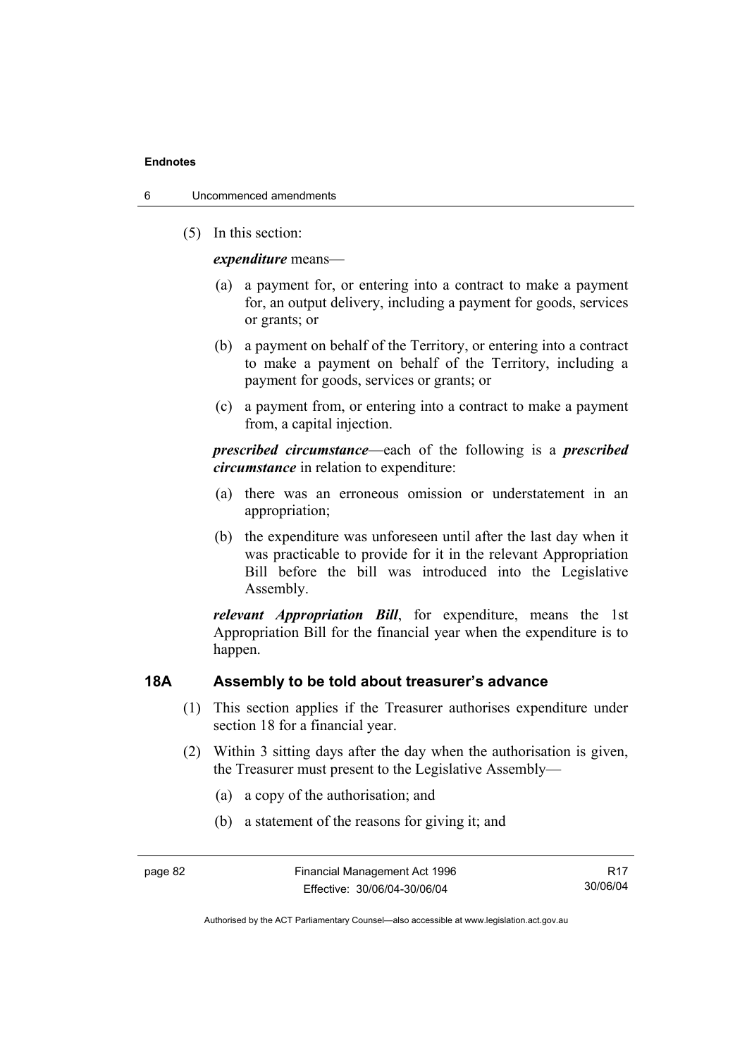(5) In this section:

*expenditure* means—

(a) a payment for, or entering into a contract to make a payment for, an output delivery, including a payment for goods, services or grants; or

(b) a payment on behalf of the Territory, or entering into a contract to make a payment on behalf of the Territory, including a payment for goods, services or grants; or

(c) a payment from, or entering into a contract to make a payment from, a capital injection.

***prescribed circumstance***—each of the following is a ***prescribed circumstance*** in relation to expenditure:

(a) there was an erroneous omission or understatement in an appropriation;

(b) the expenditure was unforeseen until after the last day when it was practicable to provide for it in the relevant Appropriation Bill before the bill was introduced into the Legislative Assembly.

***relevant Appropriation Bill***, for expenditure, means the 1st Appropriation Bill for the financial year when the expenditure is to happen.

### 18A Assembly to be told about treasurer's advance

(1) This section applies if the Treasurer authorises expenditure under section 18 for a financial year.

(2) Within 3 sitting days after the day when the authorisation is given, the Treasurer must present to the Legislative Assembly—

(a) a copy of the authorisation; and

(b) a statement of the reasons for giving it; and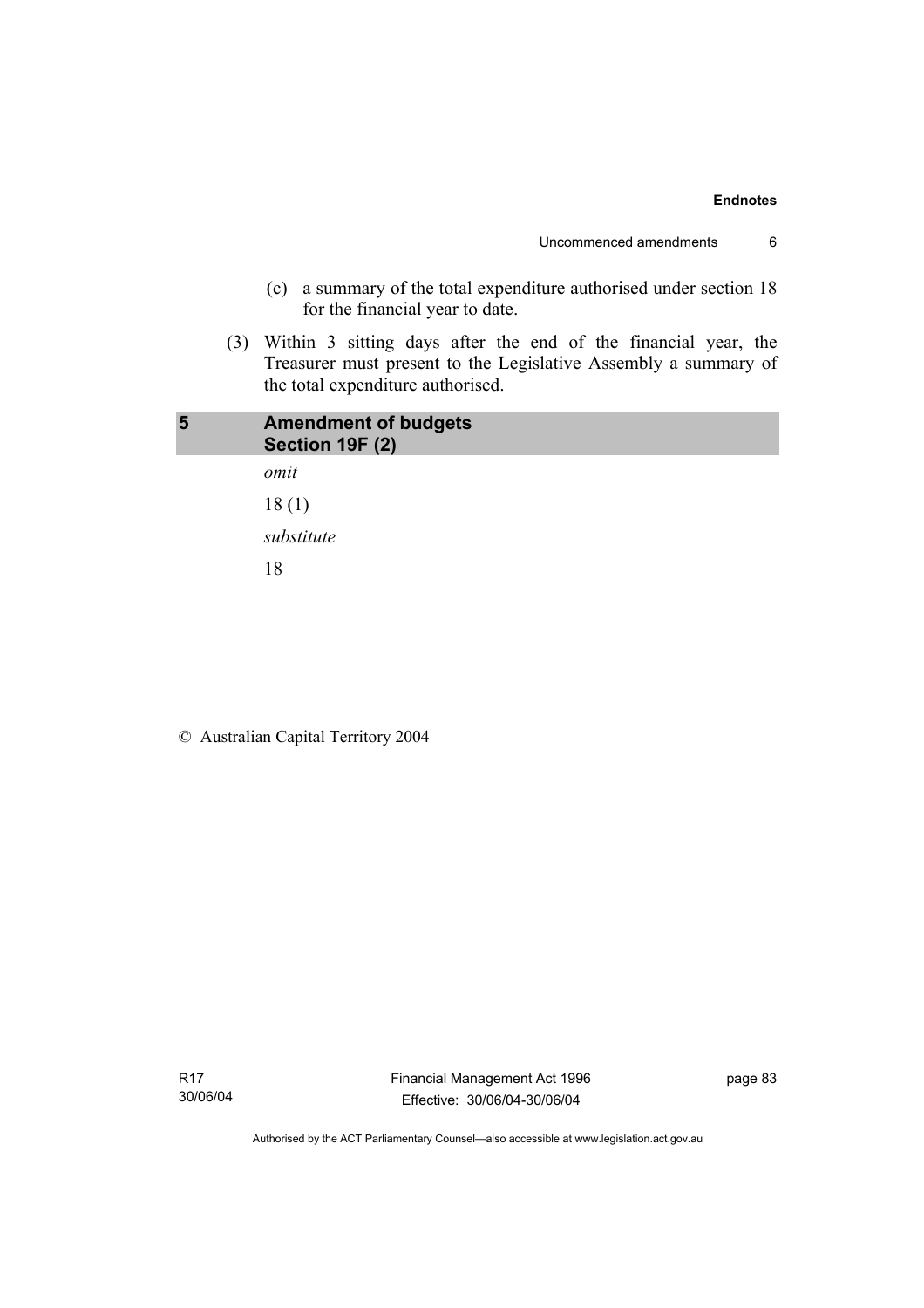(c) a summary of the total expenditure authorised under section 18 for the financial year to date.

(3) Within 3 sitting days after the end of the financial year, the Treasurer must present to the Legislative Assembly a summary of the total expenditure authorised.

## 5 Amendment of budgets
## Section 19F (2)

*omit*

18 (1)

*substitute*

18

© Australian Capital Territory 2004